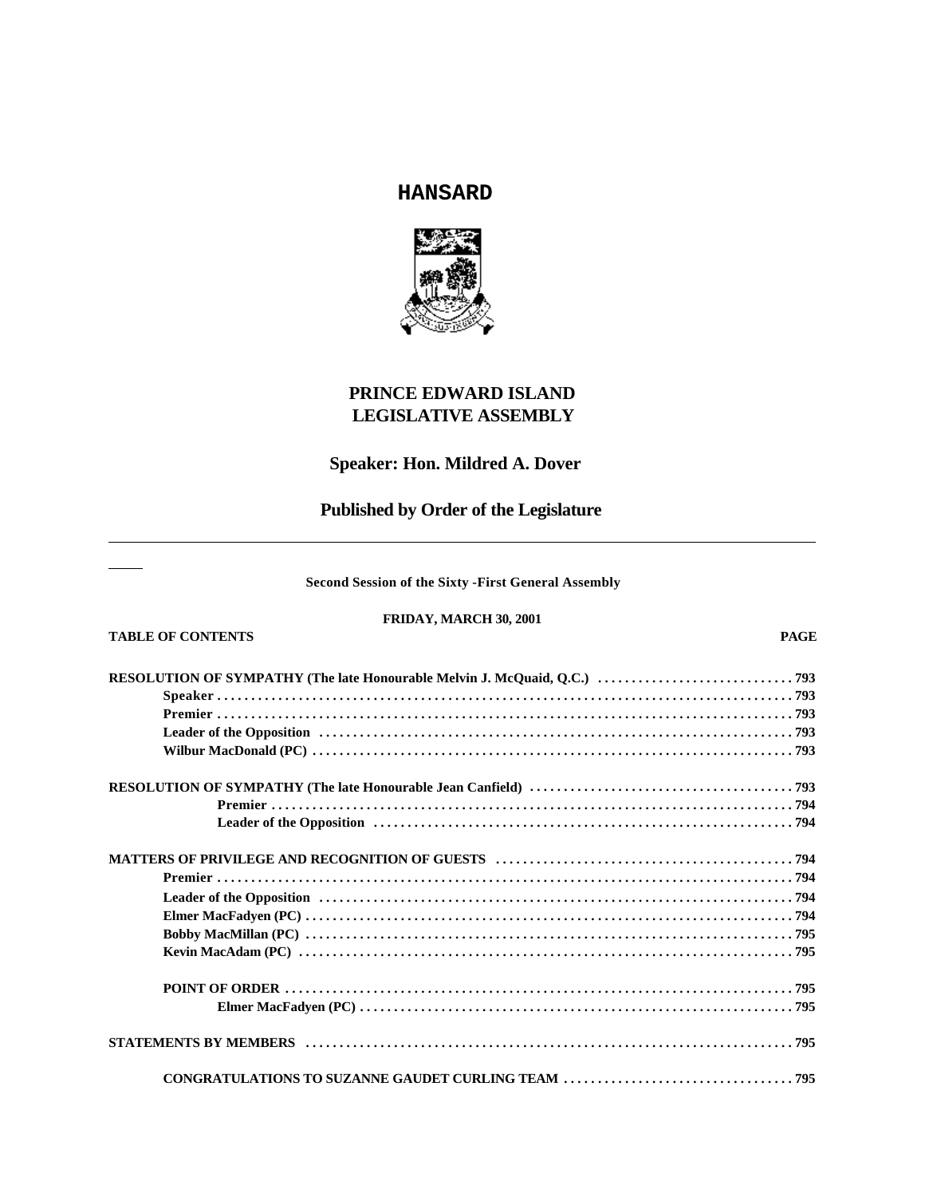# HANSARD

## PRINCE EDWARD ISLAND LEGISLATIVE ASSEMBLY

### Speaker: Hon. Mildred A. Dover

### Published by Order of the Legislature

---

**Second Session of the Sixty -First General Assembly**

**FRIDAY, MARCH 30, 2001**

| TABLE OF CONTENTS | PAGE |
|---|---|
| **RESOLUTION OF SYMPATHY (The late Honourable Melvin J. McQuaid, Q.C.)** | 793 |
| **Speaker** | 793 |
| **Premier** | 793 |
| **Leader of the Opposition** | 793 |
| **Wilbur MacDonald (PC)** | 793 |
| **RESOLUTION OF SYMPATHY (The late Honourable Jean Canfield)** | 793 |
| **Premier** | 794 |
| **Leader of the Opposition** | 794 |
| **MATTERS OF PRIVILEGE AND RECOGNITION OF GUESTS** | 794 |
| **Premier** | 794 |
| **Leader of the Opposition** | 794 |
| **Elmer MacFadyen (PC)** | 794 |
| **Bobby MacMillan (PC)** | 795 |
| **Kevin MacAdam (PC)** | 795 |
| **POINT OF ORDER** | 795 |
| **Elmer MacFadyen (PC)** | 795 |
| **STATEMENTS BY MEMBERS** | 795 |
| **CONGRATULATIONS TO SUZANNE GAUDET CURLING TEAM** | 795 |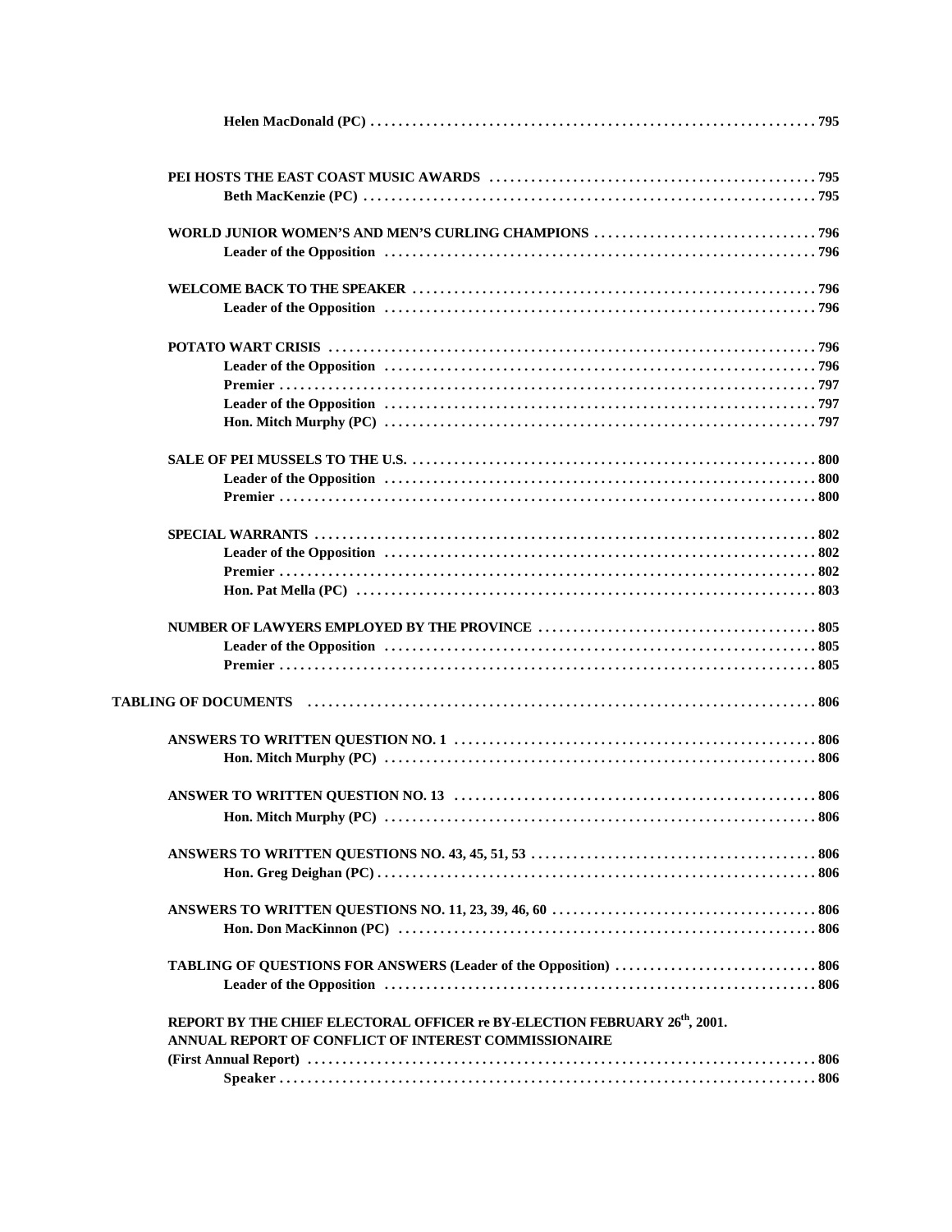Helen MacDonald (PC) . . . . . . . . . . . . . . . . . . . . . . . . . . . . . . . . . . . . . . . . . . . . . . . . . . . . . . . . . . . . . . 795

PEI HOSTS THE EAST COAST MUSIC AWARDS . . . . . . . . . . . . . . . . . . . . . . . . . . . . . . . . . . . . . . . . . . . . . . . 795
Beth MacKenzie (PC) . . . . . . . . . . . . . . . . . . . . . . . . . . . . . . . . . . . . . . . . . . . . . . . . . . . . . . . . . . . . . . . 795

WORLD JUNIOR WOMEN'S AND MEN'S CURLING CHAMPIONS . . . . . . . . . . . . . . . . . . . . . . . . . . . . . . . 796
Leader of the Opposition . . . . . . . . . . . . . . . . . . . . . . . . . . . . . . . . . . . . . . . . . . . . . . . . . . . . . . . . . . . . 796

WELCOME BACK TO THE SPEAKER . . . . . . . . . . . . . . . . . . . . . . . . . . . . . . . . . . . . . . . . . . . . . . . . . . . . . . 796
Leader of the Opposition . . . . . . . . . . . . . . . . . . . . . . . . . . . . . . . . . . . . . . . . . . . . . . . . . . . . . . . . . . . . 796

POTATO WART CRISIS . . . . . . . . . . . . . . . . . . . . . . . . . . . . . . . . . . . . . . . . . . . . . . . . . . . . . . . . . . . . . . . . . 796
Leader of the Opposition . . . . . . . . . . . . . . . . . . . . . . . . . . . . . . . . . . . . . . . . . . . . . . . . . . . . . . . . . . . . 796
Premier . . . . . . . . . . . . . . . . . . . . . . . . . . . . . . . . . . . . . . . . . . . . . . . . . . . . . . . . . . . . . . . . . . . . . . . . . . . 797
Leader of the Opposition . . . . . . . . . . . . . . . . . . . . . . . . . . . . . . . . . . . . . . . . . . . . . . . . . . . . . . . . . . . . 797
Hon. Mitch Murphy (PC) . . . . . . . . . . . . . . . . . . . . . . . . . . . . . . . . . . . . . . . . . . . . . . . . . . . . . . . . . . . . 797

SALE OF PEI MUSSELS TO THE U.S. . . . . . . . . . . . . . . . . . . . . . . . . . . . . . . . . . . . . . . . . . . . . . . . . . . . . . . 800
Leader of the Opposition . . . . . . . . . . . . . . . . . . . . . . . . . . . . . . . . . . . . . . . . . . . . . . . . . . . . . . . . . . . . 800
Premier . . . . . . . . . . . . . . . . . . . . . . . . . . . . . . . . . . . . . . . . . . . . . . . . . . . . . . . . . . . . . . . . . . . . . . . . . . . 800

SPECIAL WARRANTS . . . . . . . . . . . . . . . . . . . . . . . . . . . . . . . . . . . . . . . . . . . . . . . . . . . . . . . . . . . . . . . . . . 802
Leader of the Opposition . . . . . . . . . . . . . . . . . . . . . . . . . . . . . . . . . . . . . . . . . . . . . . . . . . . . . . . . . . . . 802
Premier . . . . . . . . . . . . . . . . . . . . . . . . . . . . . . . . . . . . . . . . . . . . . . . . . . . . . . . . . . . . . . . . . . . . . . . . . . . 802
Hon. Pat Mella (PC) . . . . . . . . . . . . . . . . . . . . . . . . . . . . . . . . . . . . . . . . . . . . . . . . . . . . . . . . . . . . . . . . 803

NUMBER OF LAWYERS EMPLOYED BY THE PROVINCE . . . . . . . . . . . . . . . . . . . . . . . . . . . . . . . . . . . . . . 805
Leader of the Opposition . . . . . . . . . . . . . . . . . . . . . . . . . . . . . . . . . . . . . . . . . . . . . . . . . . . . . . . . . . . . 805
Premier . . . . . . . . . . . . . . . . . . . . . . . . . . . . . . . . . . . . . . . . . . . . . . . . . . . . . . . . . . . . . . . . . . . . . . . . . . . 805

TABLING OF DOCUMENTS . . . . . . . . . . . . . . . . . . . . . . . . . . . . . . . . . . . . . . . . . . . . . . . . . . . . . . . . . . . . . . . 806

ANSWERS TO WRITTEN QUESTION NO. 1 . . . . . . . . . . . . . . . . . . . . . . . . . . . . . . . . . . . . . . . . . . . . . . . . . . 806
Hon. Mitch Murphy (PC) . . . . . . . . . . . . . . . . . . . . . . . . . . . . . . . . . . . . . . . . . . . . . . . . . . . . . . . . . . . . 806

ANSWER TO WRITTEN QUESTION NO. 13 . . . . . . . . . . . . . . . . . . . . . . . . . . . . . . . . . . . . . . . . . . . . . . . . . . 806
Hon. Mitch Murphy (PC) . . . . . . . . . . . . . . . . . . . . . . . . . . . . . . . . . . . . . . . . . . . . . . . . . . . . . . . . . . . . 806

ANSWERS TO WRITTEN QUESTIONS NO. 43, 45, 51, 53 . . . . . . . . . . . . . . . . . . . . . . . . . . . . . . . . . . . . . . . . 806
Hon. Greg Deighan (PC) . . . . . . . . . . . . . . . . . . . . . . . . . . . . . . . . . . . . . . . . . . . . . . . . . . . . . . . . . . . . . 806

ANSWERS TO WRITTEN QUESTIONS NO. 11, 23, 39, 46, 60 . . . . . . . . . . . . . . . . . . . . . . . . . . . . . . . . . . . . . 806
Hon. Don MacKinnon (PC) . . . . . . . . . . . . . . . . . . . . . . . . . . . . . . . . . . . . . . . . . . . . . . . . . . . . . . . . . . . 806

TABLING OF QUESTIONS FOR ANSWERS (Leader of the Opposition) . . . . . . . . . . . . . . . . . . . . . . . . . . . . 806
Leader of the Opposition . . . . . . . . . . . . . . . . . . . . . . . . . . . . . . . . . . . . . . . . . . . . . . . . . . . . . . . . . . . . 806

REPORT BY THE CHIEF ELECTORAL OFFICER re BY-ELECTION FEBRUARY 26th, 2001.
ANNUAL REPORT OF CONFLICT OF INTEREST COMMISSIONAIRE
(First Annual Report) . . . . . . . . . . . . . . . . . . . . . . . . . . . . . . . . . . . . . . . . . . . . . . . . . . . . . . . . . . . . . . . . . 806
Speaker . . . . . . . . . . . . . . . . . . . . . . . . . . . . . . . . . . . . . . . . . . . . . . . . . . . . . . . . . . . . . . . . . . . . . . . . . . . 806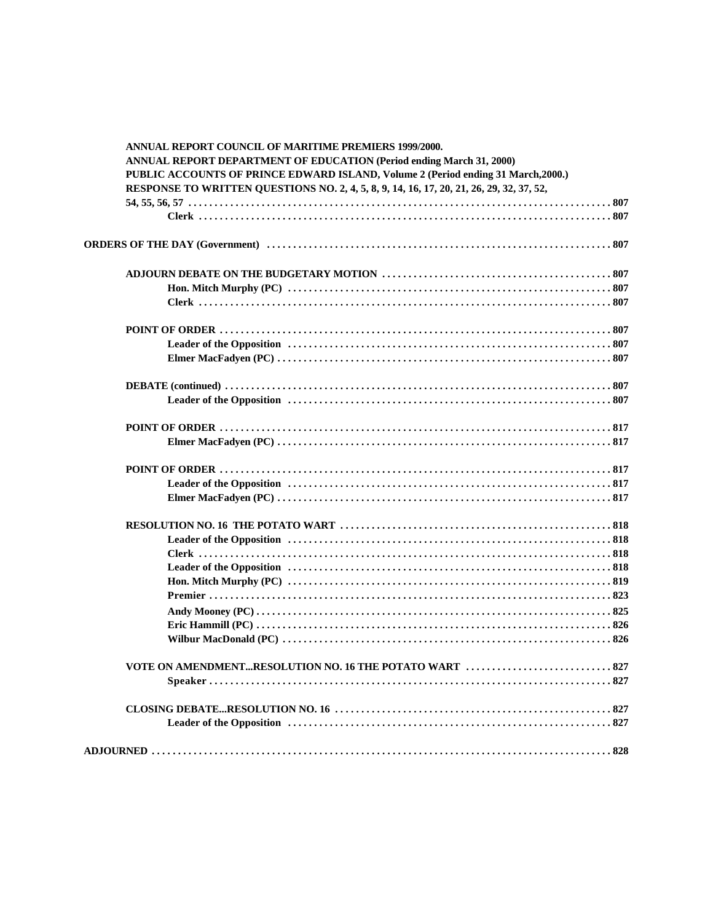**ANNUAL REPORT COUNCIL OF MARITIME PREMIERS 1999/2000.**
**ANNUAL REPORT DEPARTMENT OF EDUCATION (Period ending March 31, 2000)**
**PUBLIC ACCOUNTS OF PRINCE EDWARD ISLAND, Volume 2 (Period ending 31 March,2000.)**
**RESPONSE TO WRITTEN QUESTIONS NO. 2, 4, 5, 8, 9, 14, 16, 17, 20, 21, 26, 29, 32, 37, 52, 54, 55, 56, 57 . . . . . . . . . . . . . . . . . . . . . . . . . . . . . . . . . . . . . . . . . . . . . . . . . . . . . . . . . . . . . . . . . . . . . . . . . . . 807**
**Clerk . . . . . . . . . . . . . . . . . . . . . . . . . . . . . . . . . . . . . . . . . . . . . . . . . . . . . . . . . . . . . . . . . . . . . . 807**

**ORDERS OF THE DAY (Government) . . . . . . . . . . . . . . . . . . . . . . . . . . . . . . . . . . . . . . . . . . . . . . . . . . . . 807**

**ADJOURN DEBATE ON THE BUDGETARY MOTION . . . . . . . . . . . . . . . . . . . . . . . . . . . . . . . . . . . . . . . . . . 807**
**Hon. Mitch Murphy (PC) . . . . . . . . . . . . . . . . . . . . . . . . . . . . . . . . . . . . . . . . . . . . . . . . . . . . . . . . 807**
**Clerk . . . . . . . . . . . . . . . . . . . . . . . . . . . . . . . . . . . . . . . . . . . . . . . . . . . . . . . . . . . . . . . . . . . . . . 807**

**POINT OF ORDER . . . . . . . . . . . . . . . . . . . . . . . . . . . . . . . . . . . . . . . . . . . . . . . . . . . . . . . . . . . . . . . 807**
**Leader of the Opposition . . . . . . . . . . . . . . . . . . . . . . . . . . . . . . . . . . . . . . . . . . . . . . . . . . . . . . . . 807**
**Elmer MacFadyen (PC) . . . . . . . . . . . . . . . . . . . . . . . . . . . . . . . . . . . . . . . . . . . . . . . . . . . . . . . . . 807**

**DEBATE (continued) . . . . . . . . . . . . . . . . . . . . . . . . . . . . . . . . . . . . . . . . . . . . . . . . . . . . . . . . . . . . 807**
**Leader of the Opposition . . . . . . . . . . . . . . . . . . . . . . . . . . . . . . . . . . . . . . . . . . . . . . . . . . . . . . . . 807**

**POINT OF ORDER . . . . . . . . . . . . . . . . . . . . . . . . . . . . . . . . . . . . . . . . . . . . . . . . . . . . . . . . . . . . . . . 817**
**Elmer MacFadyen (PC) . . . . . . . . . . . . . . . . . . . . . . . . . . . . . . . . . . . . . . . . . . . . . . . . . . . . . . . . . 817**

**POINT OF ORDER . . . . . . . . . . . . . . . . . . . . . . . . . . . . . . . . . . . . . . . . . . . . . . . . . . . . . . . . . . . . . . . 817**
**Leader of the Opposition . . . . . . . . . . . . . . . . . . . . . . . . . . . . . . . . . . . . . . . . . . . . . . . . . . . . . . . . 817**
**Elmer MacFadyen (PC) . . . . . . . . . . . . . . . . . . . . . . . . . . . . . . . . . . . . . . . . . . . . . . . . . . . . . . . . . 817**

**RESOLUTION NO. 16 THE POTATO WART . . . . . . . . . . . . . . . . . . . . . . . . . . . . . . . . . . . . . . . . . . . . . . 818**
**Leader of the Opposition . . . . . . . . . . . . . . . . . . . . . . . . . . . . . . . . . . . . . . . . . . . . . . . . . . . . . . . . 818**
**Clerk . . . . . . . . . . . . . . . . . . . . . . . . . . . . . . . . . . . . . . . . . . . . . . . . . . . . . . . . . . . . . . . . . . . . . . 818**
**Leader of the Opposition . . . . . . . . . . . . . . . . . . . . . . . . . . . . . . . . . . . . . . . . . . . . . . . . . . . . . . . . 818**
**Hon. Mitch Murphy (PC) . . . . . . . . . . . . . . . . . . . . . . . . . . . . . . . . . . . . . . . . . . . . . . . . . . . . . . . . 819**
**Premier . . . . . . . . . . . . . . . . . . . . . . . . . . . . . . . . . . . . . . . . . . . . . . . . . . . . . . . . . . . . . . . . . . . . 823**
**Andy Mooney (PC) . . . . . . . . . . . . . . . . . . . . . . . . . . . . . . . . . . . . . . . . . . . . . . . . . . . . . . . . . . . . 825**
**Eric Hammill (PC) . . . . . . . . . . . . . . . . . . . . . . . . . . . . . . . . . . . . . . . . . . . . . . . . . . . . . . . . . . . . 826**
**Wilbur MacDonald (PC) . . . . . . . . . . . . . . . . . . . . . . . . . . . . . . . . . . . . . . . . . . . . . . . . . . . . . . . . 826**

**VOTE ON AMENDMENT...RESOLUTION NO. 16 THE POTATO WART . . . . . . . . . . . . . . . . . . . . . . . . . . . 827**
**Speaker . . . . . . . . . . . . . . . . . . . . . . . . . . . . . . . . . . . . . . . . . . . . . . . . . . . . . . . . . . . . . . . . . . . . 827**

**CLOSING DEBATE...RESOLUTION NO. 16 . . . . . . . . . . . . . . . . . . . . . . . . . . . . . . . . . . . . . . . . . . . . . . 827**
**Leader of the Opposition . . . . . . . . . . . . . . . . . . . . . . . . . . . . . . . . . . . . . . . . . . . . . . . . . . . . . . . . 827**

**ADJOURNED . . . . . . . . . . . . . . . . . . . . . . . . . . . . . . . . . . . . . . . . . . . . . . . . . . . . . . . . . . . . . . . . . . . . 828**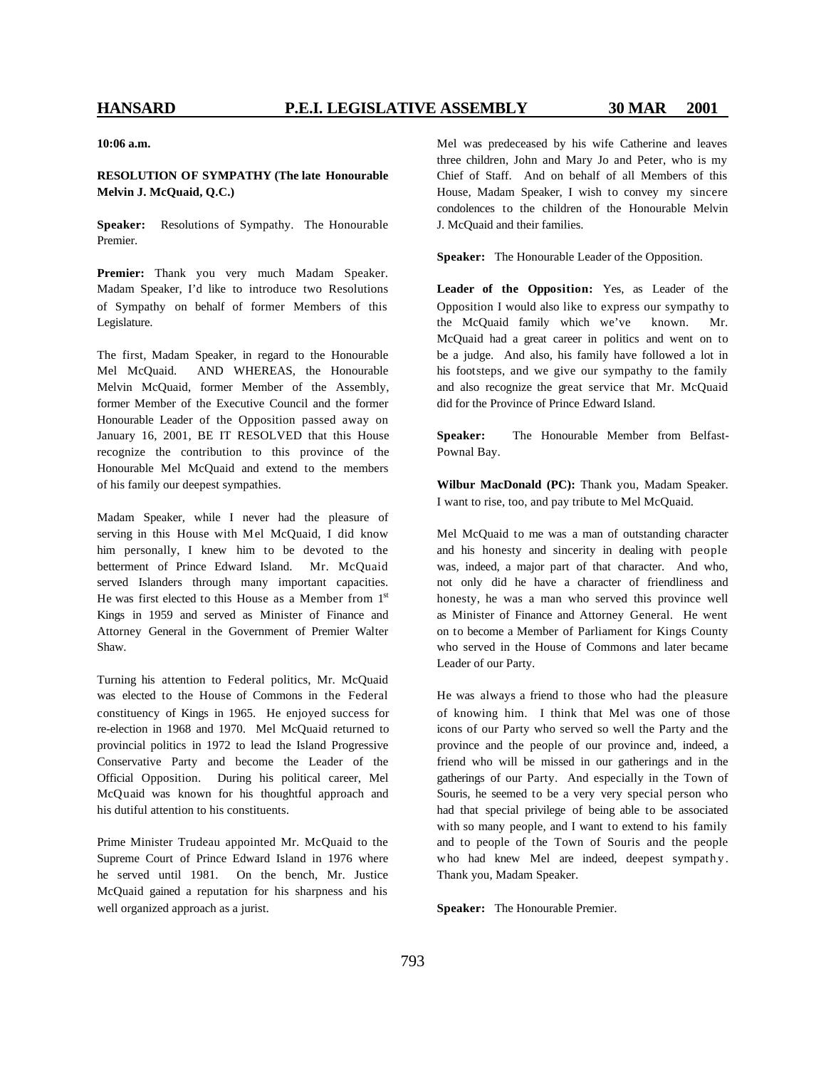**10:06 a.m.**

**RESOLUTION OF SYMPATHY (The late Honourable Melvin J. McQuaid, Q.C.)**

**Speaker:** Resolutions of Sympathy. The Honourable Premier.

**Premier:** Thank you very much Madam Speaker. Madam Speaker, I'd like to introduce two Resolutions of Sympathy on behalf of former Members of this Legislature.

The first, Madam Speaker, in regard to the Honourable Mel McQuaid. AND WHEREAS, the Honourable Melvin McQuaid, former Member of the Assembly, former Member of the Executive Council and the former Honourable Leader of the Opposition passed away on January 16, 2001, BE IT RESOLVED that this House recognize the contribution to this province of the Honourable Mel McQuaid and extend to the members of his family our deepest sympathies.

Madam Speaker, while I never had the pleasure of serving in this House with Mel McQuaid, I did know him personally, I knew him to be devoted to the betterment of Prince Edward Island. Mr. McQuaid served Islanders through many important capacities. He was first elected to this House as a Member from 1st Kings in 1959 and served as Minister of Finance and Attorney General in the Government of Premier Walter Shaw.

Turning his attention to Federal politics, Mr. McQuaid was elected to the House of Commons in the Federal constituency of Kings in 1965. He enjoyed success for re-election in 1968 and 1970. Mel McQuaid returned to provincial politics in 1972 to lead the Island Progressive Conservative Party and become the Leader of the Official Opposition. During his political career, Mel McQuaid was known for his thoughtful approach and his dutiful attention to his constituents.

Prime Minister Trudeau appointed Mr. McQuaid to the Supreme Court of Prince Edward Island in 1976 where he served until 1981. On the bench, Mr. Justice McQuaid gained a reputation for his sharpness and his well organized approach as a jurist.

Mel was predeceased by his wife Catherine and leaves three children, John and Mary Jo and Peter, who is my Chief of Staff. And on behalf of all Members of this House, Madam Speaker, I wish to convey my sincere condolences to the children of the Honourable Melvin J. McQuaid and their families.

**Speaker:** The Honourable Leader of the Opposition.

**Leader of the Opposition:** Yes, as Leader of the Opposition I would also like to express our sympathy to the McQuaid family which we've known. Mr. McQuaid had a great career in politics and went on to be a judge. And also, his family have followed a lot in his footsteps, and we give our sympathy to the family and also recognize the great service that Mr. McQuaid did for the Province of Prince Edward Island.

**Speaker:** The Honourable Member from Belfast-Pownal Bay.

**Wilbur MacDonald (PC):** Thank you, Madam Speaker. I want to rise, too, and pay tribute to Mel McQuaid.

Mel McQuaid to me was a man of outstanding character and his honesty and sincerity in dealing with people was, indeed, a major part of that character. And who, not only did he have a character of friendliness and honesty, he was a man who served this province well as Minister of Finance and Attorney General. He went on to become a Member of Parliament for Kings County who served in the House of Commons and later became Leader of our Party.

He was always a friend to those who had the pleasure of knowing him. I think that Mel was one of those icons of our Party who served so well the Party and the province and the people of our province and, indeed, a friend who will be missed in our gatherings and in the gatherings of our Party. And especially in the Town of Souris, he seemed to be a very very special person who had that special privilege of being able to be associated with so many people, and I want to extend to his family and to people of the Town of Souris and the people who had knew Mel are indeed, deepest sympathy. Thank you, Madam Speaker.

**Speaker:** The Honourable Premier.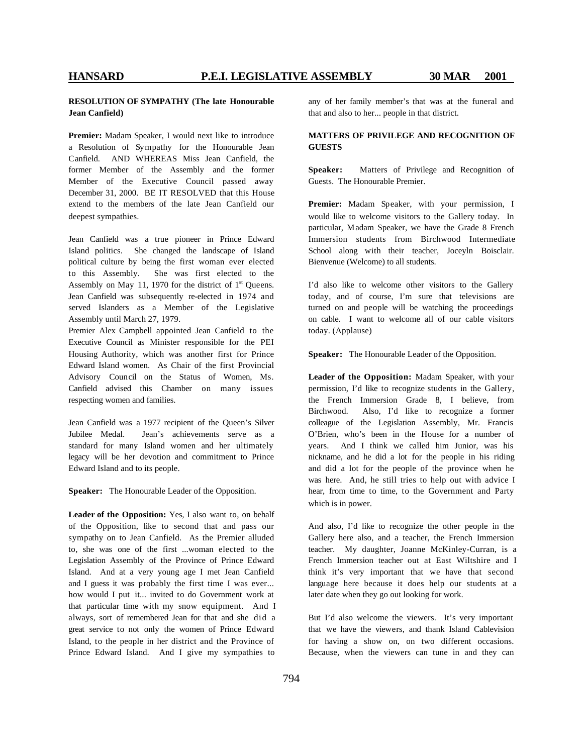**RESOLUTION OF SYMPATHY (The late Honourable Jean Canfield)**

**Premier:** Madam Speaker, I would next like to introduce a Resolution of Sympathy for the Honourable Jean Canfield. AND WHEREAS Miss Jean Canfield, the former Member of the Assembly and the former Member of the Executive Council passed away December 31, 2000. BE IT RESOLVED that this House extend to the members of the late Jean Canfield our deepest sympathies.

Jean Canfield was a true pioneer in Prince Edward Island politics. She changed the landscape of Island political culture by being the first woman ever elected to this Assembly. She was first elected to the Assembly on May 11, 1970 for the district of 1st Queens. Jean Canfield was subsequently re-elected in 1974 and served Islanders as a Member of the Legislative Assembly until March 27, 1979.

Premier Alex Campbell appointed Jean Canfield to the Executive Council as Minister responsible for the PEI Housing Authority, which was another first for Prince Edward Island women. As Chair of the first Provincial Advisory Council on the Status of Women, Ms. Canfield advised this Chamber on many issues respecting women and families.

Jean Canfield was a 1977 recipient of the Queen's Silver Jubilee Medal. Jean's achievements serve as a standard for many Island women and her ultimately legacy will be her devotion and commitment to Prince Edward Island and to its people.

**Speaker:** The Honourable Leader of the Opposition.

**Leader of the Opposition:** Yes, I also want to, on behalf of the Opposition, like to second that and pass our sympathy on to Jean Canfield. As the Premier alluded to, she was one of the first ...woman elected to the Legislation Assembly of the Province of Prince Edward Island. And at a very young age I met Jean Canfield and I guess it was probably the first time I was ever... how would I put it... invited to do Government work at that particular time with my snow equipment. And I always, sort of remembered Jean for that and she did a great service to not only the women of Prince Edward Island, to the people in her district and the Province of Prince Edward Island. And I give my sympathies to any of her family member's that was at the funeral and that and also to her... people in that district.

**MATTERS OF PRIVILEGE AND RECOGNITION OF GUESTS**

**Speaker:** Matters of Privilege and Recognition of Guests. The Honourable Premier.

**Premier:** Madam Speaker, with your permission, I would like to welcome visitors to the Gallery today. In particular, Madam Speaker, we have the Grade 8 French Immersion students from Birchwood Intermediate School along with their teacher, Joceyln Boisclair. Bienvenue (Welcome) to all students.

I'd also like to welcome other visitors to the Gallery today, and of course, I'm sure that televisions are turned on and people will be watching the proceedings on cable. I want to welcome all of our cable visitors today. (Applause)

**Speaker:** The Honourable Leader of the Opposition.

**Leader of the Opposition:** Madam Speaker, with your permission, I'd like to recognize students in the Gallery, the French Immersion Grade 8, I believe, from Birchwood. Also, I'd like to recognize a former colleague of the Legislation Assembly, Mr. Francis O'Brien, who's been in the House for a number of years. And I think we called him Junior, was his nickname, and he did a lot for the people in his riding and did a lot for the people of the province when he was here. And, he still tries to help out with advice I hear, from time to time, to the Government and Party which is in power.

And also, I'd like to recognize the other people in the Gallery here also, and a teacher, the French Immersion teacher. My daughter, Joanne McKinley-Curran, is a French Immersion teacher out at East Wiltshire and I think it's very important that we have that second language here because it does help our students at a later date when they go out looking for work.

But I'd also welcome the viewers. It's very important that we have the viewers, and thank Island Cablevision for having a show on, on two different occasions. Because, when the viewers can tune in and they can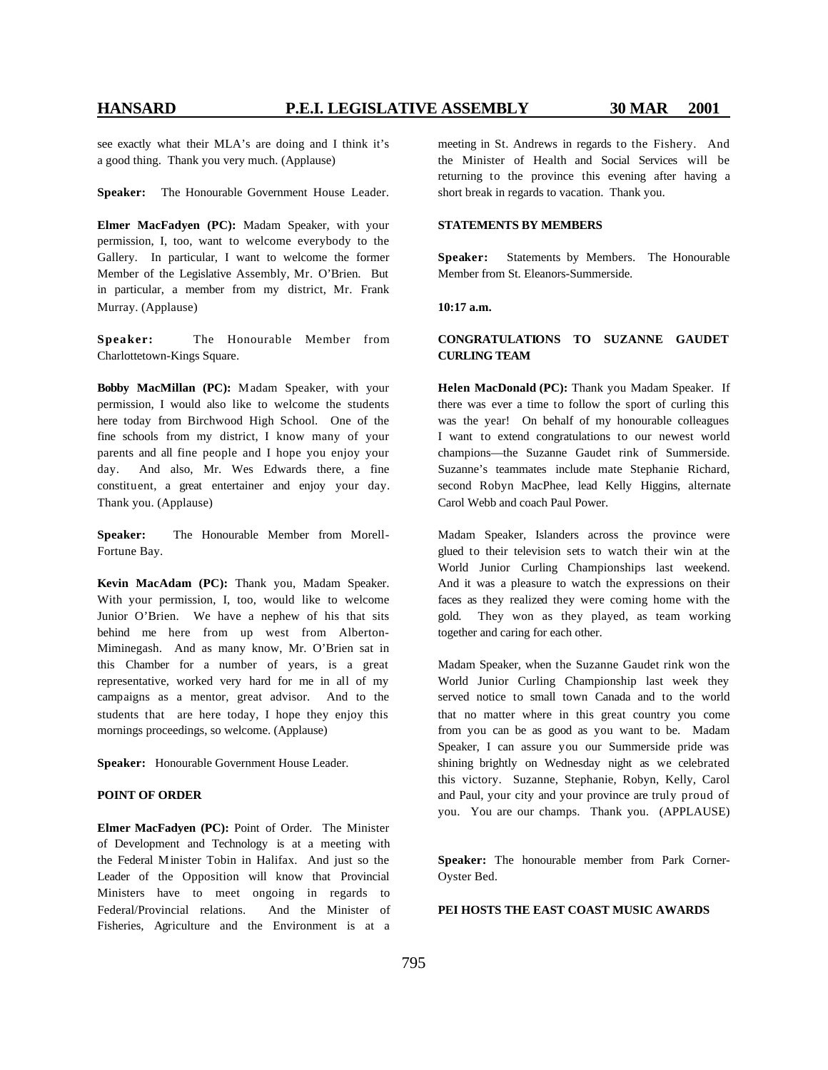see exactly what their MLA's are doing and I think it's a good thing. Thank you very much. (Applause)

**Speaker:** The Honourable Government House Leader.

**Elmer MacFadyen (PC):** Madam Speaker, with your permission, I, too, want to welcome everybody to the Gallery. In particular, I want to welcome the former Member of the Legislative Assembly, Mr. O'Brien. But in particular, a member from my district, Mr. Frank Murray. (Applause)

**Speaker:** The Honourable Member from Charlottetown-Kings Square.

**Bobby MacMillan (PC):** Madam Speaker, with your permission, I would also like to welcome the students here today from Birchwood High School. One of the fine schools from my district, I know many of your parents and all fine people and I hope you enjoy your day. And also, Mr. Wes Edwards there, a fine constituent, a great entertainer and enjoy your day. Thank you. (Applause)

**Speaker:** The Honourable Member from Morell-Fortune Bay.

**Kevin MacAdam (PC):** Thank you, Madam Speaker. With your permission, I, too, would like to welcome Junior O'Brien. We have a nephew of his that sits behind me here from up west from Alberton-Miminegash. And as many know, Mr. O'Brien sat in this Chamber for a number of years, is a great representative, worked very hard for me in all of my campaigns as a mentor, great advisor. And to the students that are here today, I hope they enjoy this mornings proceedings, so welcome. (Applause)

**Speaker:** Honourable Government House Leader.

**POINT OF ORDER**

**Elmer MacFadyen (PC):** Point of Order. The Minister of Development and Technology is at a meeting with the Federal Minister Tobin in Halifax. And just so the Leader of the Opposition will know that Provincial Ministers have to meet ongoing in regards to Federal/Provincial relations. And the Minister of Fisheries, Agriculture and the Environment is at a meeting in St. Andrews in regards to the Fishery. And the Minister of Health and Social Services will be returning to the province this evening after having a short break in regards to vacation. Thank you.

**STATEMENTS BY MEMBERS**

**Speaker:** Statements by Members. The Honourable Member from St. Eleanors-Summerside.

**10:17 a.m.**

**CONGRATULATIONS TO SUZANNE GAUDET CURLING TEAM**

**Helen MacDonald (PC):** Thank you Madam Speaker. If there was ever a time to follow the sport of curling this was the year! On behalf of my honourable colleagues I want to extend congratulations to our newest world champions—the Suzanne Gaudet rink of Summerside. Suzanne's teammates include mate Stephanie Richard, second Robyn MacPhee, lead Kelly Higgins, alternate Carol Webb and coach Paul Power.

Madam Speaker, Islanders across the province were glued to their television sets to watch their win at the World Junior Curling Championships last weekend. And it was a pleasure to watch the expressions on their faces as they realized they were coming home with the gold. They won as they played, as team working together and caring for each other.

Madam Speaker, when the Suzanne Gaudet rink won the World Junior Curling Championship last week they served notice to small town Canada and to the world that no matter where in this great country you come from you can be as good as you want to be. Madam Speaker, I can assure you our Summerside pride was shining brightly on Wednesday night as we celebrated this victory. Suzanne, Stephanie, Robyn, Kelly, Carol and Paul, your city and your province are truly proud of you. You are our champs. Thank you. (APPLAUSE)

**Speaker:** The honourable member from Park Corner-Oyster Bed.

**PEI HOSTS THE EAST COAST MUSIC AWARDS**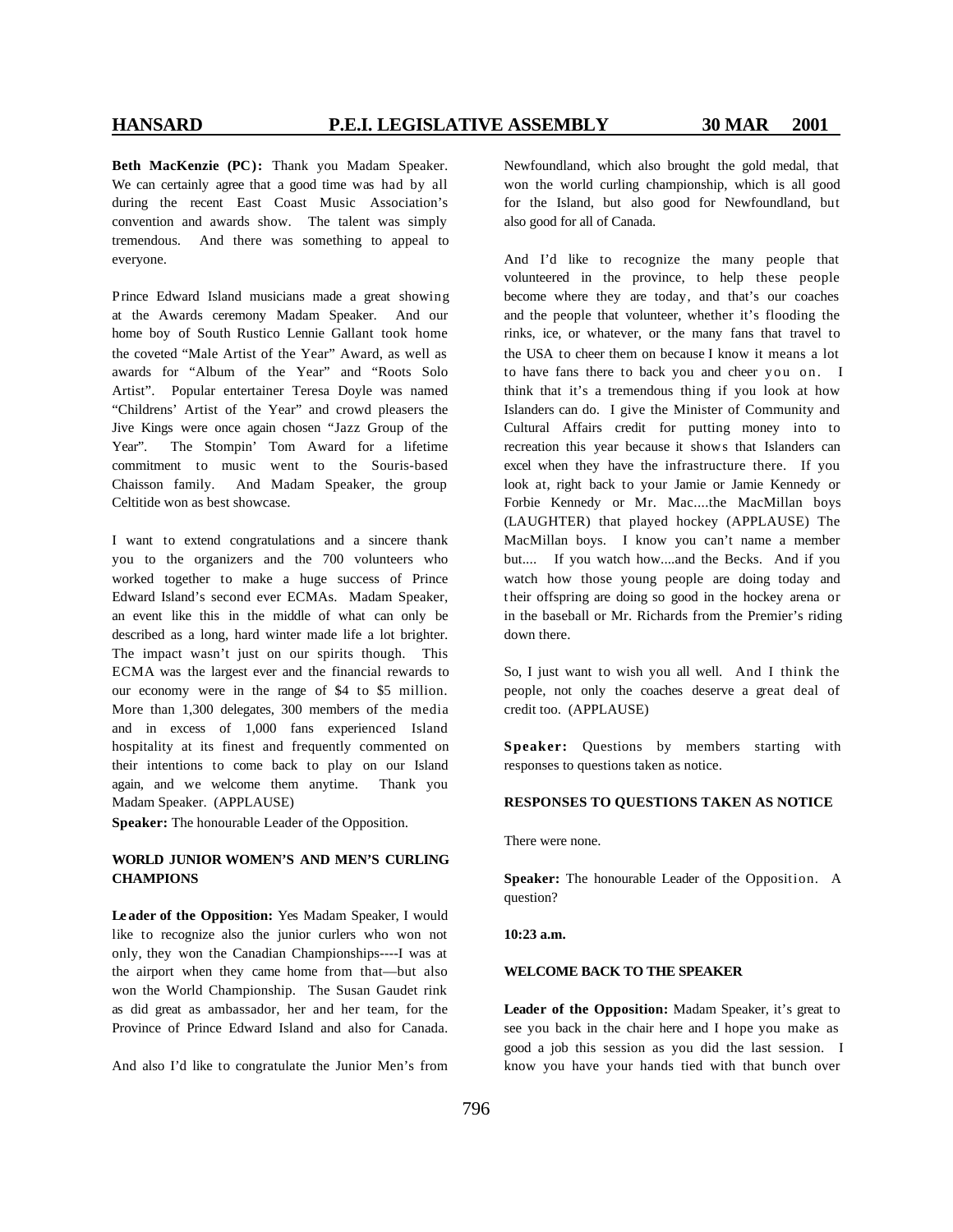**Beth MacKenzie (PC):** Thank you Madam Speaker. We can certainly agree that a good time was had by all during the recent East Coast Music Association's convention and awards show. The talent was simply tremendous. And there was something to appeal to everyone.

Prince Edward Island musicians made a great showing at the Awards ceremony Madam Speaker. And our home boy of South Rustico Lennie Gallant took home the coveted "Male Artist of the Year" Award, as well as awards for "Album of the Year" and "Roots Solo Artist". Popular entertainer Teresa Doyle was named "Childrens' Artist of the Year" and crowd pleasers the Jive Kings were once again chosen "Jazz Group of the Year". The Stompin' Tom Award for a lifetime commitment to music went to the Souris-based Chaisson family. And Madam Speaker, the group Celtitide won as best showcase.

I want to extend congratulations and a sincere thank you to the organizers and the 700 volunteers who worked together to make a huge success of Prince Edward Island's second ever ECMAs. Madam Speaker, an event like this in the middle of what can only be described as a long, hard winter made life a lot brighter. The impact wasn't just on our spirits though. This ECMA was the largest ever and the financial rewards to our economy were in the range of $4 to $5 million. More than 1,300 delegates, 300 members of the media and in excess of 1,000 fans experienced Island hospitality at its finest and frequently commented on their intentions to come back to play on our Island again, and we welcome them anytime. Thank you Madam Speaker. (APPLAUSE)

**Speaker:** The honourable Leader of the Opposition.

**WORLD JUNIOR WOMEN'S AND MEN'S CURLING CHAMPIONS**

**Leader of the Opposition:** Yes Madam Speaker, I would like to recognize also the junior curlers who won not only, they won the Canadian Championships----I was at the airport when they came home from that—but also won the World Championship. The Susan Gaudet rink as did great as ambassador, her and her team, for the Province of Prince Edward Island and also for Canada.

And also I'd like to congratulate the Junior Men's from Newfoundland, which also brought the gold medal, that won the world curling championship, which is all good for the Island, but also good for Newfoundland, but also good for all of Canada.

And I'd like to recognize the many people that volunteered in the province, to help these people become where they are today, and that's our coaches and the people that volunteer, whether it's flooding the rinks, ice, or whatever, or the many fans that travel to the USA to cheer them on because I know it means a lot to have fans there to back you and cheer you on. I think that it's a tremendous thing if you look at how Islanders can do. I give the Minister of Community and Cultural Affairs credit for putting money into to recreation this year because it shows that Islanders can excel when they have the infrastructure there. If you look at, right back to your Jamie or Jamie Kennedy or Forbie Kennedy or Mr. Mac....the MacMillan boys (LAUGHTER) that played hockey (APPLAUSE) The MacMillan boys. I know you can't name a member but.... If you watch how....and the Becks. And if you watch how those young people are doing today and their offspring are doing so good in the hockey arena or in the baseball or Mr. Richards from the Premier's riding down there.

So, I just want to wish you all well. And I think the people, not only the coaches deserve a great deal of credit too. (APPLAUSE)

**Speaker:** Questions by members starting with responses to questions taken as notice.

**RESPONSES TO QUESTIONS TAKEN AS NOTICE**

There were none.

**Speaker:** The honourable Leader of the Opposition. A question?

**10:23 a.m.**

**WELCOME BACK TO THE SPEAKER**

**Leader of the Opposition:** Madam Speaker, it's great to see you back in the chair here and I hope you make as good a job this session as you did the last session. I know you have your hands tied with that bunch over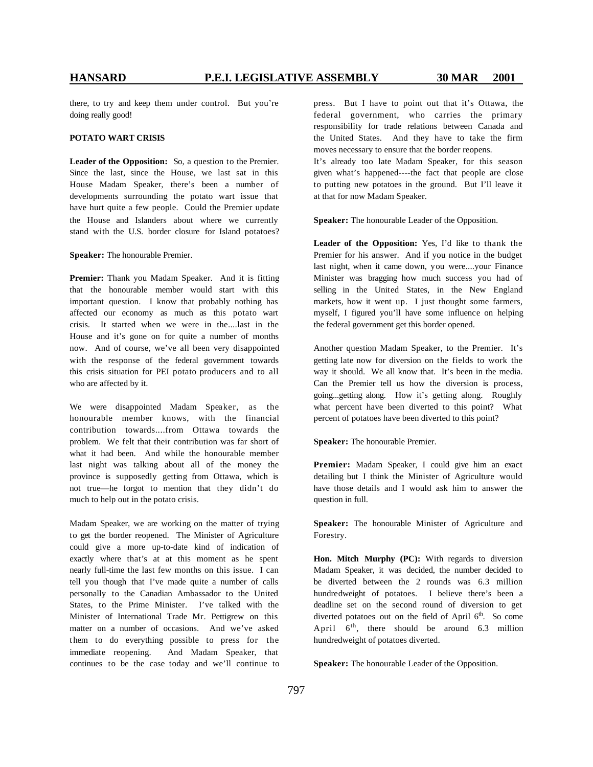there, to try and keep them under control. But you're doing really good!

**POTATO WART CRISIS**

**Leader of the Opposition:** So, a question to the Premier. Since the last, since the House, we last sat in this House Madam Speaker, there's been a number of developments surrounding the potato wart issue that have hurt quite a few people. Could the Premier update the House and Islanders about where we currently stand with the U.S. border closure for Island potatoes?

**Speaker:** The honourable Premier.

**Premier:** Thank you Madam Speaker. And it is fitting that the honourable member would start with this important question. I know that probably nothing has affected our economy as much as this potato wart crisis. It started when we were in the....last in the House and it's gone on for quite a number of months now. And of course, we've all been very disappointed with the response of the federal government towards this crisis situation for PEI potato producers and to all who are affected by it.

We were disappointed Madam Speaker, as the honourable member knows, with the financial contribution towards....from Ottawa towards the problem. We felt that their contribution was far short of what it had been. And while the honourable member last night was talking about all of the money the province is supposedly getting from Ottawa, which is not true—he forgot to mention that they didn't do much to help out in the potato crisis.

Madam Speaker, we are working on the matter of trying to get the border reopened. The Minister of Agriculture could give a more up-to-date kind of indication of exactly where that's at at this moment as he spent nearly full-time the last few months on this issue. I can tell you though that I've made quite a number of calls personally to the Canadian Ambassador to the United States, to the Prime Minister. I've talked with the Minister of International Trade Mr. Pettigrew on this matter on a number of occasions. And we've asked them to do everything possible to press for the immediate reopening. And Madam Speaker, that continues to be the case today and we'll continue to press. But I have to point out that it's Ottawa, the federal government, who carries the primary responsibility for trade relations between Canada and the United States. And they have to take the firm moves necessary to ensure that the border reopens.

It's already too late Madam Speaker, for this season given what's happened----the fact that people are close to putting new potatoes in the ground. But I'll leave it at that for now Madam Speaker.

**Speaker:** The honourable Leader of the Opposition.

**Leader of the Opposition:** Yes, I'd like to thank the Premier for his answer. And if you notice in the budget last night, when it came down, you were....your Finance Minister was bragging how much success you had of selling in the United States, in the New England markets, how it went up. I just thought some farmers, myself, I figured you'll have some influence on helping the federal government get this border opened.

Another question Madam Speaker, to the Premier. It's getting late now for diversion on the fields to work the way it should. We all know that. It's been in the media. Can the Premier tell us how the diversion is process, going...getting along. How it's getting along. Roughly what percent have been diverted to this point? What percent of potatoes have been diverted to this point?

**Speaker:** The honourable Premier.

**Premier:** Madam Speaker, I could give him an exact detailing but I think the Minister of Agriculture would have those details and I would ask him to answer the question in full.

**Speaker:** The honourable Minister of Agriculture and Forestry.

**Hon. Mitch Murphy (PC):** With regards to diversion Madam Speaker, it was decided, the number decided to be diverted between the 2 rounds was 6.3 million hundredweight of potatoes. I believe there's been a deadline set on the second round of diversion to get diverted potatoes out on the field of April 6th. So come April 6th, there should be around 6.3 million hundredweight of potatoes diverted.

**Speaker:** The honourable Leader of the Opposition.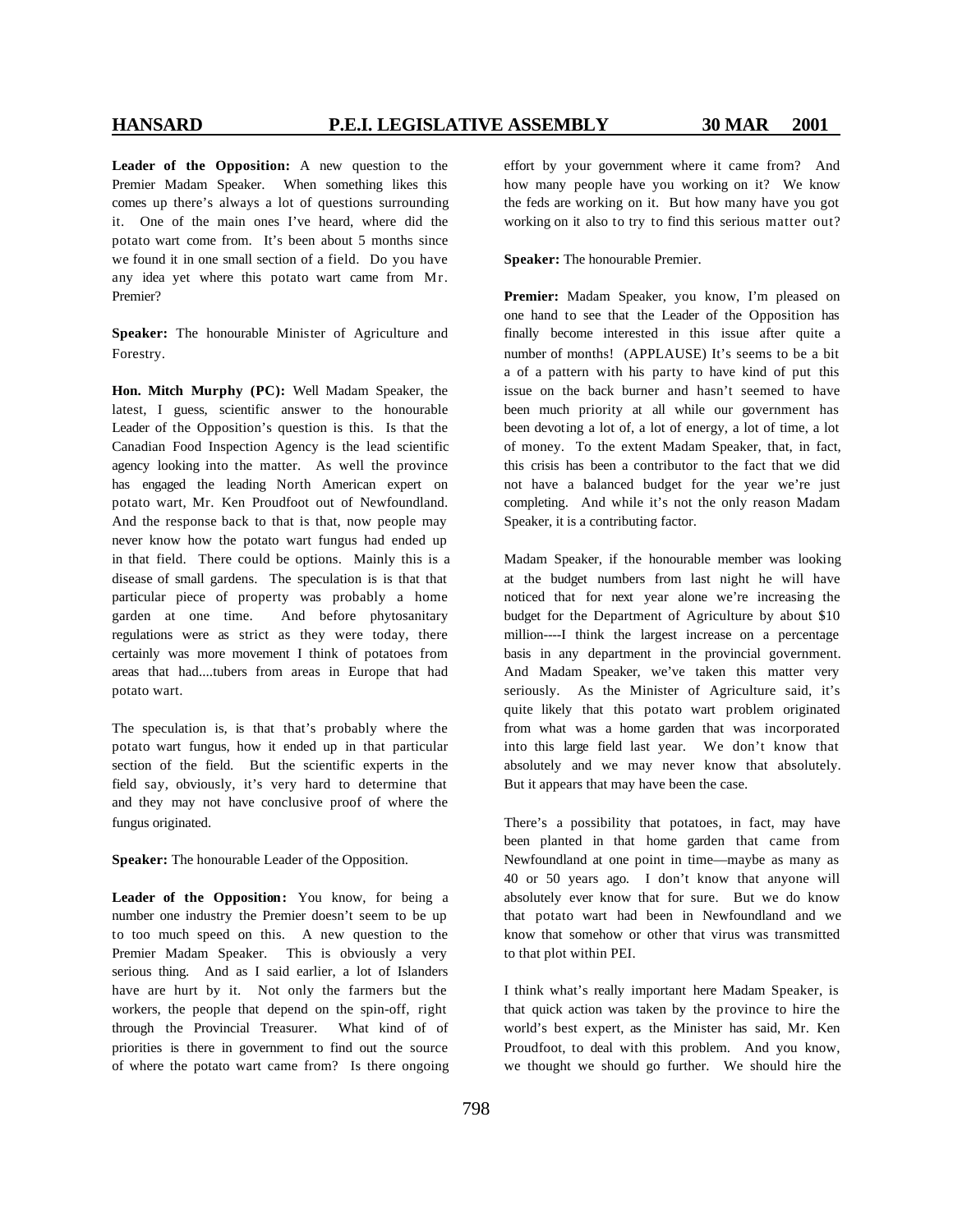**Leader of the Opposition:** A new question to the Premier Madam Speaker. When something likes this comes up there's always a lot of questions surrounding it. One of the main ones I've heard, where did the potato wart come from. It's been about 5 months since we found it in one small section of a field. Do you have any idea yet where this potato wart came from Mr. Premier?

**Speaker:** The honourable Minister of Agriculture and Forestry.

**Hon. Mitch Murphy (PC):** Well Madam Speaker, the latest, I guess, scientific answer to the honourable Leader of the Opposition's question is this. Is that the Canadian Food Inspection Agency is the lead scientific agency looking into the matter. As well the province has engaged the leading North American expert on potato wart, Mr. Ken Proudfoot out of Newfoundland. And the response back to that is that, now people may never know how the potato wart fungus had ended up in that field. There could be options. Mainly this is a disease of small gardens. The speculation is is that that particular piece of property was probably a home garden at one time. And before phytosanitary regulations were as strict as they were today, there certainly was more movement I think of potatoes from areas that had....tubers from areas in Europe that had potato wart.

The speculation is, is that that's probably where the potato wart fungus, how it ended up in that particular section of the field. But the scientific experts in the field say, obviously, it's very hard to determine that and they may not have conclusive proof of where the fungus originated.

**Speaker:** The honourable Leader of the Opposition.

**Leader of the Opposition:** You know, for being a number one industry the Premier doesn't seem to be up to too much speed on this. A new question to the Premier Madam Speaker. This is obviously a very serious thing. And as I said earlier, a lot of Islanders have are hurt by it. Not only the farmers but the workers, the people that depend on the spin-off, right through the Provincial Treasurer. What kind of of priorities is there in government to find out the source of where the potato wart came from? Is there ongoing effort by your government where it came from? And how many people have you working on it? We know the feds are working on it. But how many have you got working on it also to try to find this serious matter out?

**Speaker:** The honourable Premier.

**Premier:** Madam Speaker, you know, I'm pleased on one hand to see that the Leader of the Opposition has finally become interested in this issue after quite a number of months! (APPLAUSE) It's seems to be a bit a of a pattern with his party to have kind of put this issue on the back burner and hasn't seemed to have been much priority at all while our government has been devoting a lot of, a lot of energy, a lot of time, a lot of money. To the extent Madam Speaker, that, in fact, this crisis has been a contributor to the fact that we did not have a balanced budget for the year we're just completing. And while it's not the only reason Madam Speaker, it is a contributing factor.

Madam Speaker, if the honourable member was looking at the budget numbers from last night he will have noticed that for next year alone we're increasing the budget for the Department of Agriculture by about $10 million----I think the largest increase on a percentage basis in any department in the provincial government. And Madam Speaker, we've taken this matter very seriously. As the Minister of Agriculture said, it's quite likely that this potato wart problem originated from what was a home garden that was incorporated into this large field last year. We don't know that absolutely and we may never know that absolutely. But it appears that may have been the case.

There's a possibility that potatoes, in fact, may have been planted in that home garden that came from Newfoundland at one point in time—maybe as many as 40 or 50 years ago. I don't know that anyone will absolutely ever know that for sure. But we do know that potato wart had been in Newfoundland and we know that somehow or other that virus was transmitted to that plot within PEI.

I think what's really important here Madam Speaker, is that quick action was taken by the province to hire the world's best expert, as the Minister has said, Mr. Ken Proudfoot, to deal with this problem. And you know, we thought we should go further. We should hire the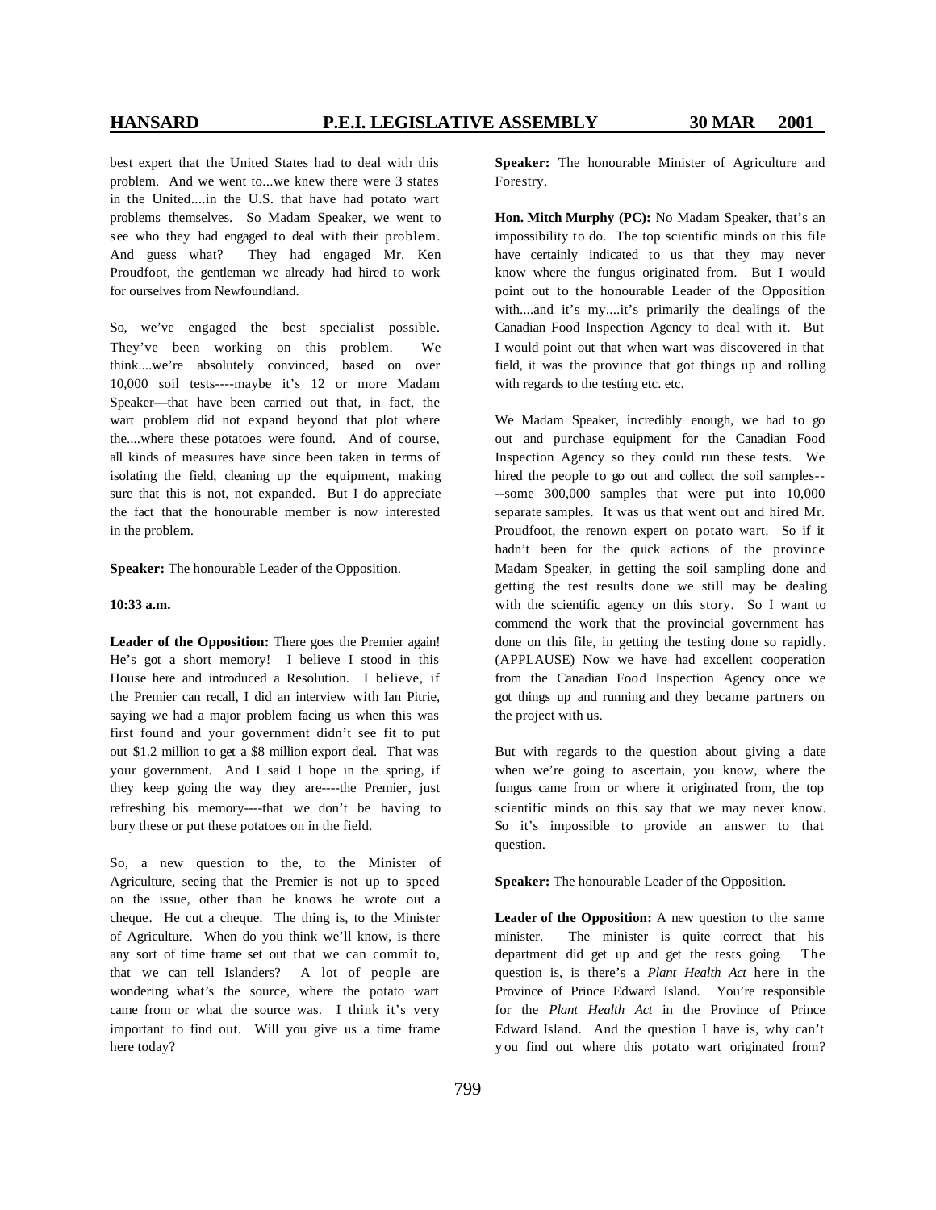best expert that the United States had to deal with this problem. And we went to...we knew there were 3 states in the United....in the U.S. that have had potato wart problems themselves. So Madam Speaker, we went to see who they had engaged to deal with their problem. And guess what? They had engaged Mr. Ken Proudfoot, the gentleman we already had hired to work for ourselves from Newfoundland.

So, we've engaged the best specialist possible. They've been working on this problem. We think....we're absolutely convinced, based on over 10,000 soil tests----maybe it's 12 or more Madam Speaker—that have been carried out that, in fact, the wart problem did not expand beyond that plot where the....where these potatoes were found. And of course, all kinds of measures have since been taken in terms of isolating the field, cleaning up the equipment, making sure that this is not, not expanded. But I do appreciate the fact that the honourable member is now interested in the problem.

**Speaker:** The honourable Leader of the Opposition.

**10:33 a.m.**

**Leader of the Opposition:** There goes the Premier again! He's got a short memory! I believe I stood in this House here and introduced a Resolution. I believe, if the Premier can recall, I did an interview with Ian Pitrie, saying we had a major problem facing us when this was first found and your government didn't see fit to put out $1.2 million to get a $8 million export deal. That was your government. And I said I hope in the spring, if they keep going the way they are----the Premier, just refreshing his memory----that we don't be having to bury these or put these potatoes on in the field.

So, a new question to the, to the Minister of Agriculture, seeing that the Premier is not up to speed on the issue, other than he knows he wrote out a cheque. He cut a cheque. The thing is, to the Minister of Agriculture. When do you think we'll know, is there any sort of time frame set out that we can commit to, that we can tell Islanders? A lot of people are wondering what's the source, where the potato wart came from or what the source was. I think it's very important to find out. Will you give us a time frame here today?

**Speaker:** The honourable Minister of Agriculture and Forestry.

**Hon. Mitch Murphy (PC):** No Madam Speaker, that's an impossibility to do. The top scientific minds on this file have certainly indicated to us that they may never know where the fungus originated from. But I would point out to the honourable Leader of the Opposition with....and it's my....it's primarily the dealings of the Canadian Food Inspection Agency to deal with it. But I would point out that when wart was discovered in that field, it was the province that got things up and rolling with regards to the testing etc. etc.

We Madam Speaker, incredibly enough, we had to go out and purchase equipment for the Canadian Food Inspection Agency so they could run these tests. We hired the people to go out and collect the soil samples----some 300,000 samples that were put into 10,000 separate samples. It was us that went out and hired Mr. Proudfoot, the renown expert on potato wart. So if it hadn't been for the quick actions of the province Madam Speaker, in getting the soil sampling done and getting the test results done we still may be dealing with the scientific agency on this story. So I want to commend the work that the provincial government has done on this file, in getting the testing done so rapidly. (APPLAUSE) Now we have had excellent cooperation from the Canadian Food Inspection Agency once we got things up and running and they became partners on the project with us.

But with regards to the question about giving a date when we're going to ascertain, you know, where the fungus came from or where it originated from, the top scientific minds on this say that we may never know. So it's impossible to provide an answer to that question.

**Speaker:** The honourable Leader of the Opposition.

**Leader of the Opposition:** A new question to the same minister. The minister is quite correct that his department did get up and get the tests going. The question is, is there's a *Plant Health Act* here in the Province of Prince Edward Island. You're responsible for the *Plant Health Act* in the Province of Prince Edward Island. And the question I have is, why can't you find out where this potato wart originated from?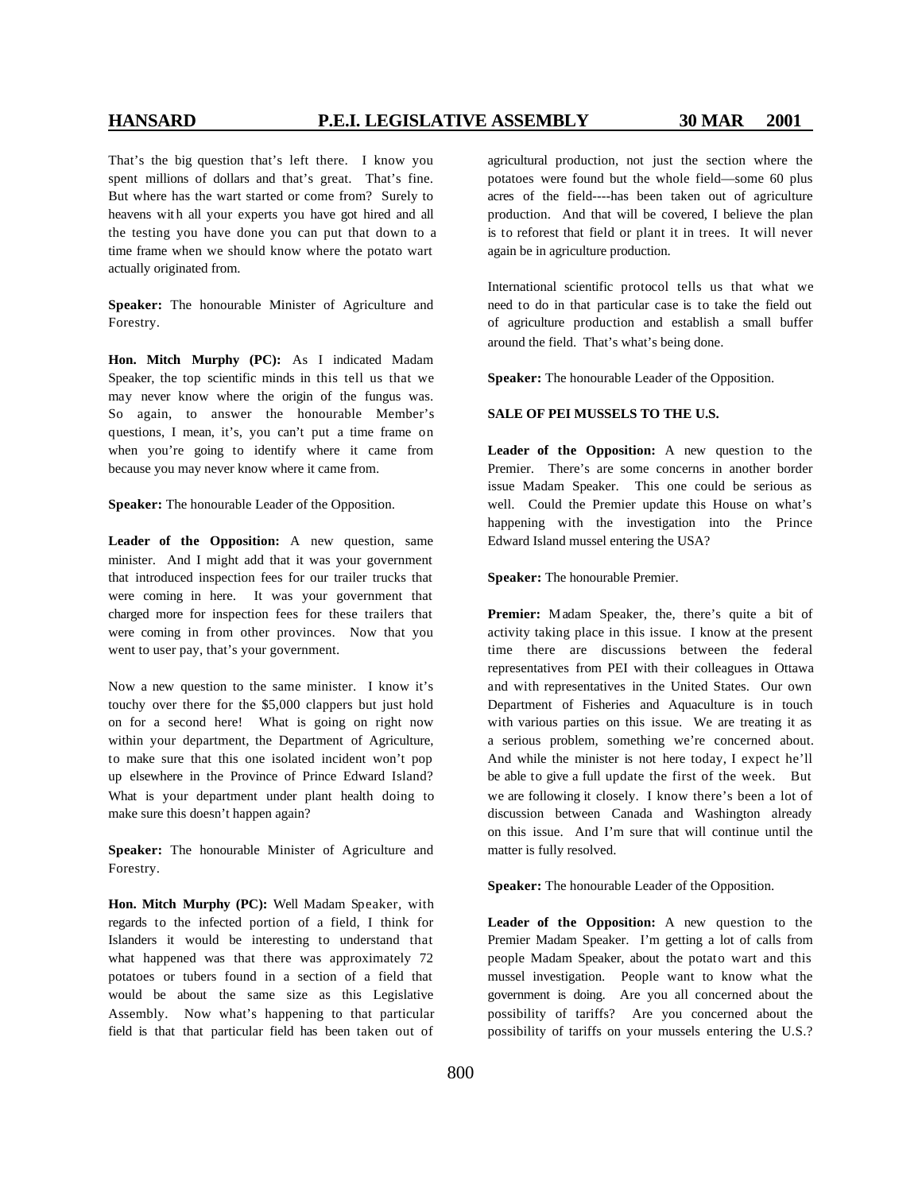That's the big question that's left there. I know you spent millions of dollars and that's great. That's fine. But where has the wart started or come from? Surely to heavens with all your experts you have got hired and all the testing you have done you can put that down to a time frame when we should know where the potato wart actually originated from.

**Speaker:** The honourable Minister of Agriculture and Forestry.

**Hon. Mitch Murphy (PC):** As I indicated Madam Speaker, the top scientific minds in this tell us that we may never know where the origin of the fungus was. So again, to answer the honourable Member's questions, I mean, it's, you can't put a time frame on when you're going to identify where it came from because you may never know where it came from.

**Speaker:** The honourable Leader of the Opposition.

**Leader of the Opposition:** A new question, same minister. And I might add that it was your government that introduced inspection fees for our trailer trucks that were coming in here. It was your government that charged more for inspection fees for these trailers that were coming in from other provinces. Now that you went to user pay, that's your government.

Now a new question to the same minister. I know it's touchy over there for the $5,000 clappers but just hold on for a second here! What is going on right now within your department, the Department of Agriculture, to make sure that this one isolated incident won't pop up elsewhere in the Province of Prince Edward Island? What is your department under plant health doing to make sure this doesn't happen again?

**Speaker:** The honourable Minister of Agriculture and Forestry.

**Hon. Mitch Murphy (PC):** Well Madam Speaker, with regards to the infected portion of a field, I think for Islanders it would be interesting to understand that what happened was that there was approximately 72 potatoes or tubers found in a section of a field that would be about the same size as this Legislative Assembly. Now what's happening to that particular field is that that particular field has been taken out of agricultural production, not just the section where the potatoes were found but the whole field—some 60 plus acres of the field----has been taken out of agriculture production. And that will be covered, I believe the plan is to reforest that field or plant it in trees. It will never again be in agriculture production.

International scientific protocol tells us that what we need to do in that particular case is to take the field out of agriculture production and establish a small buffer around the field. That's what's being done.

**Speaker:** The honourable Leader of the Opposition.

**SALE OF PEI MUSSELS TO THE U.S.**

**Leader of the Opposition:** A new question to the Premier. There's are some concerns in another border issue Madam Speaker. This one could be serious as well. Could the Premier update this House on what's happening with the investigation into the Prince Edward Island mussel entering the USA?

**Speaker:** The honourable Premier.

**Premier:** Madam Speaker, the, there's quite a bit of activity taking place in this issue. I know at the present time there are discussions between the federal representatives from PEI with their colleagues in Ottawa and with representatives in the United States. Our own Department of Fisheries and Aquaculture is in touch with various parties on this issue. We are treating it as a serious problem, something we're concerned about. And while the minister is not here today, I expect he'll be able to give a full update the first of the week. But we are following it closely. I know there's been a lot of discussion between Canada and Washington already on this issue. And I'm sure that will continue until the matter is fully resolved.

**Speaker:** The honourable Leader of the Opposition.

**Leader of the Opposition:** A new question to the Premier Madam Speaker. I'm getting a lot of calls from people Madam Speaker, about the potato wart and this mussel investigation. People want to know what the government is doing. Are you all concerned about the possibility of tariffs? Are you concerned about the possibility of tariffs on your mussels entering the U.S.?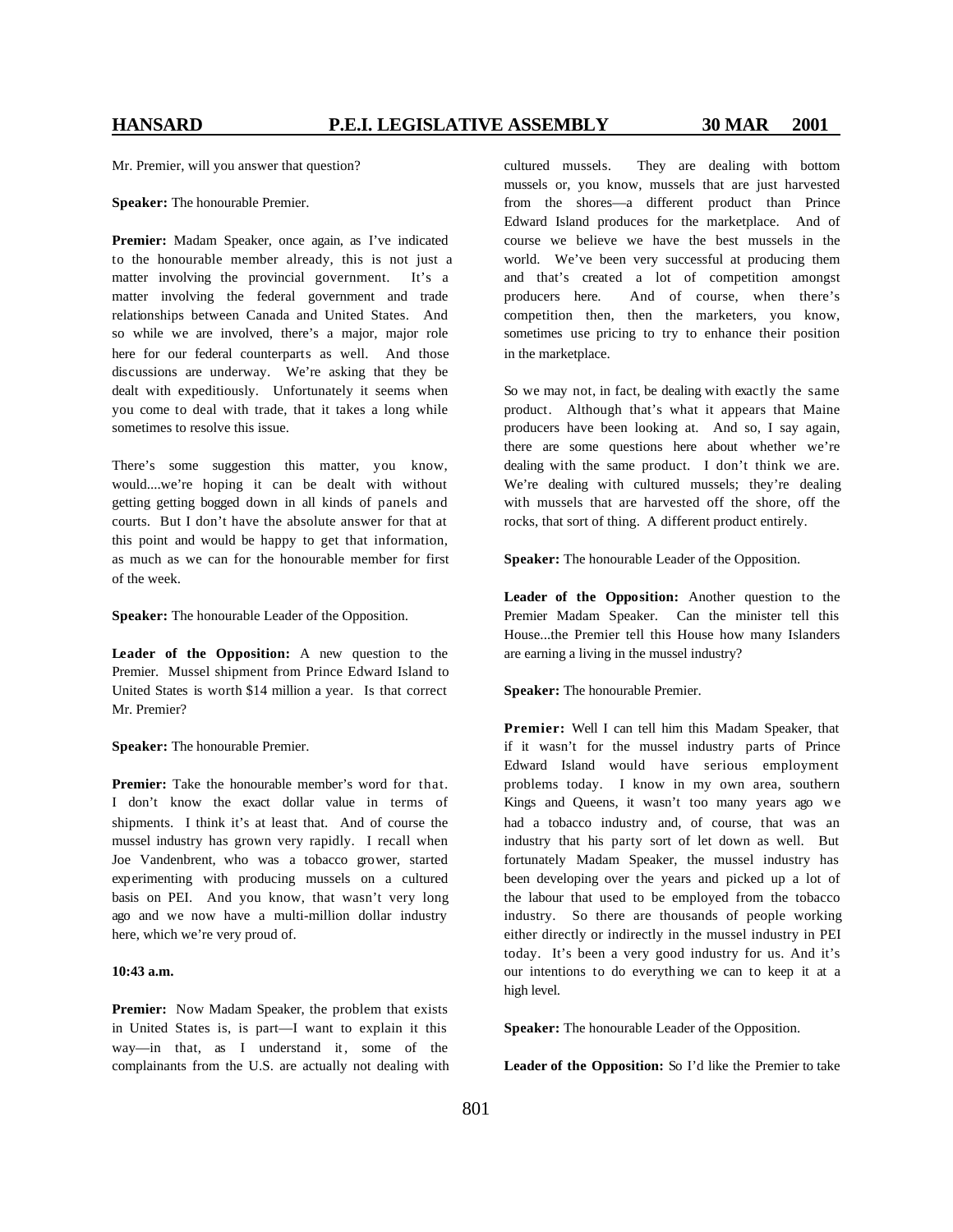Mr. Premier, will you answer that question?

**Speaker:** The honourable Premier.

**Premier:** Madam Speaker, once again, as I've indicated to the honourable member already, this is not just a matter involving the provincial government. It's a matter involving the federal government and trade relationships between Canada and United States. And so while we are involved, there's a major, major role here for our federal counterparts as well. And those discussions are underway. We're asking that they be dealt with expeditiously. Unfortunately it seems when you come to deal with trade, that it takes a long while sometimes to resolve this issue.

There's some suggestion this matter, you know, would....we're hoping it can be dealt with without getting getting bogged down in all kinds of panels and courts. But I don't have the absolute answer for that at this point and would be happy to get that information, as much as we can for the honourable member for first of the week.

**Speaker:** The honourable Leader of the Opposition.

**Leader of the Opposition:** A new question to the Premier. Mussel shipment from Prince Edward Island to United States is worth $14 million a year. Is that correct Mr. Premier?

**Speaker:** The honourable Premier.

**Premier:** Take the honourable member's word for that. I don't know the exact dollar value in terms of shipments. I think it's at least that. And of course the mussel industry has grown very rapidly. I recall when Joe Vandenbrent, who was a tobacco grower, started experimenting with producing mussels on a cultured basis on PEI. And you know, that wasn't very long ago and we now have a multi-million dollar industry here, which we're very proud of.

**10:43 a.m.**

**Premier:** Now Madam Speaker, the problem that exists in United States is, is part—I want to explain it this way—in that, as I understand it, some of the complainants from the U.S. are actually not dealing with cultured mussels. They are dealing with bottom mussels or, you know, mussels that are just harvested from the shores—a different product than Prince Edward Island produces for the marketplace. And of course we believe we have the best mussels in the world. We've been very successful at producing them and that's created a lot of competition amongst producers here. And of course, when there's competition then, then the marketers, you know, sometimes use pricing to try to enhance their position in the marketplace.

So we may not, in fact, be dealing with exactly the same product. Although that's what it appears that Maine producers have been looking at. And so, I say again, there are some questions here about whether we're dealing with the same product. I don't think we are. We're dealing with cultured mussels; they're dealing with mussels that are harvested off the shore, off the rocks, that sort of thing. A different product entirely.

**Speaker:** The honourable Leader of the Opposition.

**Leader of the Opposition:** Another question to the Premier Madam Speaker. Can the minister tell this House...the Premier tell this House how many Islanders are earning a living in the mussel industry?

**Speaker:** The honourable Premier.

**Premier:** Well I can tell him this Madam Speaker, that if it wasn't for the mussel industry parts of Prince Edward Island would have serious employment problems today. I know in my own area, southern Kings and Queens, it wasn't too many years ago we had a tobacco industry and, of course, that was an industry that his party sort of let down as well. But fortunately Madam Speaker, the mussel industry has been developing over the years and picked up a lot of the labour that used to be employed from the tobacco industry. So there are thousands of people working either directly or indirectly in the mussel industry in PEI today. It's been a very good industry for us. And it's our intentions to do everything we can to keep it at a high level.

**Speaker:** The honourable Leader of the Opposition.

**Leader of the Opposition:** So I'd like the Premier to take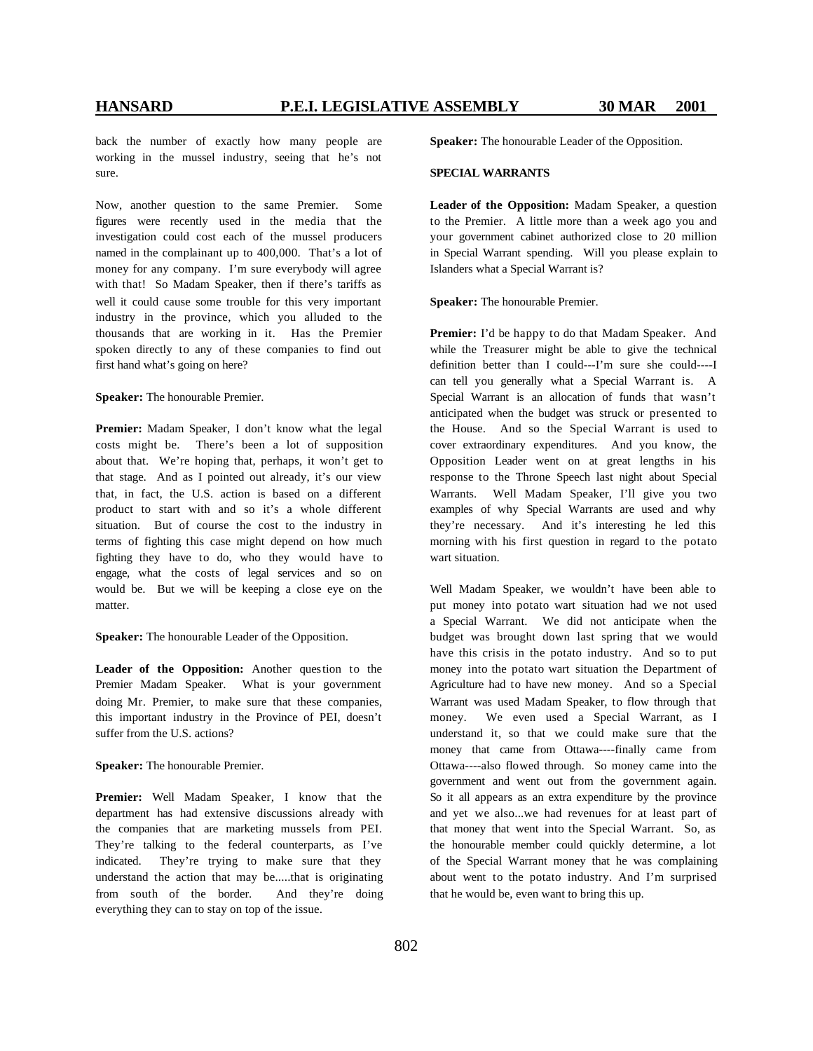back the number of exactly how many people are working in the mussel industry, seeing that he's not sure.

Now, another question to the same Premier. Some figures were recently used in the media that the investigation could cost each of the mussel producers named in the complainant up to 400,000. That's a lot of money for any company. I'm sure everybody will agree with that! So Madam Speaker, then if there's tariffs as well it could cause some trouble for this very important industry in the province, which you alluded to the thousands that are working in it. Has the Premier spoken directly to any of these companies to find out first hand what's going on here?

**Speaker:** The honourable Premier.

**Premier:** Madam Speaker, I don't know what the legal costs might be. There's been a lot of supposition about that. We're hoping that, perhaps, it won't get to that stage. And as I pointed out already, it's our view that, in fact, the U.S. action is based on our different product to start with and so it's a whole different situation. But of course the cost to the industry in terms of fighting this case might depend on how much fighting they have to do, who they would have to engage, what the costs of legal services and so on would be. But we will be keeping a close eye on the matter.

**Speaker:** The honourable Leader of the Opposition.

**Leader of the Opposition:** Another question to the Premier Madam Speaker. What is your government doing Mr. Premier, to make sure that these companies, this important industry in the Province of PEI, doesn't suffer from the U.S. actions?

**Speaker:** The honourable Premier.

**Premier:** Well Madam Speaker, I know that the department has had extensive discussions already with the companies that are marketing mussels from PEI. They're talking to the federal counterparts, as I've indicated. They're trying to make sure that they understand the action that may be.....that is originating from south of the border. And they're doing everything they can to stay on top of the issue.

**Speaker:** The honourable Leader of the Opposition.

**SPECIAL WARRANTS**

**Leader of the Opposition:** Madam Speaker, a question to the Premier. A little more than a week ago you and your government cabinet authorized close to 20 million in Special Warrant spending. Will you please explain to Islanders what a Special Warrant is?

**Speaker:** The honourable Premier.

**Premier:** I'd be happy to do that Madam Speaker. And while the Treasurer might be able to give the technical definition better than I could---I'm sure she could----I can tell you generally what a Special Warrant is. A Special Warrant is an allocation of funds that wasn't anticipated when the budget was struck or presented to the House. And so the Special Warrant is used to cover extraordinary expenditures. And you know, the Opposition Leader went on at great lengths in his response to the Throne Speech last night about Special Warrants. Well Madam Speaker, I'll give you two examples of why Special Warrants are used and why they're necessary. And it's interesting he led this morning with his first question in regard to the potato wart situation.

Well Madam Speaker, we wouldn't have been able to put money into potato wart situation had we not used a Special Warrant. We did not anticipate when the budget was brought down last spring that we would have this crisis in the potato industry. And so to put money into the potato wart situation the Department of Agriculture had to have new money. And so a Special Warrant was used Madam Speaker, to flow through that money. We even used a Special Warrant, as I understand it, so that we could make sure that the money that came from Ottawa----finally came from Ottawa----also flowed through. So money came into the government and went out from the government again. So it all appears as an extra expenditure by the province and yet we also...we had revenues for at least part of that money that went into the Special Warrant. So, as the honourable member could quickly determine, a lot of the Special Warrant money that he was complaining about went to the potato industry. And I'm surprised that he would be, even want to bring this up.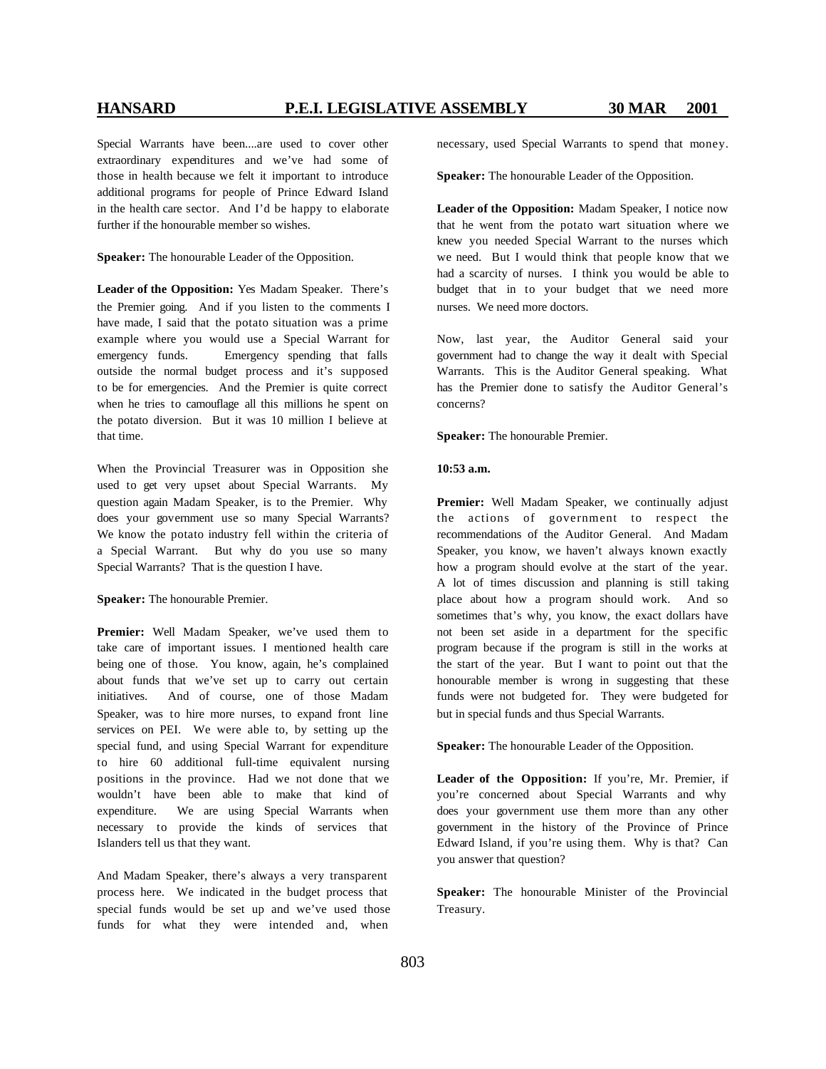Special Warrants have been....are used to cover other extraordinary expenditures and we've had some of those in health because we felt it important to introduce additional programs for people of Prince Edward Island in the health care sector. And I'd be happy to elaborate further if the honourable member so wishes.

**Speaker:** The honourable Leader of the Opposition.

**Leader of the Opposition:** Yes Madam Speaker. There's the Premier going. And if you listen to the comments I have made, I said that the potato situation was a prime example where you would use a Special Warrant for emergency funds. Emergency spending that falls outside the normal budget process and it's supposed to be for emergencies. And the Premier is quite correct when he tries to camouflage all this millions he spent on the potato diversion. But it was 10 million I believe at that time.

When the Provincial Treasurer was in Opposition she used to get very upset about Special Warrants. My question again Madam Speaker, is to the Premier. Why does your government use so many Special Warrants? We know the potato industry fell within the criteria of a Special Warrant. But why do you use so many Special Warrants? That is the question I have.

**Speaker:** The honourable Premier.

**Premier:** Well Madam Speaker, we've used them to take care of important issues. I mentioned health care being one of those. You know, again, he's complained about funds that we've set up to carry out certain initiatives. And of course, one of those Madam Speaker, was to hire more nurses, to expand front line services on PEI. We were able to, by setting up the special fund, and using Special Warrant for expenditure to hire 60 additional full-time equivalent nursing positions in the province. Had we not done that we wouldn't have been able to make that kind of expenditure. We are using Special Warrants when necessary to provide the kinds of services that Islanders tell us that they want.

And Madam Speaker, there's always a very transparent process here. We indicated in the budget process that special funds would be set up and we've used those funds for what they were intended and, when necessary, used Special Warrants to spend that money.

**Speaker:** The honourable Leader of the Opposition.

**Leader of the Opposition:** Madam Speaker, I notice now that he went from the potato wart situation where we knew you needed Special Warrant to the nurses which we need. But I would think that people know that we had a scarcity of nurses. I think you would be able to budget that in to your budget that we need more nurses. We need more doctors.

Now, last year, the Auditor General said your government had to change the way it dealt with Special Warrants. This is the Auditor General speaking. What has the Premier done to satisfy the Auditor General's concerns?

**Speaker:** The honourable Premier.

**10:53 a.m.**

**Premier:** Well Madam Speaker, we continually adjust the actions of government to respect the recommendations of the Auditor General. And Madam Speaker, you know, we haven't always known exactly how a program should evolve at the start of the year. A lot of times discussion and planning is still taking place about how a program should work. And so sometimes that's why, you know, the exact dollars have not been set aside in a department for the specific program because if the program is still in the works at the start of the year. But I want to point out that the honourable member is wrong in suggesting that these funds were not budgeted for. They were budgeted for but in special funds and thus Special Warrants.

**Speaker:** The honourable Leader of the Opposition.

**Leader of the Opposition:** If you're, Mr. Premier, if you're concerned about Special Warrants and why does your government use them more than any other government in the history of the Province of Prince Edward Island, if you're using them. Why is that? Can you answer that question?

**Speaker:** The honourable Minister of the Provincial Treasury.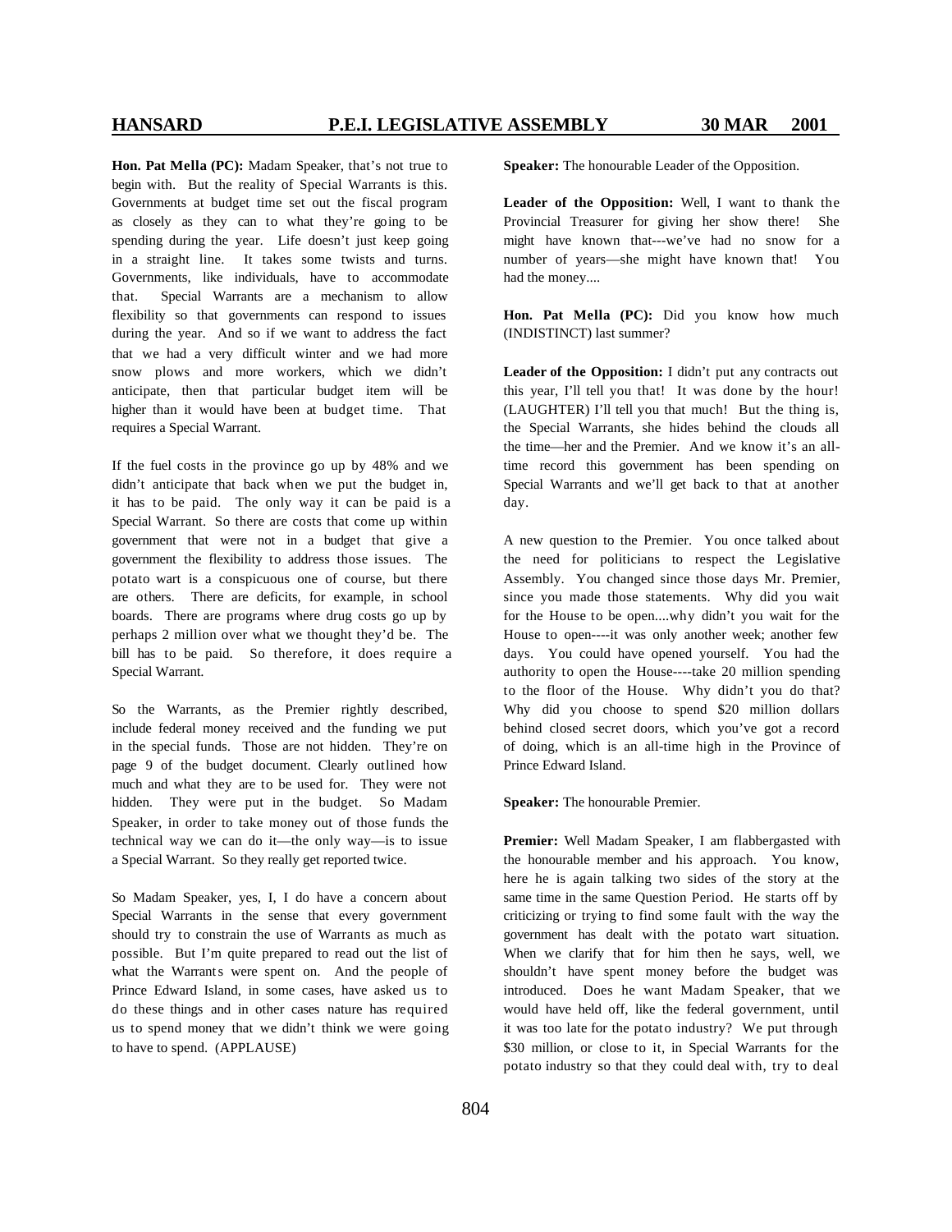**Hon. Pat Mella (PC):** Madam Speaker, that's not true to begin with. But the reality of Special Warrants is this. Governments at budget time set out the fiscal program as closely as they can to what they're going to be spending during the year. Life doesn't just keep going in a straight line. It takes some twists and turns. Governments, like individuals, have to accommodate that. Special Warrants are a mechanism to allow flexibility so that governments can respond to issues during the year. And so if we want to address the fact that we had a very difficult winter and we had more snow plows and more workers, which we didn't anticipate, then that particular budget item will be higher than it would have been at budget time. That requires a Special Warrant.

If the fuel costs in the province go up by 48% and we didn't anticipate that back when we put the budget in, it has to be paid. The only way it can be paid is a Special Warrant. So there are costs that come up within government that were not in a budget that give a government the flexibility to address those issues. The potato wart is a conspicuous one of course, but there are others. There are deficits, for example, in school boards. There are programs where drug costs go up by perhaps 2 million over what we thought they'd be. The bill has to be paid. So therefore, it does require a Special Warrant.

So the Warrants, as the Premier rightly described, include federal money received and the funding we put in the special funds. Those are not hidden. They're on page 9 of the budget document. Clearly outlined how much and what they are to be used for. They were not hidden. They were put in the budget. So Madam Speaker, in order to take money out of those funds the technical way we can do it—the only way—is to issue a Special Warrant. So they really get reported twice.

So Madam Speaker, yes, I, I do have a concern about Special Warrants in the sense that every government should try to constrain the use of Warrants as much as possible. But I'm quite prepared to read out the list of what the Warrants were spent on. And the people of Prince Edward Island, in some cases, have asked us to do these things and in other cases nature has required us to spend money that we didn't think we were going to have to spend. (APPLAUSE)

**Speaker:** The honourable Leader of the Opposition.

**Leader of the Opposition:** Well, I want to thank the Provincial Treasurer for giving her show there! She might have known that---we've had no snow for a number of years—she might have known that! You had the money....

**Hon. Pat Mella (PC):** Did you know how much (INDISTINCT) last summer?

**Leader of the Opposition:** I didn't put any contracts out this year, I'll tell you that! It was done by the hour! (LAUGHTER) I'll tell you that much! But the thing is, the Special Warrants, she hides behind the clouds all the time—her and the Premier. And we know it's an all-time record this government has been spending on Special Warrants and we'll get back to that at another day.

A new question to the Premier. You once talked about the need for politicians to respect the Legislative Assembly. You changed since those days Mr. Premier, since you made those statements. Why did you wait for the House to be open....why didn't you wait for the House to open----it was only another week; another few days. You could have opened yourself. You had the authority to open the House----take 20 million spending to the floor of the House. Why didn't you do that? Why did you choose to spend $20 million dollars behind closed secret doors, which you've got a record of doing, which is an all-time high in the Province of Prince Edward Island.

**Speaker:** The honourable Premier.

**Premier:** Well Madam Speaker, I am flabbergasted with the honourable member and his approach. You know, here he is again talking two sides of the story at the same time in the same Question Period. He starts off by criticizing or trying to find some fault with the way the government has dealt with the potato wart situation. When we clarify that for him then he says, well, we shouldn't have spent money before the budget was introduced. Does he want Madam Speaker, that we would have held off, like the federal government, until it was too late for the potato industry? We put through $30 million, or close to it, in Special Warrants for the potato industry so that they could deal with, try to deal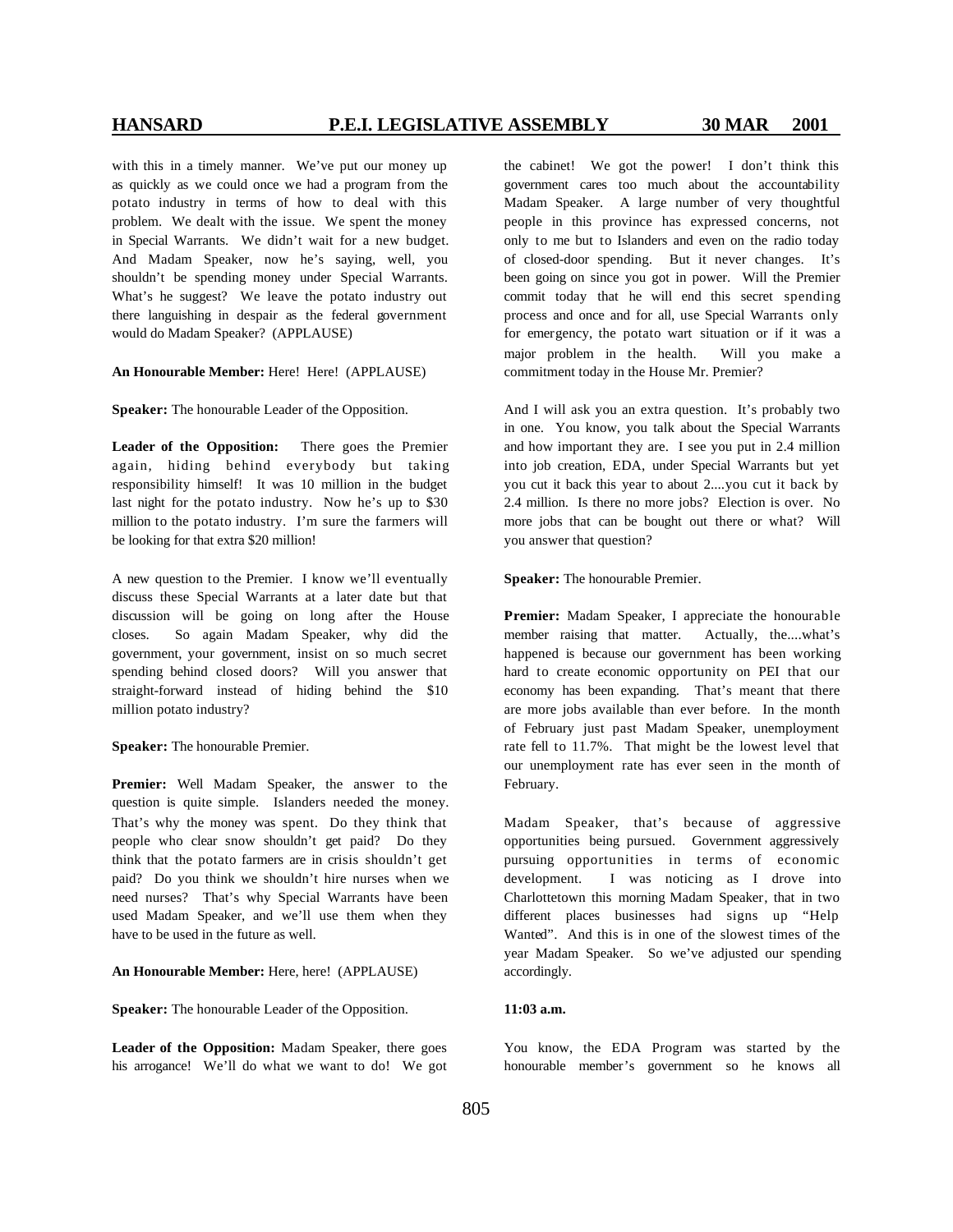with this in a timely manner. We've put our money up as quickly as we could once we had a program from the potato industry in terms of how to deal with this problem. We dealt with the issue. We spent the money in Special Warrants. We didn't wait for a new budget. And Madam Speaker, now he's saying, well, you shouldn't be spending money under Special Warrants. What's he suggest? We leave the potato industry out there languishing in despair as the federal government would do Madam Speaker? (APPLAUSE)

**An Honourable Member:** Here! Here! (APPLAUSE)

**Speaker:** The honourable Leader of the Opposition.

**Leader of the Opposition:** There goes the Premier again, hiding behind everybody but taking responsibility himself! It was 10 million in the budget last night for the potato industry. Now he's up to $30 million to the potato industry. I'm sure the farmers will be looking for that extra $20 million!

A new question to the Premier. I know we'll eventually discuss these Special Warrants at a later date but that discussion will be going on long after the House closes. So again Madam Speaker, why did the government, your government, insist on so much secret spending behind closed doors? Will you answer that straight-forward instead of hiding behind the $10 million potato industry?

**Speaker:** The honourable Premier.

**Premier:** Well Madam Speaker, the answer to the question is quite simple. Islanders needed the money. That's why the money was spent. Do they think that people who clear snow shouldn't get paid? Do they think that the potato farmers are in crisis shouldn't get paid? Do you think we shouldn't hire nurses when we need nurses? That's why Special Warrants have been used Madam Speaker, and we'll use them when they have to be used in the future as well.

**An Honourable Member:** Here, here! (APPLAUSE)

**Speaker:** The honourable Leader of the Opposition.

**Leader of the Opposition:** Madam Speaker, there goes his arrogance! We'll do what we want to do! We got the cabinet! We got the power! I don't think this government cares too much about the accountability Madam Speaker. A large number of very thoughtful people in this province has expressed concerns, not only to me but to Islanders and even on the radio today of closed-door spending. But it never changes. It's been going on since you got in power. Will the Premier commit today that he will end this secret spending process and once and for all, use Special Warrants only for emergency, the potato wart situation or if it was a major problem in the health. Will you make a commitment today in the House Mr. Premier?

And I will ask you an extra question. It's probably two in one. You know, you talk about the Special Warrants and how important they are. I see you put in 2.4 million into job creation, EDA, under Special Warrants but yet you cut it back this year to about 2....you cut it back by 2.4 million. Is there no more jobs? Election is over. No more jobs that can be bought out there or what? Will you answer that question?

**Speaker:** The honourable Premier.

**Premier:** Madam Speaker, I appreciate the honourable member raising that matter. Actually, the....what's happened is because our government has been working hard to create economic opportunity on PEI that our economy has been expanding. That's meant that there are more jobs available than ever before. In the month of February just past Madam Speaker, unemployment rate fell to 11.7%. That might be the lowest level that our unemployment rate has ever seen in the month of February.

Madam Speaker, that's because of aggressive opportunities being pursued. Government aggressively pursuing opportunities in terms of economic development. I was noticing as I drove into Charlottetown this morning Madam Speaker, that in two different places businesses had signs up "Help Wanted". And this is in one of the slowest times of the year Madam Speaker. So we've adjusted our spending accordingly.

**11:03 a.m.**

You know, the EDA Program was started by the honourable member's government so he knows all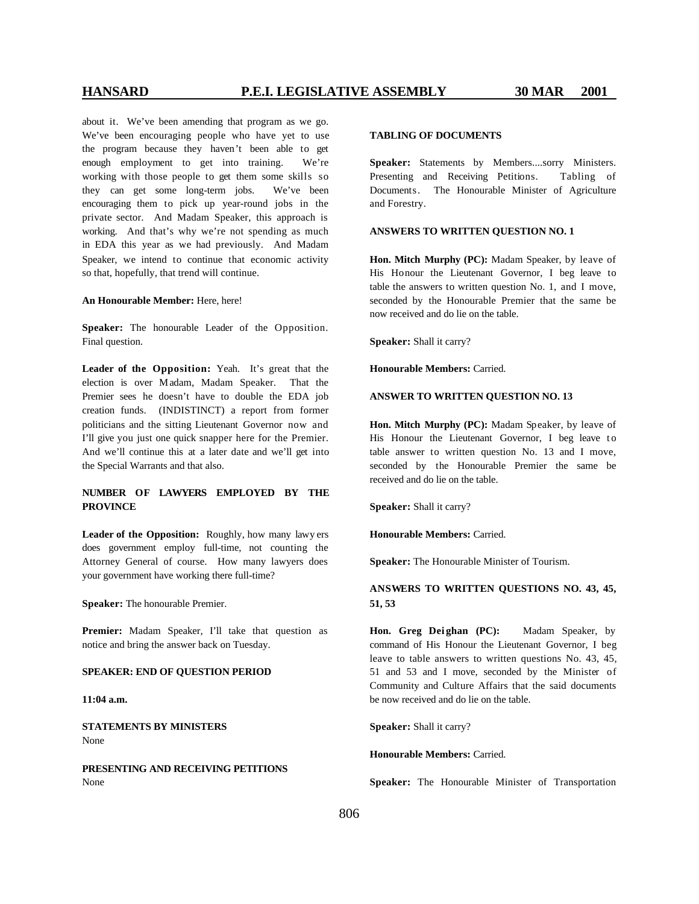about it. We've been amending that program as we go. We've been encouraging people who have yet to use the program because they haven't been able to get enough employment to get into training. We're working with those people to get them some skills so they can get some long-term jobs. We've been encouraging them to pick up year-round jobs in the private sector. And Madam Speaker, this approach is working. And that's why we're not spending as much in EDA this year as we had previously. And Madam Speaker, we intend to continue that economic activity so that, hopefully, that trend will continue.

**An Honourable Member:** Here, here!

**Speaker:** The honourable Leader of the Opposition. Final question.

**Leader of the Opposition:** Yeah. It's great that the election is over Madam, Madam Speaker. That the Premier sees he doesn't have to double the EDA job creation funds. (INDISTINCT) a report from former politicians and the sitting Lieutenant Governor now and I'll give you just one quick snapper here for the Premier. And we'll continue this at a later date and we'll get into the Special Warrants and that also.

**NUMBER OF LAWYERS EMPLOYED BY THE PROVINCE**

**Leader of the Opposition:** Roughly, how many lawyers does government employ full-time, not counting the Attorney General of course. How many lawyers does your government have working there full-time?

**Speaker:** The honourable Premier.

**Premier:** Madam Speaker, I'll take that question as notice and bring the answer back on Tuesday.

**SPEAKER: END OF QUESTION PERIOD**

**11:04 a.m.**

**STATEMENTS BY MINISTERS**
None

**PRESENTING AND RECEIVING PETITIONS**
None

**TABLING OF DOCUMENTS**

**Speaker:** Statements by Members....sorry Ministers. Presenting and Receiving Petitions. Tabling of Documents. The Honourable Minister of Agriculture and Forestry.

**ANSWERS TO WRITTEN QUESTION NO. 1**

**Hon. Mitch Murphy (PC):** Madam Speaker, by leave of His Honour the Lieutenant Governor, I beg leave to table the answers to written question No. 1, and I move, seconded by the Honourable Premier that the same be now received and do lie on the table.

**Speaker:** Shall it carry?

**Honourable Members:** Carried.

**ANSWER TO WRITTEN QUESTION NO. 13**

**Hon. Mitch Murphy (PC):** Madam Speaker, by leave of His Honour the Lieutenant Governor, I beg leave to table answer to written question No. 13 and I move, seconded by the Honourable Premier the same be received and do lie on the table.

**Speaker:** Shall it carry?

**Honourable Members:** Carried.

**Speaker:** The Honourable Minister of Tourism.

**ANSWERS TO WRITTEN QUESTIONS NO. 43, 45, 51, 53**

**Hon. Greg Deighan (PC):** Madam Speaker, by command of His Honour the Lieutenant Governor, I beg leave to table answers to written questions No. 43, 45, 51 and 53 and I move, seconded by the Minister of Community and Culture Affairs that the said documents be now received and do lie on the table.

**Speaker:** Shall it carry?

**Honourable Members:** Carried.

**Speaker:** The Honourable Minister of Transportation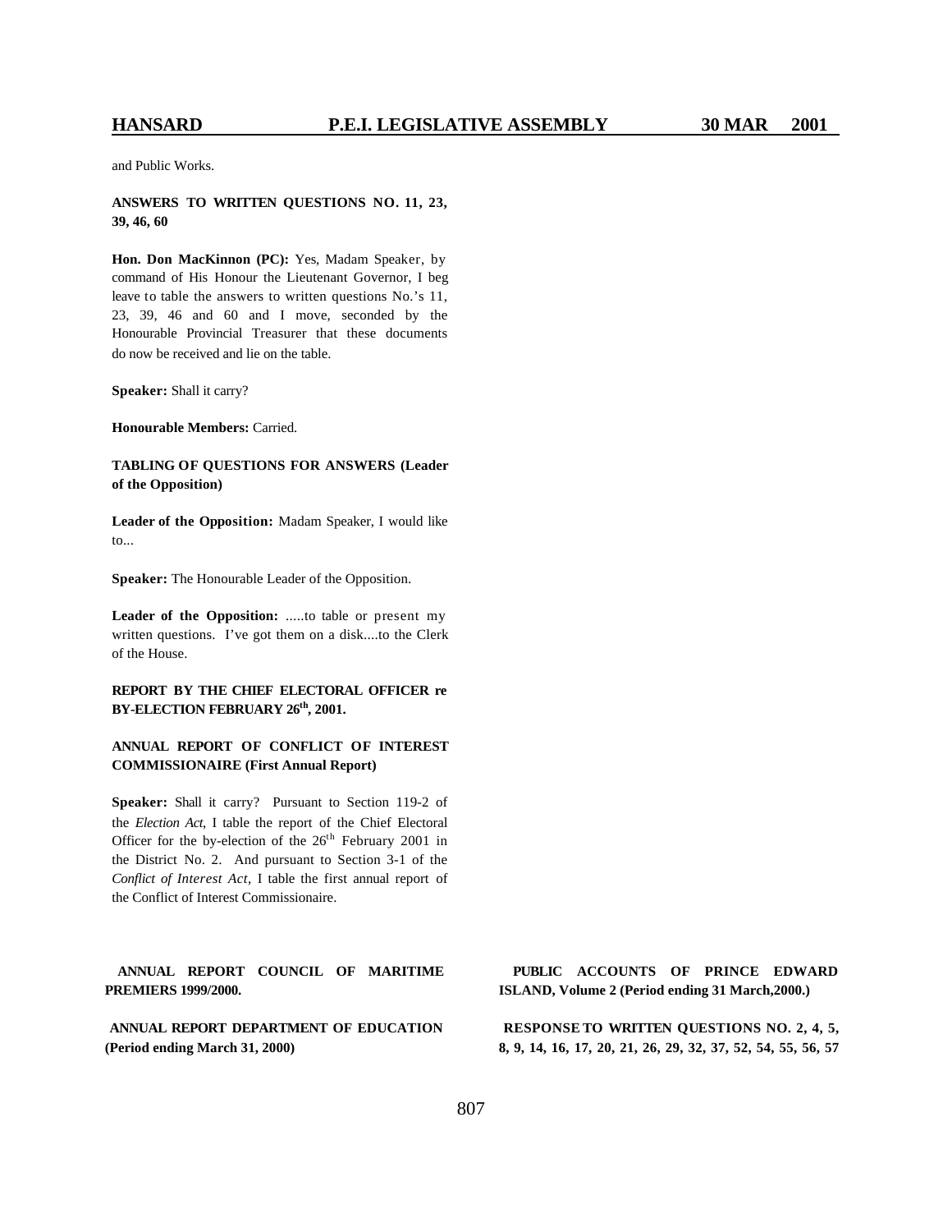and Public Works.

**ANSWERS TO WRITTEN QUESTIONS NO. 11, 23, 39, 46, 60**

**Hon. Don MacKinnon (PC):** Yes, Madam Speaker, by command of His Honour the Lieutenant Governor, I beg leave to table the answers to written questions No.'s 11, 23, 39, 46 and 60 and I move, seconded by the Honourable Provincial Treasurer that these documents do now be received and lie on the table.

**Speaker:** Shall it carry?

**Honourable Members:** Carried.

**TABLING OF QUESTIONS FOR ANSWERS (Leader of the Opposition)**

**Leader of the Opposition:** Madam Speaker, I would like to...

**Speaker:** The Honourable Leader of the Opposition.

**Leader of the Opposition:** .....to table or present my written questions. I've got them on a disk....to the Clerk of the House.

**REPORT BY THE CHIEF ELECTORAL OFFICER re BY-ELECTION FEBRUARY 26th, 2001.**

**ANNUAL REPORT OF CONFLICT OF INTEREST COMMISSIONAIRE (First Annual Report)**

**Speaker:** Shall it carry? Pursuant to Section 119-2 of the *Election Act*, I table the report of the Chief Electoral Officer for the by-election of the 26th February 2001 in the District No. 2. And pursuant to Section 3-1 of the *Conflict of Interest Act*, I table the first annual report of the Conflict of Interest Commissionaire.

**ANNUAL REPORT COUNCIL OF MARITIME PREMIERS 1999/2000.**

**ANNUAL REPORT DEPARTMENT OF EDUCATION (Period ending March 31, 2000)**

**PUBLIC ACCOUNTS OF PRINCE EDWARD ISLAND, Volume 2 (Period ending 31 March,2000.)**

**RESPONSE TO WRITTEN QUESTIONS NO. 2, 4, 5, 8, 9, 14, 16, 17, 20, 21, 26, 29, 32, 37, 52, 54, 55, 56, 57**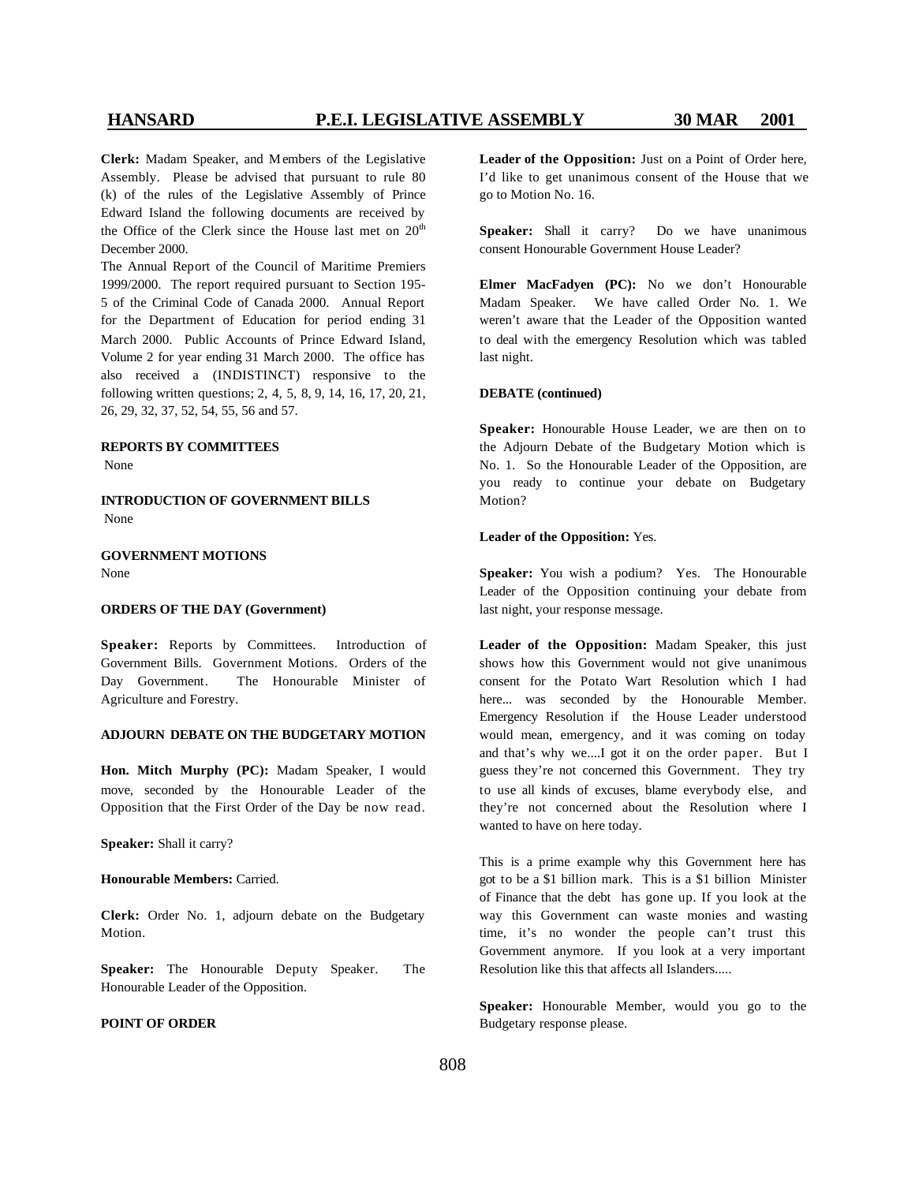**Clerk:** Madam Speaker, and Members of the Legislative Assembly. Please be advised that pursuant to rule 80 (k) of the rules of the Legislative Assembly of Prince Edward Island the following documents are received by the Office of the Clerk since the House last met on 20th December 2000.

The Annual Report of the Council of Maritime Premiers 1999/2000. The report required pursuant to Section 195-5 of the Criminal Code of Canada 2000. Annual Report for the Department of Education for period ending 31 March 2000. Public Accounts of Prince Edward Island, Volume 2 for year ending 31 March 2000. The office has also received a (INDISTINCT) responsive to the following written questions; 2, 4, 5, 8, 9, 14, 16, 17, 20, 21, 26, 29, 32, 37, 52, 54, 55, 56 and 57.

**REPORTS BY COMMITTEES**

None

**INTRODUCTION OF GOVERNMENT BILLS**

None

**GOVERNMENT MOTIONS**

None

**ORDERS OF THE DAY (Government)**

**Speaker:** Reports by Committees. Introduction of Government Bills. Government Motions. Orders of the Day Government. The Honourable Minister of Agriculture and Forestry.

**ADJOURN DEBATE ON THE BUDGETARY MOTION**

**Hon. Mitch Murphy (PC):** Madam Speaker, I would move, seconded by the Honourable Leader of the Opposition that the First Order of the Day be now read.

**Speaker:** Shall it carry?

**Honourable Members:** Carried.

**Clerk:** Order No. 1, adjourn debate on the Budgetary Motion.

**Speaker:** The Honourable Deputy Speaker. The Honourable Leader of the Opposition.

**POINT OF ORDER**

**Leader of the Opposition:** Just on a Point of Order here, I'd like to get unanimous consent of the House that we go to Motion No. 16.

**Speaker:** Shall it carry? Do we have unanimous consent Honourable Government House Leader?

**Elmer MacFadyen (PC):** No we don't Honourable Madam Speaker. We have called Order No. 1. We weren't aware that the Leader of the Opposition wanted to deal with the emergency Resolution which was tabled last night.

**DEBATE (continued)**

**Speaker:** Honourable House Leader, we are then on to the Adjourn Debate of the Budgetary Motion which is No. 1. So the Honourable Leader of the Opposition, are you ready to continue your debate on Budgetary Motion?

**Leader of the Opposition:** Yes.

**Speaker:** You wish a podium? Yes. The Honourable Leader of the Opposition continuing your debate from last night, your response message.

**Leader of the Opposition:** Madam Speaker, this just shows how this Government would not give unanimous consent for the Potato Wart Resolution which I had here... was seconded by the Honourable Member. Emergency Resolution if the House Leader understood would mean, emergency, and it was coming on today and that's why we....I got it on the order paper. But I guess they're not concerned this Government. They try to use all kinds of excuses, blame everybody else, and they're not concerned about the Resolution where I wanted to have on here today.

This is a prime example why this Government here has got to be a $1 billion mark. This is a $1 billion Minister of Finance that the debt has gone up. If you look at the way this Government can waste monies and wasting time, it's no wonder the people can't trust this Government anymore. If you look at a very important Resolution like this that affects all Islanders.....

**Speaker:** Honourable Member, would you go to the Budgetary response please.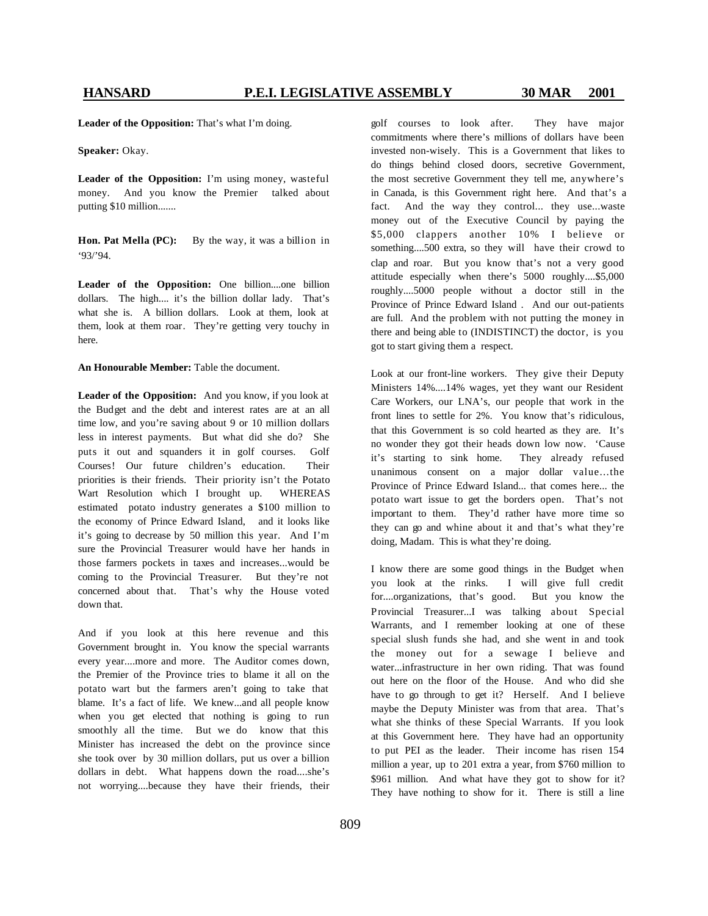**Leader of the Opposition:** That's what I'm doing.

**Speaker:** Okay.

**Leader of the Opposition:** I'm using money, wasteful money. And you know the Premier talked about putting $10 million.......

**Hon. Pat Mella (PC):** By the way, it was a billion in '93/'94.

**Leader of the Opposition:** One billion....one billion dollars. The high.... it's the billion dollar lady. That's what she is. A billion dollars. Look at them, look at them, look at them roar. They're getting very touchy in here.

**An Honourable Member:** Table the document.

**Leader of the Opposition:** And you know, if you look at the Budget and the debt and interest rates are at an all time low, and you're saving about 9 or 10 million dollars less in interest payments. But what did she do? She puts it out and squanders it in golf courses. Golf Courses! Our future children's education. Their priorities is their friends. Their priority isn't the Potato Wart Resolution which I brought up. WHEREAS estimated potato industry generates a $100 million to the economy of Prince Edward Island, and it looks like it's going to decrease by 50 million this year. And I'm sure the Provincial Treasurer would have her hands in those farmers pockets in taxes and increases...would be coming to the Provincial Treasurer. But they're not concerned about that. That's why the House voted down that.

And if you look at this here revenue and this Government brought in. You know the special warrants every year....more and more. The Auditor comes down, the Premier of the Province tries to blame it all on the potato wart but the farmers aren't going to take that blame. It's a fact of life. We knew...and all people know when you get elected that nothing is going to run smoothly all the time. But we do know that this Minister has increased the debt on the province since she took over by 30 million dollars, put us over a billion dollars in debt. What happens down the road....she's not worrying....because they have their friends, their golf courses to look after. They have major commitments where there's millions of dollars have been invested non-wisely. This is a Government that likes to do things behind closed doors, secretive Government, the most secretive Government they tell me, anywhere's in Canada, is this Government right here. And that's a fact. And the way they control... they use...waste money out of the Executive Council by paying the $5,000 clappers another 10% I believe or something....500 extra, so they will have their crowd to clap and roar. But you know that's not a very good attitude especially when there's 5000 roughly....$5,000 roughly....5000 people without a doctor still in the Province of Prince Edward Island . And our out-patients are full. And the problem with not putting the money in there and being able to (INDISTINCT) the doctor, is you got to start giving them a respect.

Look at our front-line workers. They give their Deputy Ministers 14%....14% wages, yet they want our Resident Care Workers, our LNA's, our people that work in the front lines to settle for 2%. You know that's ridiculous, that this Government is so cold hearted as they are. It's no wonder they got their heads down low now. 'Cause it's starting to sink home. They already refused unanimous consent on a major dollar value…the Province of Prince Edward Island... that comes here... the potato wart issue to get the borders open. That's not important to them. They'd rather have more time so they can go and whine about it and that's what they're doing, Madam. This is what they're doing.

I know there are some good things in the Budget when you look at the rinks. I will give full credit for....organizations, that's good. But you know the Provincial Treasurer...I was talking about Special Warrants, and I remember looking at one of these special slush funds she had, and she went in and took the money out for a sewage I believe and water...infrastructure in her own riding. That was found out here on the floor of the House. And who did she have to go through to get it? Herself. And I believe maybe the Deputy Minister was from that area. That's what she thinks of these Special Warrants. If you look at this Government here. They have had an opportunity to put PEI as the leader. Their income has risen 154 million a year, up to 201 extra a year, from $760 million to $961 million. And what have they got to show for it? They have nothing to show for it. There is still a line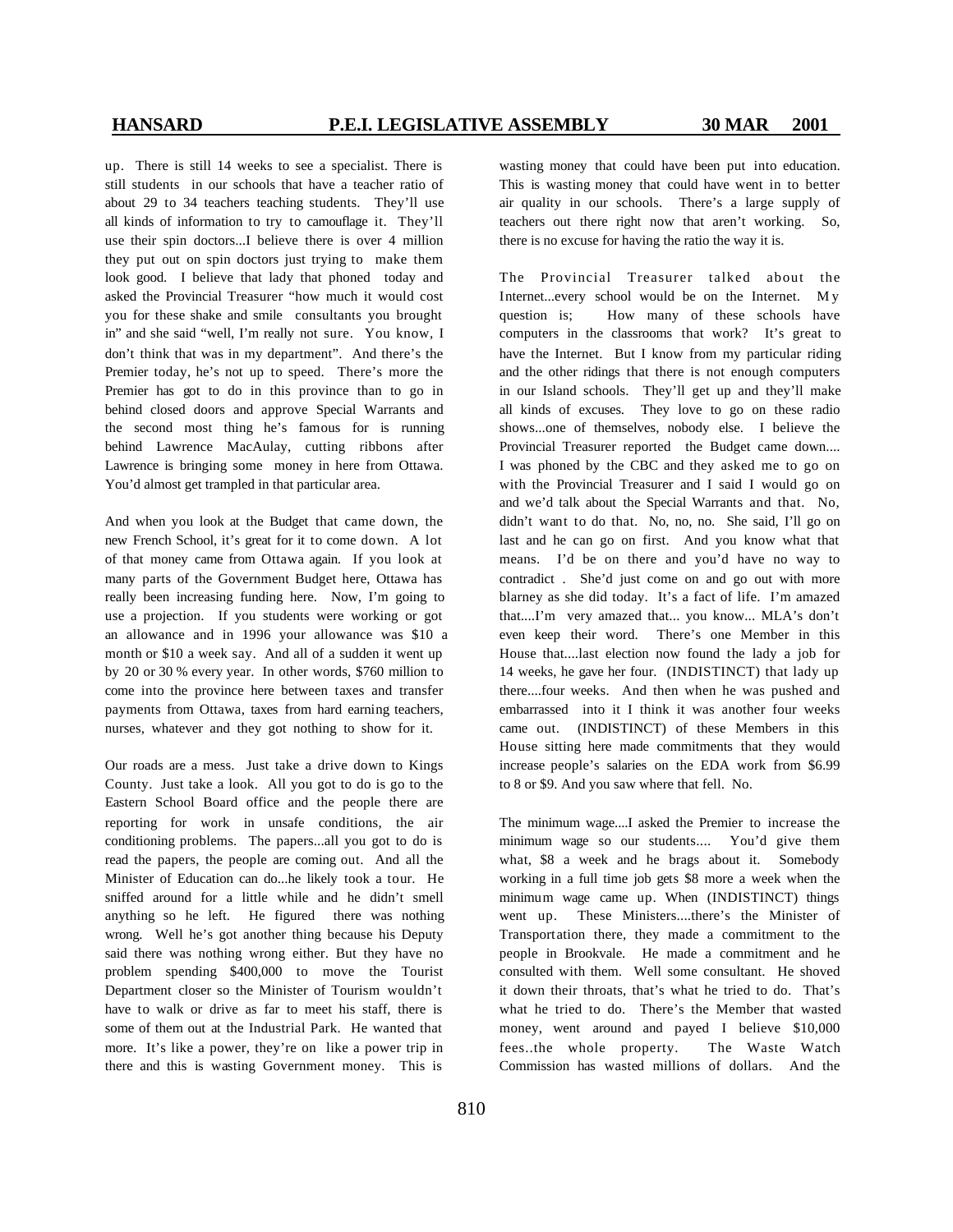up. There is still 14 weeks to see a specialist. There is still students in our schools that have a teacher ratio of about 29 to 34 teachers teaching students. They'll use all kinds of information to try to camouflage it. They'll use their spin doctors...I believe there is over 4 million they put out on spin doctors just trying to make them look good. I believe that lady that phoned today and asked the Provincial Treasurer "how much it would cost you for these shake and smile consultants you brought in" and she said "well, I'm really not sure. You know, I don't think that was in my department". And there's the Premier today, he's not up to speed. There's more the Premier has got to do in this province than to go in behind closed doors and approve Special Warrants and the second most thing he's famous for is running behind Lawrence MacAulay, cutting ribbons after Lawrence is bringing some money in here from Ottawa. You'd almost get trampled in that particular area.

And when you look at the Budget that came down, the new French School, it's great for it to come down. A lot of that money came from Ottawa again. If you look at many parts of the Government Budget here, Ottawa has really been increasing funding here. Now, I'm going to use a projection. If you students were working or got an allowance and in 1996 your allowance was $10 a month or $10 a week say. And all of a sudden it went up by 20 or 30 % every year. In other words, $760 million to come into the province here between taxes and transfer payments from Ottawa, taxes from hard earning teachers, nurses, whatever and they got nothing to show for it.

Our roads are a mess. Just take a drive down to Kings County. Just take a look. All you got to do is go to the Eastern School Board office and the people there are reporting for work in unsafe conditions, the air conditioning problems. The papers...all you got to do is read the papers, the people are coming out. And all the Minister of Education can do...he likely took a tour. He sniffed around for a little while and he didn't smell anything so he left. He figured there was nothing wrong. Well he's got another thing because his Deputy said there was nothing wrong either. But they have no problem spending $400,000 to move the Tourist Department closer so the Minister of Tourism wouldn't have to walk or drive as far to meet his staff, there is some of them out at the Industrial Park. He wanted that more. It's like a power, they're on like a power trip in there and this is wasting Government money. This is wasting money that could have been put into education. This is wasting money that could have went in to better air quality in our schools. There's a large supply of teachers out there right now that aren't working. So, there is no excuse for having the ratio the way it is.

The Provincial Treasurer talked about the Internet...every school would be on the Internet. My question is; How many of these schools have computers in the classrooms that work? It's great to have the Internet. But I know from my particular riding and the other ridings that there is not enough computers in our Island schools. They'll get up and they'll make all kinds of excuses. They love to go on these radio shows...one of themselves, nobody else. I believe the Provincial Treasurer reported the Budget came down.... I was phoned by the CBC and they asked me to go on with the Provincial Treasurer and I said I would go on and we'd talk about the Special Warrants and that. No, didn't want to do that. No, no, no. She said, I'll go on last and he can go on first. And you know what that means. I'd be on there and you'd have no way to contradict . She'd just come on and go out with more blarney as she did today. It's a fact of life. I'm amazed that....I'm very amazed that... you know... MLA's don't even keep their word. There's one Member in this House that....last election now found the lady a job for 14 weeks, he gave her four. (INDISTINCT) that lady up there....four weeks. And then when he was pushed and embarrassed into it I think it was another four weeks came out. (INDISTINCT) of these Members in this House sitting here made commitments that they would increase people's salaries on the EDA work from $6.99 to 8 or $9. And you saw where that fell. No.

The minimum wage....I asked the Premier to increase the minimum wage so our students.... You'd give them what, $8 a week and he brags about it. Somebody working in a full time job gets $8 more a week when the minimum wage came up. When (INDISTINCT) things went up. These Ministers....there's the Minister of Transportation there, they made a commitment to the people in Brookvale. He made a commitment and he consulted with them. Well some consultant. He shoved it down their throats, that's what he tried to do. That's what he tried to do. There's the Member that wasted money, went around and payed I believe $10,000 fees..the whole property. The Waste Watch Commission has wasted millions of dollars. And the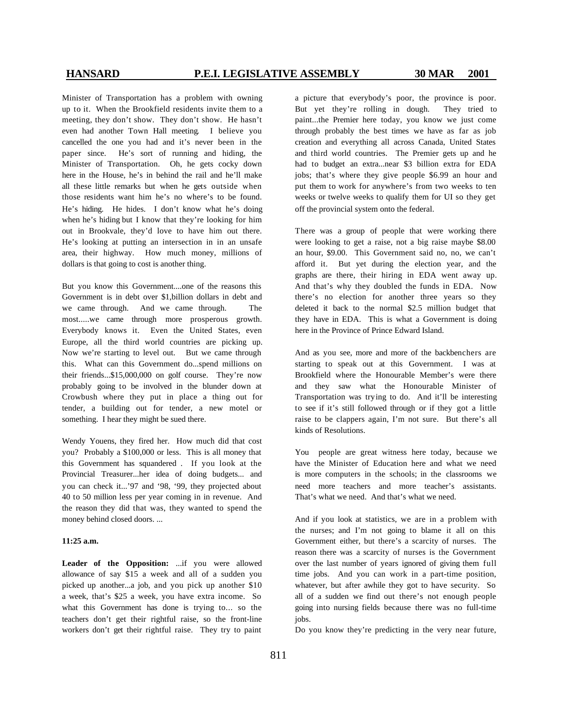Minister of Transportation has a problem with owning up to it. When the Brookfield residents invite them to a meeting, they don't show. They don't show. He hasn't even had another Town Hall meeting. I believe you cancelled the one you had and it's never been in the paper since. He's sort of running and hiding, the Minister of Transportation. Oh, he gets cocky down here in the House, he's in behind the rail and he'll make all these little remarks but when he gets outside when those residents want him he's no where's to be found. He's hiding. He hides. I don't know what he's doing when he's hiding but I know that they're looking for him out in Brookvale, they'd love to have him out there. He's looking at putting an intersection in in an unsafe area, their highway. How much money, millions of dollars is that going to cost is another thing.

But you know this Government....one of the reasons this Government is in debt over $1,billion dollars in debt and we came through. And we came through. The most.....we came through more prosperous growth. Everybody knows it. Even the United States, even Europe, all the third world countries are picking up. Now we're starting to level out. But we came through this. What can this Government do...spend millions on their friends...$15,000,000 on golf course. They're now probably going to be involved in the blunder down at Crowbush where they put in place a thing out for tender, a building out for tender, a new motel or something. I hear they might be sued there.

Wendy Youens, they fired her. How much did that cost you? Probably a $100,000 or less. This is all money that this Government has squandered . If you look at the Provincial Treasurer...her idea of doing budgets... and you can check it...'97 and '98, '99, they projected about 40 to 50 million less per year coming in in revenue. And the reason they did that was, they wanted to spend the money behind closed doors. ...

**11:25 a.m.**

**Leader of the Opposition:** ...if you were allowed allowance of say $15 a week and all of a sudden you picked up another...a job, and you pick up another $10 a week, that's $25 a week, you have extra income. So what this Government has done is trying to... so the teachers don't get their rightful raise, so the front-line workers don't get their rightful raise. They try to paint a picture that everybody's poor, the province is poor. But yet they're rolling in dough. They tried to paint...the Premier here today, you know we just come through probably the best times we have as far as job creation and everything all across Canada, United States and third world countries. The Premier gets up and he had to budget an extra...near $3 billion extra for EDA jobs; that's where they give people $6.99 an hour and put them to work for anywhere's from two weeks to ten weeks or twelve weeks to qualify them for UI so they get off the provincial system onto the federal.

There was a group of people that were working there were looking to get a raise, not a big raise maybe $8.00 an hour, $9.00. This Government said no, no, we can't afford it. But yet during the election year, and the graphs are there, their hiring in EDA went away up. And that's why they doubled the funds in EDA. Now there's no election for another three years so they deleted it back to the normal $2.5 million budget that they have in EDA. This is what a Government is doing here in the Province of Prince Edward Island.

And as you see, more and more of the backbenchers are starting to speak out at this Government. I was at Brookfield where the Honourable Member's were there and they saw what the Honourable Minister of Transportation was trying to do. And it'll be interesting to see if it's still followed through or if they got a little raise to be clappers again, I'm not sure. But there's all kinds of Resolutions.

You people are great witness here today, because we have the Minister of Education here and what we need is more computers in the schools; in the classrooms we need more teachers and more teacher's assistants. That's what we need. And that's what we need.

And if you look at statistics, we are in a problem with the nurses; and I'm not going to blame it all on this Government either, but there's a scarcity of nurses. The reason there was a scarcity of nurses is the Government over the last number of years ignored of giving them full time jobs. And you can work in a part-time position, whatever, but after awhile they got to have security. So all of a sudden we find out there's not enough people going into nursing fields because there was no full-time jobs.

Do you know they're predicting in the very near future,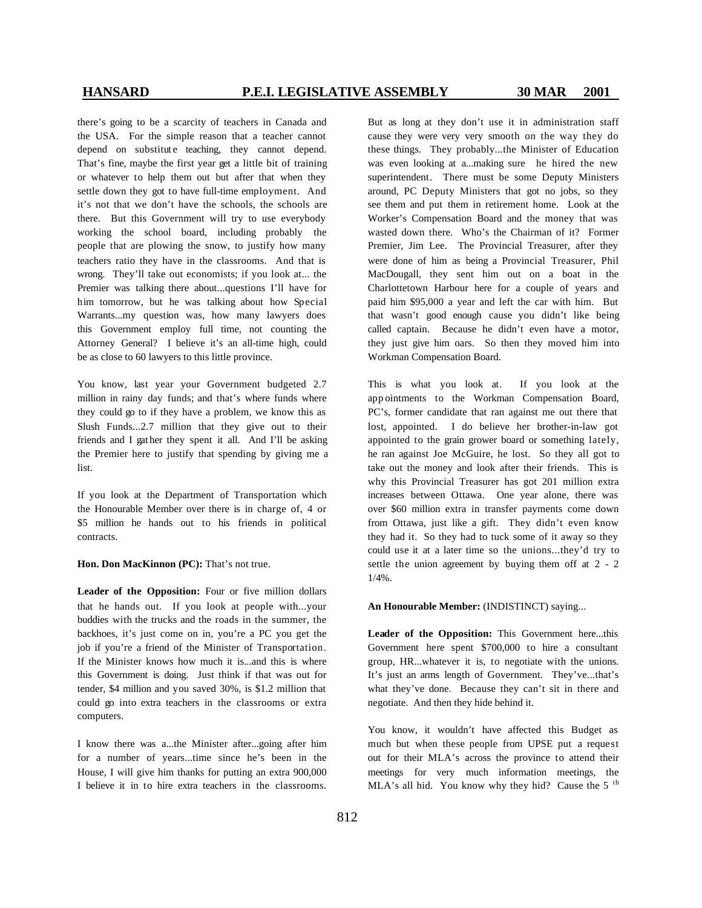there's going to be a scarcity of teachers in Canada and the USA. For the simple reason that a teacher cannot depend on substitute teaching, they cannot depend. That's fine, maybe the first year get a little bit of training or whatever to help them out but after that when they settle down they got to have full-time employment. And it's not that we don't have the schools, the schools are there. But this Government will try to use everybody working the school board, including probably the people that are plowing the snow, to justify how many teachers ratio they have in the classrooms. And that is wrong. They'll take out economists; if you look at... the Premier was talking there about...questions I'll have for him tomorrow, but he was talking about how Special Warrants...my question was, how many lawyers does this Government employ full time, not counting the Attorney General? I believe it's an all-time high, could be as close to 60 lawyers to this little province.

You know, last year your Government budgeted 2.7 million in rainy day funds; and that's where funds where they could go to if they have a problem, we know this as Slush Funds...2.7 million that they give out to their friends and I gather they spent it all. And I'll be asking the Premier here to justify that spending by giving me a list.

If you look at the Department of Transportation which the Honourable Member over there is in charge of, 4 or $5 million he hands out to his friends in political contracts.

**Hon. Don MacKinnon (PC):** That's not true.

**Leader of the Opposition:** Four or five million dollars that he hands out. If you look at people with...your buddies with the trucks and the roads in the summer, the backhoes, it's just come on in, you're a PC you get the job if you're a friend of the Minister of Transportation. If the Minister knows how much it is...and this is where this Government is doing. Just think if that was out for tender, $4 million and you saved 30%, is $1.2 million that could go into extra teachers in the classrooms or extra computers.

I know there was a...the Minister after...going after him for a number of years...time since he's been in the House, I will give him thanks for putting an extra 900,000 I believe it in to hire extra teachers in the classrooms. But as long at they don't use it in administration staff cause they were very very smooth on the way they do these things. They probably...the Minister of Education was even looking at a...making sure he hired the new superintendent. There must be some Deputy Ministers around, PC Deputy Ministers that got no jobs, so they see them and put them in retirement home. Look at the Worker's Compensation Board and the money that was wasted down there. Who's the Chairman of it? Former Premier, Jim Lee. The Provincial Treasurer, after they were done of him as being a Provincial Treasurer, Phil MacDougall, they sent him out on a boat in the Charlottetown Harbour here for a couple of years and paid him $95,000 a year and left the car with him. But that wasn't good enough cause you didn't like being called captain. Because he didn't even have a motor, they just give him oars. So then they moved him into Workman Compensation Board.

This is what you look at. If you look at the appointments to the Workman Compensation Board, PC's, former candidate that ran against me out there that lost, appointed. I do believe her brother-in-law got appointed to the grain grower board or something lately, he ran against Joe McGuire, he lost. So they all got to take out the money and look after their friends. This is why this Provincial Treasurer has got 201 million extra increases between Ottawa. One year alone, there was over $60 million extra in transfer payments come down from Ottawa, just like a gift. They didn't even know they had it. So they had to tuck some of it away so they could use it at a later time so the unions...they'd try to settle the union agreement by buying them off at 2 - 2 1/4%.

**An Honourable Member:** (INDISTINCT) saying...

**Leader of the Opposition:** This Government here...this Government here spent $700,000 to hire a consultant group, HR...whatever it is, to negotiate with the unions. It's just an arms length of Government. They've...that's what they've done. Because they can't sit in there and negotiate. And then they hide behind it.

You know, it wouldn't have affected this Budget as much but when these people from UPSE put a request out for their MLA's across the province to attend their meetings for very much information meetings, the MLA's all hid. You know why they hid? Cause the 5th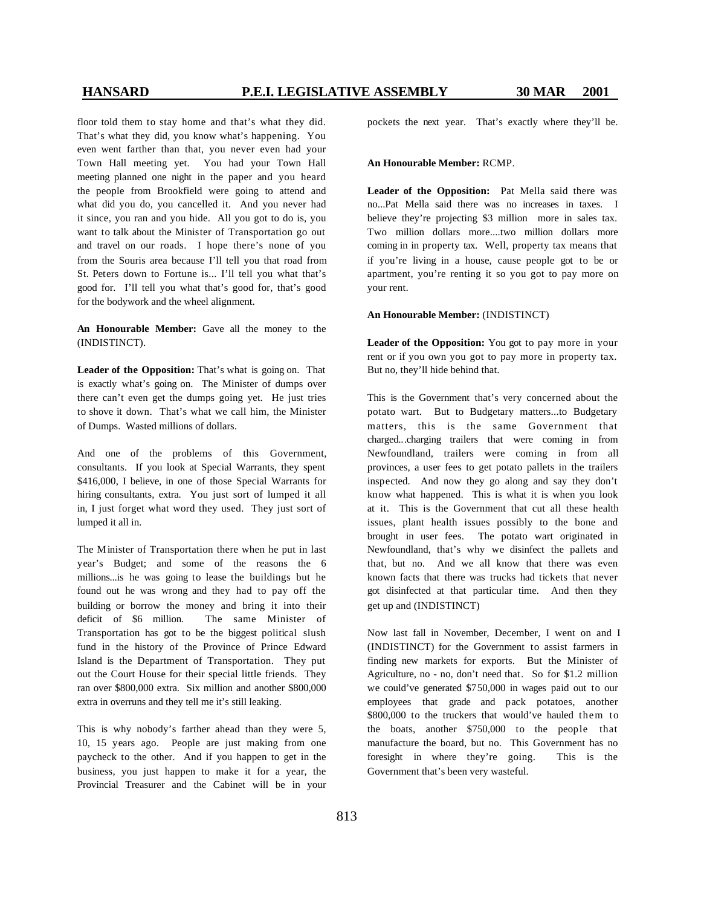floor told them to stay home and that's what they did. That's what they did, you know what's happening. You even went farther than that, you never even had your Town Hall meeting yet. You had your Town Hall meeting planned one night in the paper and you heard the people from Brookfield were going to attend and what did you do, you cancelled it. And you never had it since, you ran and you hide. All you got to do is, you want to talk about the Minister of Transportation go out and travel on our roads. I hope there's none of you from the Souris area because I'll tell you that road from St. Peters down to Fortune is... I'll tell you what that's good for. I'll tell you what that's good for, that's good for the bodywork and the wheel alignment.

**An Honourable Member:** Gave all the money to the (INDISTINCT).

**Leader of the Opposition:** That's what is going on. That is exactly what's going on. The Minister of dumps over there can't even get the dumps going yet. He just tries to shove it down. That's what we call him, the Minister of Dumps. Wasted millions of dollars.

And one of the problems of this Government, consultants. If you look at Special Warrants, they spent $416,000, I believe, in one of those Special Warrants for hiring consultants, extra. You just sort of lumped it all in, I just forget what word they used. They just sort of lumped it all in.

The Minister of Transportation there when he put in last year's Budget; and some of the reasons the 6 millions...is he was going to lease the buildings but he found out he was wrong and they had to pay off the building or borrow the money and bring it into their deficit of $6 million. The same Minister of Transportation has got to be the biggest political slush fund in the history of the Province of Prince Edward Island is the Department of Transportation. They put out the Court House for their special little friends. They ran over $800,000 extra. Six million and another $800,000 extra in overruns and they tell me it's still leaking.

This is why nobody's farther ahead than they were 5, 10, 15 years ago. People are just making from one paycheck to the other. And if you happen to get in the business, you just happen to make it for a year, the Provincial Treasurer and the Cabinet will be in your pockets the next year. That's exactly where they'll be.

**An Honourable Member:** RCMP.

**Leader of the Opposition:** Pat Mella said there was no...Pat Mella said there was no increases in taxes. I believe they're projecting $3 million more in sales tax. Two million dollars more....two million dollars more coming in in property tax. Well, property tax means that if you're living in a house, cause people got to be or apartment, you're renting it so you got to pay more on your rent.

**An Honourable Member:** (INDISTINCT)

**Leader of the Opposition:** You got to pay more in your rent or if you own you got to pay more in property tax. But no, they'll hide behind that.

This is the Government that's very concerned about the potato wart. But to Budgetary matters...to Budgetary matters, this is the same Government that charged...charging trailers that were coming in from Newfoundland, trailers were coming in from all provinces, a user fees to get potato pallets in the trailers inspected. And now they go along and say they don't know what happened. This is what it is when you look at it. This is the Government that cut all these health issues, plant health issues possibly to the bone and brought in user fees. The potato wart originated in Newfoundland, that's why we disinfect the pallets and that, but no. And we all know that there was even known facts that there was trucks had tickets that never got disinfected at that particular time. And then they get up and (INDISTINCT)

Now last fall in November, December, I went on and I (INDISTINCT) for the Government to assist farmers in finding new markets for exports. But the Minister of Agriculture, no - no, don't need that. So for $1.2 million we could've generated $750,000 in wages paid out to our employees that grade and pack potatoes, another $800,000 to the truckers that would've hauled them to the boats, another $750,000 to the people that manufacture the board, but no. This Government has no foresight in where they're going. This is the Government that's been very wasteful.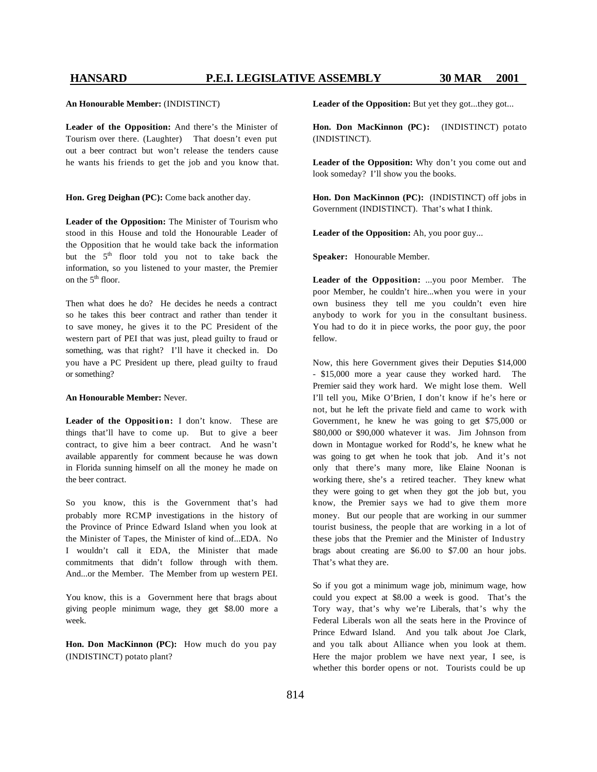**An Honourable Member:** (INDISTINCT)

**Leader of the Opposition:** And there's the Minister of Tourism over there. (Laughter) That doesn't even put out a beer contract but won't release the tenders cause he wants his friends to get the job and you know that.

**Hon. Greg Deighan (PC):** Come back another day.

**Leader of the Opposition:** The Minister of Tourism who stood in this House and told the Honourable Leader of the Opposition that he would take back the information but the 5th floor told you not to take back the information, so you listened to your master, the Premier on the 5th floor.

Then what does he do? He decides he needs a contract so he takes this beer contract and rather than tender it to save money, he gives it to the PC President of the western part of PEI that was just, plead guilty to fraud or something, was that right? I'll have it checked in. Do you have a PC President up there, plead guilty to fraud or something?

**An Honourable Member:** Never.

**Leader of the Opposition:** I don't know. These are things that'll have to come up. But to give a beer contract, to give him a beer contract. And he wasn't available apparently for comment because he was down in Florida sunning himself on all the money he made on the beer contract.

So you know, this is the Government that's had probably more RCMP investigations in the history of the Province of Prince Edward Island when you look at the Minister of Tapes, the Minister of kind of...EDA. No I wouldn't call it EDA, the Minister that made commitments that didn't follow through with them. And...or the Member. The Member from up western PEI.

You know, this is a Government here that brags about giving people minimum wage, they get $8.00 more a week.

**Hon. Don MacKinnon (PC):** How much do you pay (INDISTINCT) potato plant?

**Leader of the Opposition:** But yet they got...they got...

**Hon. Don MacKinnon (PC):** (INDISTINCT) potato (INDISTINCT).

**Leader of the Opposition:** Why don't you come out and look someday? I'll show you the books.

**Hon. Don MacKinnon (PC):** (INDISTINCT) off jobs in Government (INDISTINCT). That's what I think.

**Leader of the Opposition:** Ah, you poor guy...

**Speaker:** Honourable Member.

**Leader of the Opposition:** ...you poor Member. The poor Member, he couldn't hire...when you were in your own business they tell me you couldn't even hire anybody to work for you in the consultant business. You had to do it in piece works, the poor guy, the poor fellow.

Now, this here Government gives their Deputies $14,000 - $15,000 more a year cause they worked hard. The Premier said they work hard. We might lose them. Well I'll tell you, Mike O'Brien, I don't know if he's here or not, but he left the private field and came to work with Government, he knew he was going to get $75,000 or $80,000 or $90,000 whatever it was. Jim Johnson from down in Montague worked for Rodd's, he knew what he was going to get when he took that job. And it's not only that there's many more, like Elaine Noonan is working there, she's a retired teacher. They knew what they were going to get when they got the job but, you know, the Premier says we had to give them more money. But our people that are working in our summer tourist business, the people that are working in a lot of these jobs that the Premier and the Minister of Industry brags about creating are $6.00 to $7.00 an hour jobs. That's what they are.

So if you got a minimum wage job, minimum wage, how could you expect at $8.00 a week is good. That's the Tory way, that's why we're Liberals, that's why the Federal Liberals won all the seats here in the Province of Prince Edward Island. And you talk about Joe Clark, and you talk about Alliance when you look at them. Here the major problem we have next year, I see, is whether this border opens or not. Tourists could be up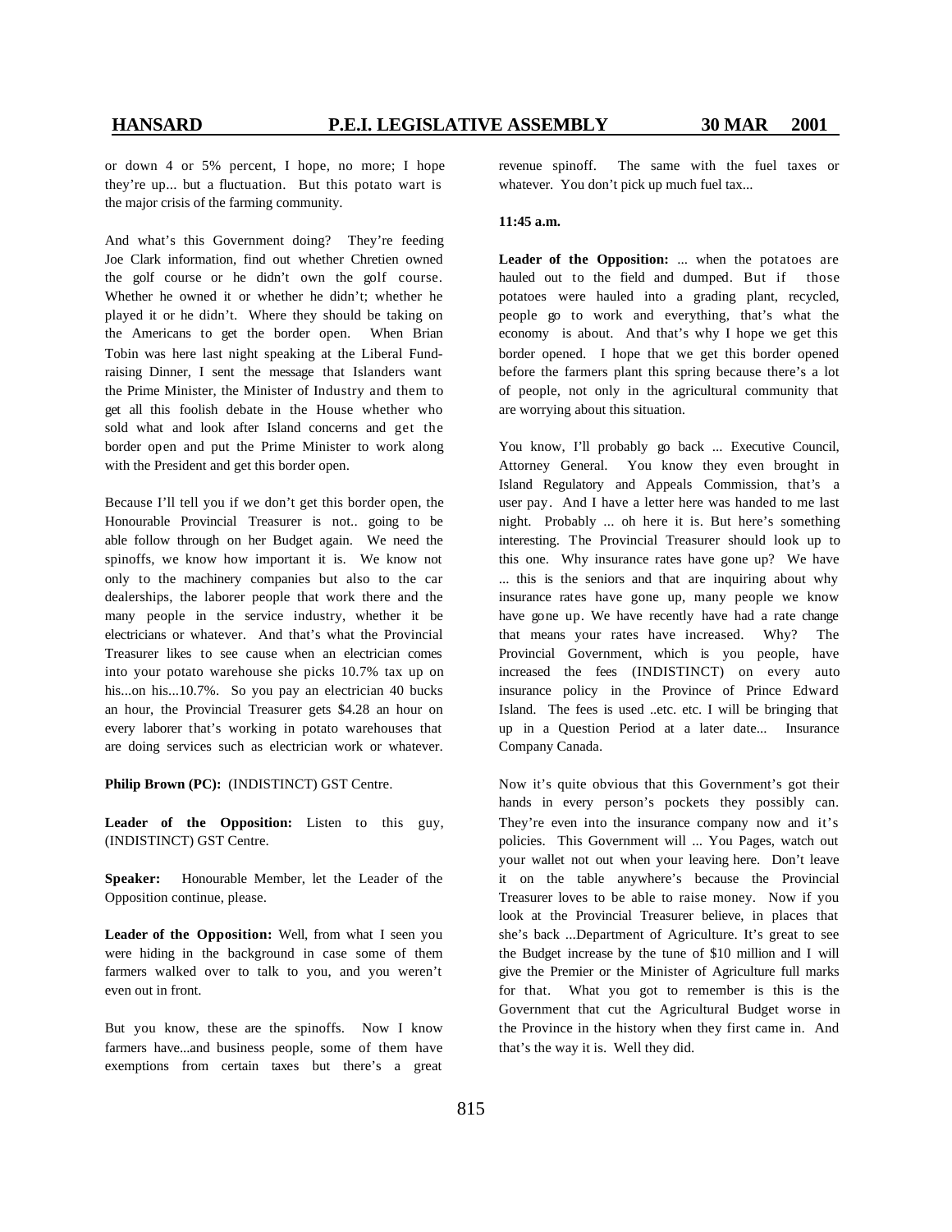or down 4 or 5% percent, I hope, no more; I hope they're up... but a fluctuation. But this potato wart is the major crisis of the farming community.

And what's this Government doing? They're feeding Joe Clark information, find out whether Chretien owned the golf course or he didn't own the golf course. Whether he owned it or whether he didn't; whether he played it or he didn't. Where they should be taking on the Americans to get the border open. When Brian Tobin was here last night speaking at the Liberal Fund-raising Dinner, I sent the message that Islanders want the Prime Minister, the Minister of Industry and them to get all this foolish debate in the House whether who sold what and look after Island concerns and get the border open and put the Prime Minister to work along with the President and get this border open.

Because I'll tell you if we don't get this border open, the Honourable Provincial Treasurer is not.. going to be able follow through on her Budget again. We need the spinoffs, we know how important it is. We know not only to the machinery companies but also to the car dealerships, the laborer people that work there and the many people in the service industry, whether it be electricians or whatever. And that's what the Provincial Treasurer likes to see cause when an electrician comes into your potato warehouse she picks 10.7% tax up on his...on his...10.7%. So you pay an electrician 40 bucks an hour, the Provincial Treasurer gets $4.28 an hour on every laborer that's working in potato warehouses that are doing services such as electrician work or whatever.

**Philip Brown (PC):** (INDISTINCT) GST Centre.

**Leader of the Opposition:** Listen to this guy, (INDISTINCT) GST Centre.

**Speaker:** Honourable Member, let the Leader of the Opposition continue, please.

**Leader of the Opposition:** Well, from what I seen you were hiding in the background in case some of them farmers walked over to talk to you, and you weren't even out in front.

But you know, these are the spinoffs. Now I know farmers have...and business people, some of them have exemptions from certain taxes but there's a great revenue spinoff. The same with the fuel taxes or whatever. You don't pick up much fuel tax...

**11:45 a.m.**

**Leader of the Opposition:** ... when the potatoes are hauled out to the field and dumped. But if those potatoes were hauled into a grading plant, recycled, people go to work and everything, that's what the economy is about. And that's why I hope we get this border opened. I hope that we get this border opened before the farmers plant this spring because there's a lot of people, not only in the agricultural community that are worrying about this situation.

You know, I'll probably go back ... Executive Council, Attorney General. You know they even brought in Island Regulatory and Appeals Commission, that's a user pay. And I have a letter here was handed to me last night. Probably ... oh here it is. But here's something interesting. The Provincial Treasurer should look up to this one. Why insurance rates have gone up? We have ... this is the seniors and that are inquiring about why insurance rates have gone up, many people we know have gone up. We have recently have had a rate change that means your rates have increased. Why? The Provincial Government, which is you people, have increased the fees (INDISTINCT) on every auto insurance policy in the Province of Prince Edward Island. The fees is used ..etc. etc. I will be bringing that up in a Question Period at a later date... Insurance Company Canada.

Now it's quite obvious that this Government's got their hands in every person's pockets they possibly can. They're even into the insurance company now and it's policies. This Government will ... You Pages, watch out your wallet not out when your leaving here. Don't leave it on the table anywhere's because the Provincial Treasurer loves to be able to raise money. Now if you look at the Provincial Treasurer believe, in places that she's back ...Department of Agriculture. It's great to see the Budget increase by the tune of $10 million and I will give the Premier or the Minister of Agriculture full marks for that. What you got to remember is this is the Government that cut the Agricultural Budget worse in the Province in the history when they first came in. And that's the way it is. Well they did.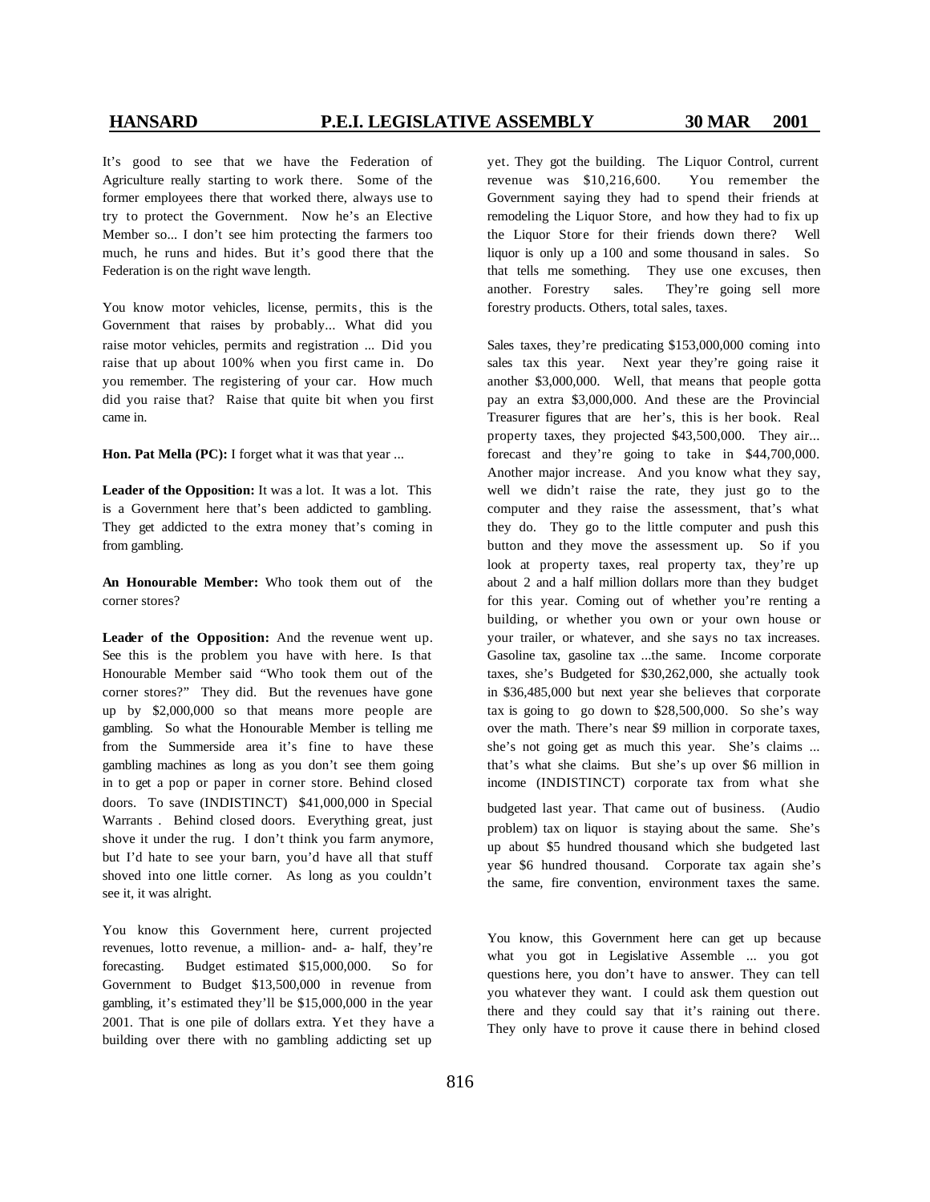It's good to see that we have the Federation of Agriculture really starting to work there. Some of the former employees there that worked there, always use to try to protect the Government. Now he's an Elective Member so... I don't see him protecting the farmers too much, he runs and hides. But it's good there that the Federation is on the right wave length.

You know motor vehicles, license, permits, this is the Government that raises by probably... What did you raise motor vehicles, permits and registration ... Did you raise that up about 100% when you first came in. Do you remember. The registering of your car. How much did you raise that? Raise that quite bit when you first came in.

**Hon. Pat Mella (PC):** I forget what it was that year ...

**Leader of the Opposition:** It was a lot. It was a lot. This is a Government here that's been addicted to gambling. They get addicted to the extra money that's coming in from gambling.

**An Honourable Member:** Who took them out of the corner stores?

**Leader of the Opposition:** And the revenue went up. See this is the problem you have with here. Is that Honourable Member said "Who took them out of the corner stores?" They did. But the revenues have gone up by $2,000,000 so that means more people are gambling. So what the Honourable Member is telling me from the Summerside area it's fine to have these gambling machines as long as you don't see them going in to get a pop or paper in corner store. Behind closed doors. To save (INDISTINCT) $41,000,000 in Special Warrants . Behind closed doors. Everything great, just shove it under the rug. I don't think you farm anymore, but I'd hate to see your barn, you'd have all that stuff shoved into one little corner. As long as you couldn't see it, it was alright.

You know this Government here, current projected revenues, lotto revenue, a million- and- a- half, they're forecasting. Budget estimated $15,000,000. So for Government to Budget $13,500,000 in revenue from gambling, it's estimated they'll be $15,000,000 in the year 2001. That is one pile of dollars extra. Yet they have a building over there with no gambling addicting set up yet. They got the building. The Liquor Control, current revenue was $10,216,600. You remember the Government saying they had to spend their friends at remodeling the Liquor Store, and how they had to fix up the Liquor Store for their friends down there? Well liquor is only up a 100 and some thousand in sales. So that tells me something. They use one excuses, then another. Forestry sales. They're going sell more forestry products. Others, total sales, taxes.

Sales taxes, they're predicating $153,000,000 coming into sales tax this year. Next year they're going raise it another $3,000,000. Well, that means that people gotta pay an extra $3,000,000. And these are the Provincial Treasurer figures that are her's, this is her book. Real property taxes, they projected $43,500,000. They air... forecast and they're going to take in $44,700,000. Another major increase. And you know what they say, well we didn't raise the rate, they just go to the computer and they raise the assessment, that's what they do. They go to the little computer and push this button and they move the assessment up. So if you look at property taxes, real property tax, they're up about 2 and a half million dollars more than they budget for this year. Coming out of whether you're renting a building, or whether you own or your own house or your trailer, or whatever, and she says no tax increases. Gasoline tax, gasoline tax ...the same. Income corporate taxes, she's Budgeted for $30,262,000, she actually took in $36,485,000 but next year she believes that corporate tax is going to go down to $28,500,000. So she's way over the math. There's near $9 million in corporate taxes, she's not going get as much this year. She's claims ... that's what she claims. But she's up over $6 million in income (INDISTINCT) corporate tax from what she budgeted last year. That came out of business. (Audio problem) tax on liquor is staying about the same. She's up about $5 hundred thousand which she budgeted last year $6 hundred thousand. Corporate tax again she's the same, fire convention, environment taxes the same.

You know, this Government here can get up because what you got in Legislative Assemble ... you got questions here, you don't have to answer. They can tell you whatever they want. I could ask them question out there and they could say that it's raining out there. They only have to prove it cause there in behind closed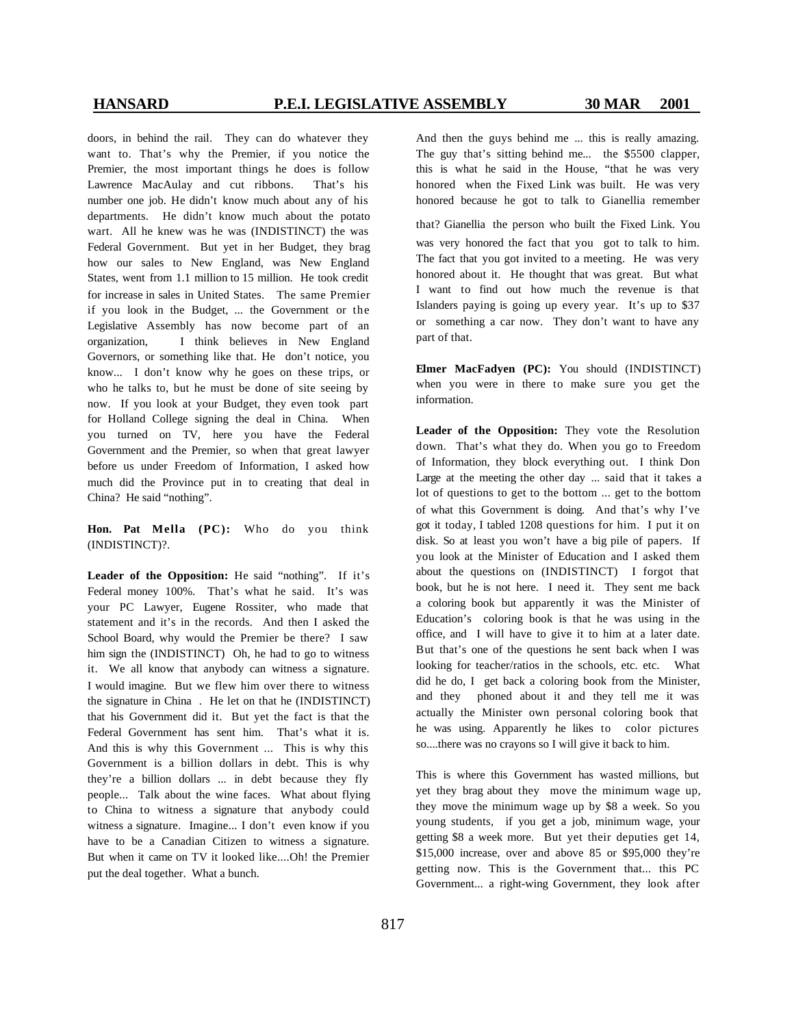doors, in behind the rail. They can do whatever they want to. That's why the Premier, if you notice the Premier, the most important things he does is follow Lawrence MacAulay and cut ribbons. That's his number one job. He didn't know much about any of his departments. He didn't know much about the potato wart. All he knew was he was (INDISTINCT) the was Federal Government. But yet in her Budget, they brag how our sales to New England, was New England States, went from 1.1 million to 15 million. He took credit for increase in sales in United States. The same Premier if you look in the Budget, ... the Government or the Legislative Assembly has now become part of an organization, I think believes in New England Governors, or something like that. He don't notice, you know... I don't know why he goes on these trips, or who he talks to, but he must be done of site seeing by now. If you look at your Budget, they even took part for Holland College signing the deal in China. When you turned on TV, here you have the Federal Government and the Premier, so when that great lawyer before us under Freedom of Information, I asked how much did the Province put in to creating that deal in China? He said "nothing".

**Hon. Pat Mella (PC):** Who do you think (INDISTINCT)?.

**Leader of the Opposition:** He said "nothing". If it's Federal money 100%. That's what he said. It's was your PC Lawyer, Eugene Rossiter, who made that statement and it's in the records. And then I asked the School Board, why would the Premier be there? I saw him sign the (INDISTINCT) Oh, he had to go to witness it. We all know that anybody can witness a signature. I would imagine. But we flew him over there to witness the signature in China . He let on that he (INDISTINCT) that his Government did it. But yet the fact is that the Federal Government has sent him. That's what it is. And this is why this Government ... This is why this Government is a billion dollars in debt. This is why they're a billion dollars ... in debt because they fly people... Talk about the wine faces. What about flying to China to witness a signature that anybody could witness a signature. Imagine... I don't even know if you have to be a Canadian Citizen to witness a signature. But when it came on TV it looked like....Oh! the Premier put the deal together. What a bunch.

And then the guys behind me ... this is really amazing. The guy that's sitting behind me... the $5500 clapper, this is what he said in the House, "that he was very honored when the Fixed Link was built. He was very honored because he got to talk to Gianellia remember that? Gianellia the person who built the Fixed Link. You was very honored the fact that you got to talk to him. The fact that you got invited to a meeting. He was very honored about it. He thought that was great. But what I want to find out how much the revenue is that Islanders paying is going up every year. It's up to $37 or something a car now. They don't want to have any part of that.

**Elmer MacFadyen (PC):** You should (INDISTINCT) when you were in there to make sure you get the information.

**Leader of the Opposition:** They vote the Resolution down. That's what they do. When you go to Freedom of Information, they block everything out. I think Don Large at the meeting the other day ... said that it takes a lot of questions to get to the bottom ... get to the bottom of what this Government is doing. And that's why I've got it today, I tabled 1208 questions for him. I put it on disk. So at least you won't have a big pile of papers. If you look at the Minister of Education and I asked them about the questions on (INDISTINCT) I forgot that book, but he is not here. I need it. They sent me back a coloring book but apparently it was the Minister of Education's coloring book is that he was using in the office, and I will have to give it to him at a later date. But that's one of the questions he sent back when I was looking for teacher/ratios in the schools, etc. etc. What did he do, I get back a coloring book from the Minister, and they phoned about it and they tell me it was actually the Minister own personal coloring book that he was using. Apparently he likes to color pictures so....there was no crayons so I will give it back to him.

This is where this Government has wasted millions, but yet they brag about they move the minimum wage up, they move the minimum wage up by $8 a week. So you young students, if you get a job, minimum wage, your getting $8 a week more. But yet their deputies get 14, $15,000 increase, over and above 85 or $95,000 they're getting now. This is the Government that... this PC Government... a right-wing Government, they look after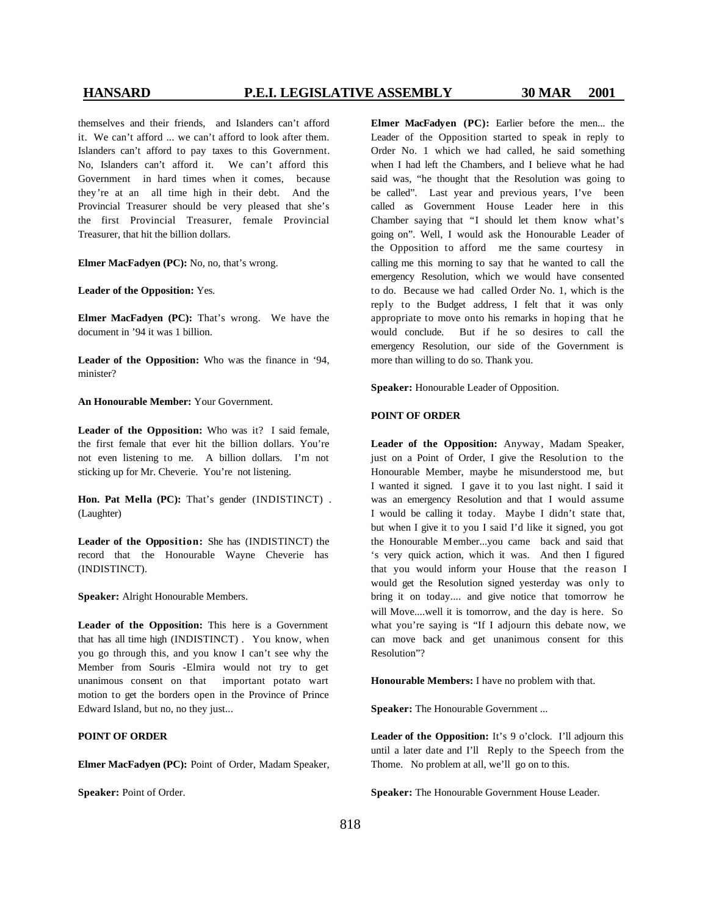themselves and their friends, and Islanders can't afford it. We can't afford ... we can't afford to look after them. Islanders can't afford to pay taxes to this Government. No, Islanders can't afford it. We can't afford this Government in hard times when it comes, because they're at an all time high in their debt. And the Provincial Treasurer should be very pleased that she's the first Provincial Treasurer, female Provincial Treasurer, that hit the billion dollars.

**Elmer MacFadyen (PC):** No, no, that's wrong.

**Leader of the Opposition:** Yes.

**Elmer MacFadyen (PC):** That's wrong. We have the document in '94 it was 1 billion.

**Leader of the Opposition:** Who was the finance in '94, minister?

**An Honourable Member:** Your Government.

**Leader of the Opposition:** Who was it? I said female, the first female that ever hit the billion dollars. You're not even listening to me. A billion dollars. I'm not sticking up for Mr. Cheverie. You're not listening.

**Hon. Pat Mella (PC):** That's gender (INDISTINCT) . (Laughter)

**Leader of the Opposition:** She has (INDISTINCT) the record that the Honourable Wayne Cheverie has (INDISTINCT).

**Speaker:** Alright Honourable Members.

**Leader of the Opposition:** This here is a Government that has all time high (INDISTINCT) . You know, when you go through this, and you know I can't see why the Member from Souris -Elmira would not try to get unanimous consent on that important potato wart motion to get the borders open in the Province of Prince Edward Island, but no, no they just...

**POINT OF ORDER**

**Elmer MacFadyen (PC):** Point of Order, Madam Speaker,

**Speaker:** Point of Order.

**Elmer MacFadyen (PC):** Earlier before the men... the Leader of the Opposition started to speak in reply to Order No. 1 which we had called, he said something when I had left the Chambers, and I believe what he had said was, "he thought that the Resolution was going to be called". Last year and previous years, I've been called as Government House Leader here in this Chamber saying that "I should let them know what's going on". Well, I would ask the Honourable Leader of the Opposition to afford me the same courtesy in calling me this morning to say that he wanted to call the emergency Resolution, which we would have consented to do. Because we had called Order No. 1, which is the reply to the Budget address, I felt that it was only appropriate to move onto his remarks in hoping that he would conclude. But if he so desires to call the emergency Resolution, our side of the Government is more than willing to do so. Thank you.

**Speaker:** Honourable Leader of Opposition.

**POINT OF ORDER**

**Leader of the Opposition:** Anyway, Madam Speaker, just on a Point of Order, I give the Resolution to the Honourable Member, maybe he misunderstood me, but I wanted it signed. I gave it to you last night. I said it was an emergency Resolution and that I would assume I would be calling it today. Maybe I didn't state that, but when I give it to you I said I'd like it signed, you got the Honourable Member...you came back and said that 's very quick action, which it was. And then I figured that you would inform your House that the reason I would get the Resolution signed yesterday was only to bring it on today.... and give notice that tomorrow he will Move....well it is tomorrow, and the day is here. So what you're saying is "If I adjourn this debate now, we can move back and get unanimous consent for this Resolution"?

**Honourable Members:** I have no problem with that.

**Speaker:** The Honourable Government ...

**Leader of the Opposition:** It's 9 o'clock. I'll adjourn this until a later date and I'll Reply to the Speech from the Thome. No problem at all, we'll go on to this.

**Speaker:** The Honourable Government House Leader.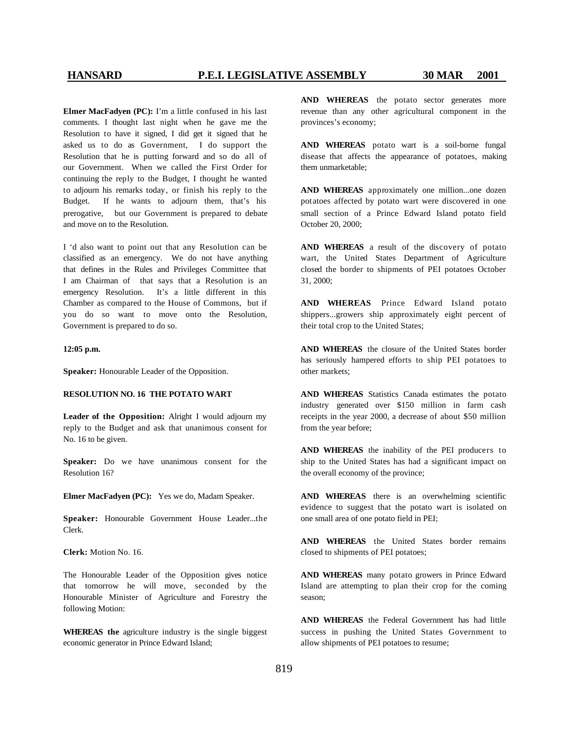**Elmer MacFadyen (PC):** I'm a little confused in his last comments. I thought last night when he gave me the Resolution to have it signed, I did get it signed that he asked us to do as Government, I do support the Resolution that he is putting forward and so do all of our Government. When we called the First Order for continuing the reply to the Budget, I thought he wanted to adjourn his remarks today, or finish his reply to the Budget. If he wants to adjourn them, that's his prerogative, but our Government is prepared to debate and move on to the Resolution.

I 'd also want to point out that any Resolution can be classified as an emergency. We do not have anything that defines in the Rules and Privileges Committee that I am Chairman of that says that a Resolution is an emergency Resolution. It's a little different in this Chamber as compared to the House of Commons, but if you do so want to move onto the Resolution, Government is prepared to do so.

**12:05 p.m.**

**Speaker:** Honourable Leader of the Opposition.

**RESOLUTION NO. 16 THE POTATO WART**

**Leader of the Opposition:** Alright I would adjourn my reply to the Budget and ask that unanimous consent for No. 16 to be given.

**Speaker:** Do we have unanimous consent for the Resolution 16?

**Elmer MacFadyen (PC):** Yes we do, Madam Speaker.

**Speaker:** Honourable Government House Leader...the Clerk.

**Clerk:** Motion No. 16.

The Honourable Leader of the Opposition gives notice that tomorrow he will move, seconded by the Honourable Minister of Agriculture and Forestry the following Motion:

**WHEREAS the** agriculture industry is the single biggest economic generator in Prince Edward Island;

**AND WHEREAS** the potato sector generates more revenue than any other agricultural component in the provinces's economy;

**AND WHEREAS** potato wart is a soil-borne fungal disease that affects the appearance of potatoes, making them unmarketable;

**AND WHEREAS** approximately one million...one dozen potatoes affected by potato wart were discovered in one small section of a Prince Edward Island potato field October 20, 2000;

**AND WHEREAS** a result of the discovery of potato wart, the United States Department of Agriculture closed the border to shipments of PEI potatoes October 31, 2000;

**AND WHEREAS** Prince Edward Island potato shippers...growers ship approximately eight percent of their total crop to the United States;

**AND WHEREAS** the closure of the United States border has seriously hampered efforts to ship PEI potatoes to other markets;

**AND WHEREAS** Statistics Canada estimates the potato industry generated over $150 million in farm cash receipts in the year 2000, a decrease of about $50 million from the year before;

**AND WHEREAS** the inability of the PEI producers to ship to the United States has had a significant impact on the overall economy of the province;

**AND WHEREAS** there is an overwhelming scientific evidence to suggest that the potato wart is isolated on one small area of one potato field in PEI;

**AND WHEREAS** the United States border remains closed to shipments of PEI potatoes;

**AND WHEREAS** many potato growers in Prince Edward Island are attempting to plan their crop for the coming season;

**AND WHEREAS** the Federal Government has had little success in pushing the United States Government to allow shipments of PEI potatoes to resume;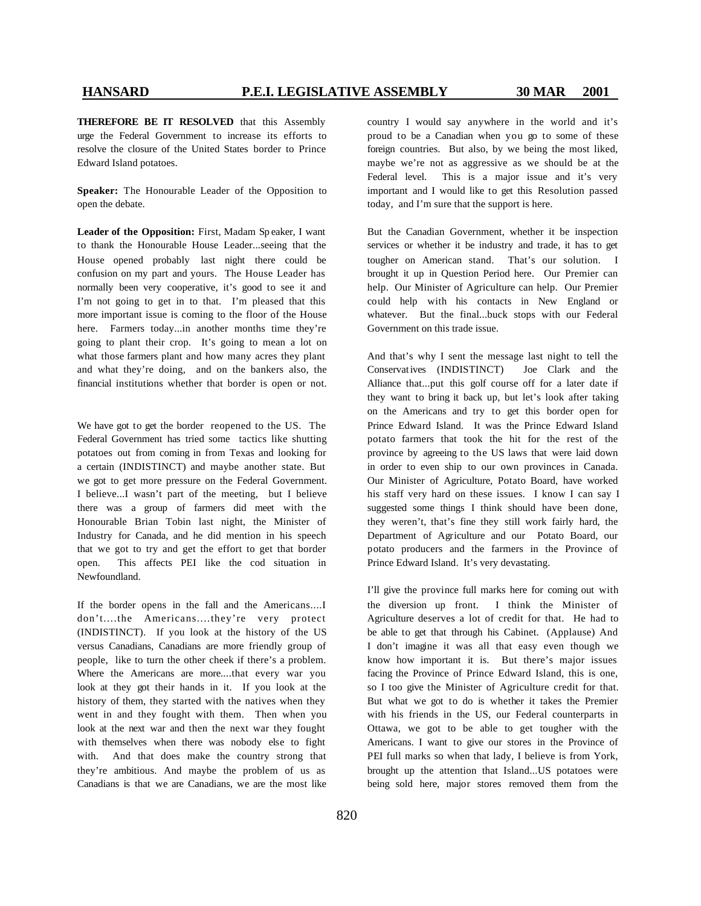**THEREFORE BE IT RESOLVED** that this Assembly urge the Federal Government to increase its efforts to resolve the closure of the United States border to Prince Edward Island potatoes.

**Speaker:** The Honourable Leader of the Opposition to open the debate.

**Leader of the Opposition:** First, Madam Speaker, I want to thank the Honourable House Leader...seeing that the House opened probably last night there could be confusion on my part and yours. The House Leader has normally been very cooperative, it's good to see it and I'm not going to get in to that. I'm pleased that this more important issue is coming to the floor of the House here. Farmers today...in another months time they're going to plant their crop. It's going to mean a lot on what those farmers plant and how many acres they plant and what they're doing, and on the bankers also, the financial institutions whether that border is open or not.

We have got to get the border reopened to the US. The Federal Government has tried some tactics like shutting potatoes out from coming in from Texas and looking for a certain (INDISTINCT) and maybe another state. But we got to get more pressure on the Federal Government. I believe...I wasn't part of the meeting, but I believe there was a group of farmers did meet with the Honourable Brian Tobin last night, the Minister of Industry for Canada, and he did mention in his speech that we got to try and get the effort to get that border open. This affects PEI like the cod situation in Newfoundland.

If the border opens in the fall and the Americans....I don't....the Americans....they're very protect (INDISTINCT). If you look at the history of the US versus Canadians, Canadians are more friendly group of people, like to turn the other cheek if there's a problem. Where the Americans are more....that every war you look at they got their hands in it. If you look at the history of them, they started with the natives when they went in and they fought with them. Then when you look at the next war and then the next war they fought with themselves when there was nobody else to fight with. And that does make the country strong that they're ambitious. And maybe the problem of us as Canadians is that we are Canadians, we are the most like country I would say anywhere in the world and it's proud to be a Canadian when you go to some of these foreign countries. But also, by we being the most liked, maybe we're not as aggressive as we should be at the Federal level. This is a major issue and it's very important and I would like to get this Resolution passed today, and I'm sure that the support is here.

But the Canadian Government, whether it be inspection services or whether it be industry and trade, it has to get tougher on American stand. That's our solution. I brought it up in Question Period here. Our Premier can help. Our Minister of Agriculture can help. Our Premier could help with his contacts in New England or whatever. But the final...buck stops with our Federal Government on this trade issue.

And that's why I sent the message last night to tell the Conservatives (INDISTINCT) Joe Clark and the Alliance that...put this golf course off for a later date if they want to bring it back up, but let's look after taking on the Americans and try to get this border open for Prince Edward Island. It was the Prince Edward Island potato farmers that took the hit for the rest of the province by agreeing to the US laws that were laid down in order to even ship to our own provinces in Canada. Our Minister of Agriculture, Potato Board, have worked his staff very hard on these issues. I know I can say I suggested some things I think should have been done, they weren't, that's fine they still work fairly hard, the Department of Agriculture and our Potato Board, our potato producers and the farmers in the Province of Prince Edward Island. It's very devastating.

I'll give the province full marks here for coming out with the diversion up front. I think the Minister of Agriculture deserves a lot of credit for that. He had to be able to get that through his Cabinet. (Applause) And I don't imagine it was all that easy even though we know how important it is. But there's major issues facing the Province of Prince Edward Island, this is one, so I too give the Minister of Agriculture credit for that. But what we got to do is whether it takes the Premier with his friends in the US, our Federal counterparts in Ottawa, we got to be able to get tougher with the Americans. I want to give our stores in the Province of PEI full marks so when that lady, I believe is from York, brought up the attention that Island...US potatoes were being sold here, major stores removed them from the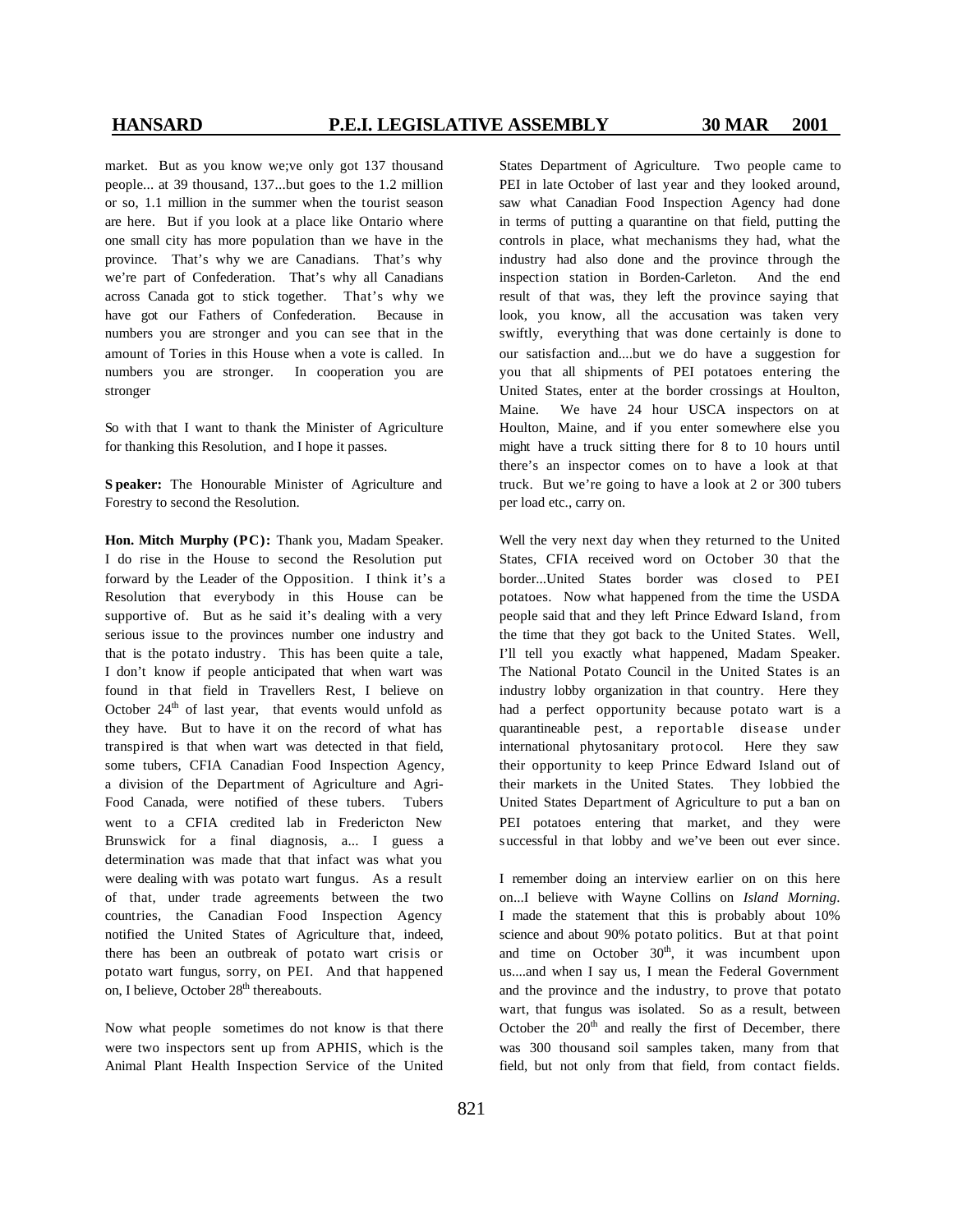market. But as you know we;ve only got 137 thousand people... at 39 thousand, 137...but goes to the 1.2 million or so, 1.1 million in the summer when the tourist season are here. But if you look at a place like Ontario where one small city has more population than we have in the province. That's why we are Canadians. That's why we're part of Confederation. That's why all Canadians across Canada got to stick together. That's why we have got our Fathers of Confederation. Because in numbers you are stronger and you can see that in the amount of Tories in this House when a vote is called. In numbers you are stronger. In cooperation you are stronger

So with that I want to thank the Minister of Agriculture for thanking this Resolution, and I hope it passes.

**Speaker:** The Honourable Minister of Agriculture and Forestry to second the Resolution.

**Hon. Mitch Murphy (PC):** Thank you, Madam Speaker. I do rise in the House to second the Resolution put forward by the Leader of the Opposition. I think it's a Resolution that everybody in this House can be supportive of. But as he said it's dealing with a very serious issue to the provinces number one industry and that is the potato industry. This has been quite a tale, I don't know if people anticipated that when wart was found in that field in Travellers Rest, I believe on October 24th of last year, that events would unfold as they have. But to have it on the record of what has transpired is that when wart was detected in that field, some tubers, CFIA Canadian Food Inspection Agency, a division of the Department of Agriculture and Agri-Food Canada, were notified of these tubers. Tubers went to a CFIA credited lab in Fredericton New Brunswick for a final diagnosis, a... I guess a determination was made that that infact was what you were dealing with was potato wart fungus. As a result of that, under trade agreements between the two countries, the Canadian Food Inspection Agency notified the United States of Agriculture that, indeed, there has been an outbreak of potato wart crisis or potato wart fungus, sorry, on PEI. And that happened on, I believe, October 28th thereabouts.

Now what people sometimes do not know is that there were two inspectors sent up from APHIS, which is the Animal Plant Health Inspection Service of the United States Department of Agriculture. Two people came to PEI in late October of last year and they looked around, saw what Canadian Food Inspection Agency had done in terms of putting a quarantine on that field, putting the controls in place, what mechanisms they had, what the industry had also done and the province through the inspection station in Borden-Carleton. And the end result of that was, they left the province saying that look, you know, all the accusation was taken very swiftly, everything that was done certainly is done to our satisfaction and....but we do have a suggestion for you that all shipments of PEI potatoes entering the United States, enter at the border crossings at Houlton, Maine. We have 24 hour USCA inspectors on at Houlton, Maine, and if you enter somewhere else you might have a truck sitting there for 8 to 10 hours until there's an inspector comes on to have a look at that truck. But we're going to have a look at 2 or 300 tubers per load etc., carry on.

Well the very next day when they returned to the United States, CFIA received word on October 30 that the border...United States border was closed to PEI potatoes. Now what happened from the time the USDA people said that and they left Prince Edward Island, from the time that they got back to the United States. Well, I'll tell you exactly what happened, Madam Speaker. The National Potato Council in the United States is an industry lobby organization in that country. Here they had a perfect opportunity because potato wart is a quarantineable pest, a reportable disease under international phytosanitary protocol. Here they saw their opportunity to keep Prince Edward Island out of their markets in the United States. They lobbied the United States Department of Agriculture to put a ban on PEI potatoes entering that market, and they were successful in that lobby and we've been out ever since.

I remember doing an interview earlier on on this here on...I believe with Wayne Collins on *Island Morning*. I made the statement that this is probably about 10% science and about 90% potato politics. But at that point and time on October 30th, it was incumbent upon us....and when I say us, I mean the Federal Government and the province and the industry, to prove that potato wart, that fungus was isolated. So as a result, between October the 20th and really the first of December, there was 300 thousand soil samples taken, many from that field, but not only from that field, from contact fields.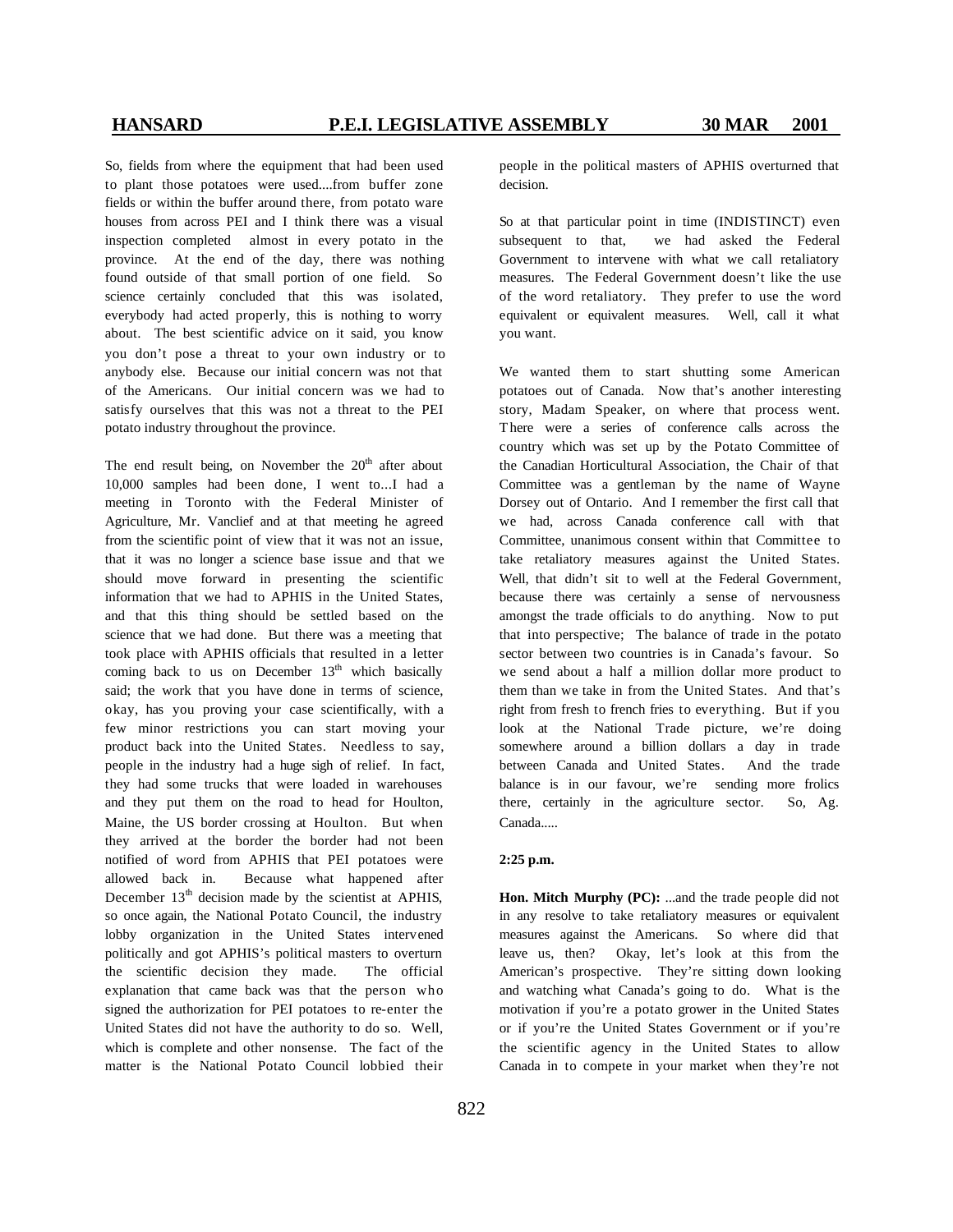So, fields from where the equipment that had been used to plant those potatoes were used....from buffer zone fields or within the buffer around there, from potato ware houses from across PEI and I think there was a visual inspection completed almost in every potato in the province. At the end of the day, there was nothing found outside of that small portion of one field. So science certainly concluded that this was isolated, everybody had acted properly, this is nothing to worry about. The best scientific advice on it said, you know you don't pose a threat to your own industry or to anybody else. Because our initial concern was not that of the Americans. Our initial concern was we had to satisfy ourselves that this was not a threat to the PEI potato industry throughout the province.

The end result being, on November the 20th after about 10,000 samples had been done, I went to...I had a meeting in Toronto with the Federal Minister of Agriculture, Mr. Vanclief and at that meeting he agreed from the scientific point of view that it was not an issue, that it was no longer a science base issue and that we should move forward in presenting the scientific information that we had to APHIS in the United States, and that this thing should be settled based on the science that we had done. But there was a meeting that took place with APHIS officials that resulted in a letter coming back to us on December 13th which basically said; the work that you have done in terms of science, okay, has you proving your case scientifically, with a few minor restrictions you can start moving your product back into the United States. Needless to say, people in the industry had a huge sigh of relief. In fact, they had some trucks that were loaded in warehouses and they put them on the road to head for Houlton, Maine, the US border crossing at Houlton. But when they arrived at the border the border had not been notified of word from APHIS that PEI potatoes were allowed back in. Because what happened after December 13th decision made by the scientist at APHIS, so once again, the National Potato Council, the industry lobby organization in the United States intervened politically and got APHIS's political masters to overturn the scientific decision they made. The official explanation that came back was that the person who signed the authorization for PEI potatoes to re-enter the United States did not have the authority to do so. Well, which is complete and other nonsense. The fact of the matter is the National Potato Council lobbied their people in the political masters of APHIS overturned that decision.

So at that particular point in time (INDISTINCT) even subsequent to that, we had asked the Federal Government to intervene with what we call retaliatory measures. The Federal Government doesn't like the use of the word retaliatory. They prefer to use the word equivalent or equivalent measures. Well, call it what you want.

We wanted them to start shutting some American potatoes out of Canada. Now that's another interesting story, Madam Speaker, on where that process went. There were a series of conference calls across the country which was set up by the Potato Committee of the Canadian Horticultural Association, the Chair of that Committee was a gentleman by the name of Wayne Dorsey out of Ontario. And I remember the first call that we had, across Canada conference call with that Committee, unanimous consent within that Committee to take retaliatory measures against the United States. Well, that didn't sit to well at the Federal Government, because there was certainly a sense of nervousness amongst the trade officials to do anything. Now to put that into perspective; The balance of trade in the potato sector between two countries is in Canada's favour. So we send about a half a million dollar more product to them than we take in from the United States. And that's right from fresh to french fries to everything. But if you look at the National Trade picture, we're doing somewhere around a billion dollars a day in trade between Canada and United States. And the trade balance is in our favour, we're sending more frolics there, certainly in the agriculture sector. So, Ag. Canada.....

**2:25 p.m.**

**Hon. Mitch Murphy (PC):** ...and the trade people did not in any resolve to take retaliatory measures or equivalent measures against the Americans. So where did that leave us, then? Okay, let's look at this from the American's prospective. They're sitting down looking and watching what Canada's going to do. What is the motivation if you're a potato grower in the United States or if you're the United States Government or if you're the scientific agency in the United States to allow Canada in to compete in your market when they're not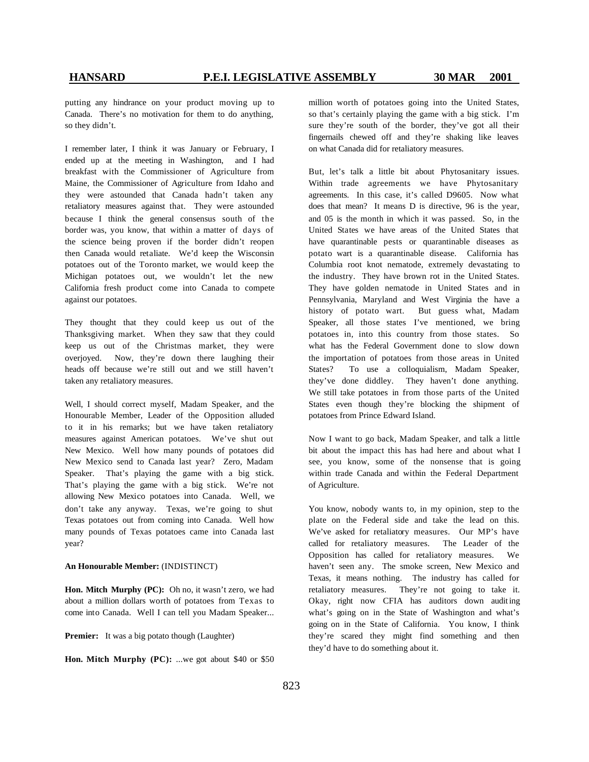putting any hindrance on your product moving up to Canada. There's no motivation for them to do anything, so they didn't.

I remember later, I think it was January or February, I ended up at the meeting in Washington, and I had breakfast with the Commissioner of Agriculture from Maine, the Commissioner of Agriculture from Idaho and they were astounded that Canada hadn't taken any retaliatory measures against that. They were astounded because I think the general consensus south of the border was, you know, that within a matter of days of the science being proven if the border didn't reopen then Canada would retaliate. We'd keep the Wisconsin potatoes out of the Toronto market, we would keep the Michigan potatoes out, we wouldn't let the new California fresh product come into Canada to compete against our potatoes.

They thought that they could keep us out of the Thanksgiving market. When they saw that they could keep us out of the Christmas market, they were overjoyed. Now, they're down there laughing their heads off because we're still out and we still haven't taken any retaliatory measures.

Well, I should correct myself, Madam Speaker, and the Honourable Member, Leader of the Opposition alluded to it in his remarks; but we have taken retaliatory measures against American potatoes. We've shut out New Mexico. Well how many pounds of potatoes did New Mexico send to Canada last year? Zero, Madam Speaker. That's playing the game with a big stick. That's playing the game with a big stick. We're not allowing New Mexico potatoes into Canada. Well, we don't take any anyway. Texas, we're going to shut Texas potatoes out from coming into Canada. Well how many pounds of Texas potatoes came into Canada last year?

**An Honourable Member:** (INDISTINCT)

**Hon. Mitch Murphy (PC):** Oh no, it wasn't zero, we had about a million dollars worth of potatoes from Texas to come into Canada. Well I can tell you Madam Speaker...

**Premier:** It was a big potato though (Laughter)

**Hon. Mitch Murphy (PC):** ...we got about $40 or $50 million worth of potatoes going into the United States, so that's certainly playing the game with a big stick. I'm sure they're south of the border, they've got all their fingernails chewed off and they're shaking like leaves on what Canada did for retaliatory measures.

But, let's talk a little bit about Phytosanitary issues. Within trade agreements we have Phytosanitary agreements. In this case, it's called D9605. Now what does that mean? It means D is directive, 96 is the year, and 05 is the month in which it was passed. So, in the United States we have areas of the United States that have quarantinable pests or quarantinable diseases as potato wart is a quarantinable disease. California has Columbia root knot nematode, extremely devastating to the industry. They have brown rot in the United States. They have golden nematode in United States and in Pennsylvania, Maryland and West Virginia the have a history of potato wart. But guess what, Madam Speaker, all those states I've mentioned, we bring potatoes in, into this country from those states. So what has the Federal Government done to slow down the importation of potatoes from those areas in United States? To use a colloquialism, Madam Speaker, they've done diddley. They haven't done anything. We still take potatoes in from those parts of the United States even though they're blocking the shipment of potatoes from Prince Edward Island.

Now I want to go back, Madam Speaker, and talk a little bit about the impact this has had here and about what I see, you know, some of the nonsense that is going within trade Canada and within the Federal Department of Agriculture.

You know, nobody wants to, in my opinion, step to the plate on the Federal side and take the lead on this. We've asked for retaliatory measures. Our MP's have called for retaliatory measures. The Leader of the Opposition has called for retaliatory measures. We haven't seen any. The smoke screen, New Mexico and Texas, it means nothing. The industry has called for retaliatory measures. They're not going to take it. Okay, right now CFIA has auditors down auditing what's going on in the State of Washington and what's going on in the State of California. You know, I think they're scared they might find something and then they'd have to do something about it.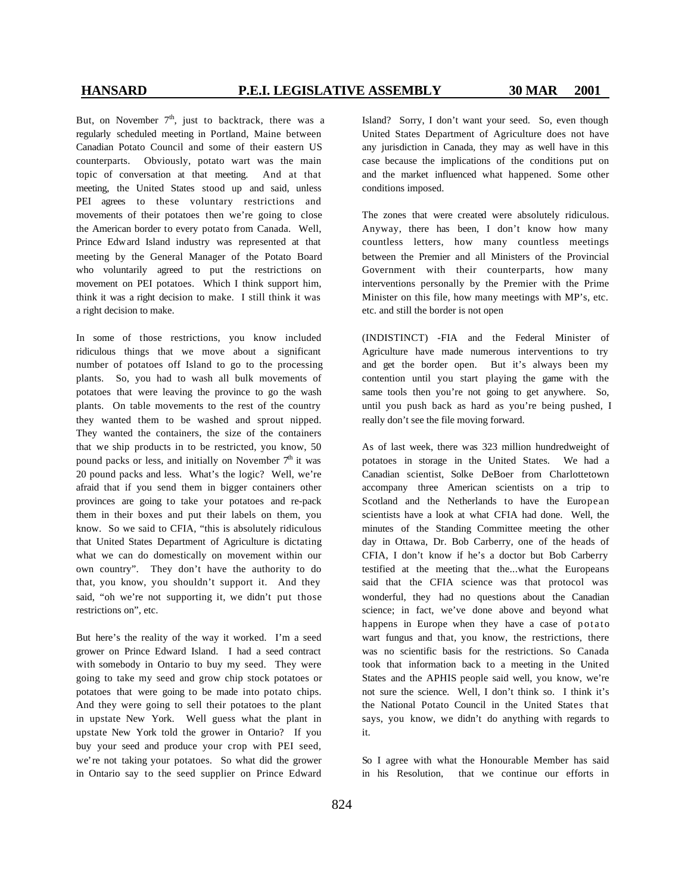But, on November 7th, just to backtrack, there was a regularly scheduled meeting in Portland, Maine between Canadian Potato Council and some of their eastern US counterparts. Obviously, potato wart was the main topic of conversation at that meeting. And at that meeting, the United States stood up and said, unless PEI agrees to these voluntary restrictions and movements of their potatoes then we're going to close the American border to every potato from Canada. Well, Prince Edward Island industry was represented at that meeting by the General Manager of the Potato Board who voluntarily agreed to put the restrictions on movement on PEI potatoes. Which I think support him, think it was a right decision to make. I still think it was a right decision to make.

In some of those restrictions, you know included ridiculous things that we move about a significant number of potatoes off Island to go to the processing plants. So, you had to wash all bulk movements of potatoes that were leaving the province to go the wash plants. On table movements to the rest of the country they wanted them to be washed and sprout nipped. They wanted the containers, the size of the containers that we ship products in to be restricted, you know, 50 pound packs or less, and initially on November 7th it was 20 pound packs and less. What's the logic? Well, we're afraid that if you send them in bigger containers other provinces are going to take your potatoes and re-pack them in their boxes and put their labels on them, you know. So we said to CFIA, "this is absolutely ridiculous that United States Department of Agriculture is dictating what we can do domestically on movement within our own country". They don't have the authority to do that, you know, you shouldn't support it. And they said, "oh we're not supporting it, we didn't put those restrictions on", etc.

But here's the reality of the way it worked. I'm a seed grower on Prince Edward Island. I had a seed contract with somebody in Ontario to buy my seed. They were going to take my seed and grow chip stock potatoes or potatoes that were going to be made into potato chips. And they were going to sell their potatoes to the plant in upstate New York. Well guess what the plant in upstate New York told the grower in Ontario? If you buy your seed and produce your crop with PEI seed, we're not taking your potatoes. So what did the grower in Ontario say to the seed supplier on Prince Edward Island? Sorry, I don't want your seed. So, even though United States Department of Agriculture does not have any jurisdiction in Canada, they may as well have in this case because the implications of the conditions put on and the market influenced what happened. Some other conditions imposed.

The zones that were created were absolutely ridiculous. Anyway, there has been, I don't know how many countless letters, how many countless meetings between the Premier and all Ministers of the Provincial Government with their counterparts, how many interventions personally by the Premier with the Prime Minister on this file, how many meetings with MP's, etc. etc. and still the border is not open

(INDISTINCT) -FIA and the Federal Minister of Agriculture have made numerous interventions to try and get the border open. But it's always been my contention until you start playing the game with the same tools then you're not going to get anywhere. So, until you push back as hard as you're being pushed, I really don't see the file moving forward.

As of last week, there was 323 million hundredweight of potatoes in storage in the United States. We had a Canadian scientist, Solke DeBoer from Charlottetown accompany three American scientists on a trip to Scotland and the Netherlands to have the European scientists have a look at what CFIA had done. Well, the minutes of the Standing Committee meeting the other day in Ottawa, Dr. Bob Carberry, one of the heads of CFIA, I don't know if he's a doctor but Bob Carberry testified at the meeting that the...what the Europeans said that the CFIA science was that protocol was wonderful, they had no questions about the Canadian science; in fact, we've done above and beyond what happens in Europe when they have a case of potato wart fungus and that, you know, the restrictions, there was no scientific basis for the restrictions. So Canada took that information back to a meeting in the United States and the APHIS people said well, you know, we're not sure the science. Well, I don't think so. I think it's the National Potato Council in the United States that says, you know, we didn't do anything with regards to it.

So I agree with what the Honourable Member has said in his Resolution, that we continue our efforts in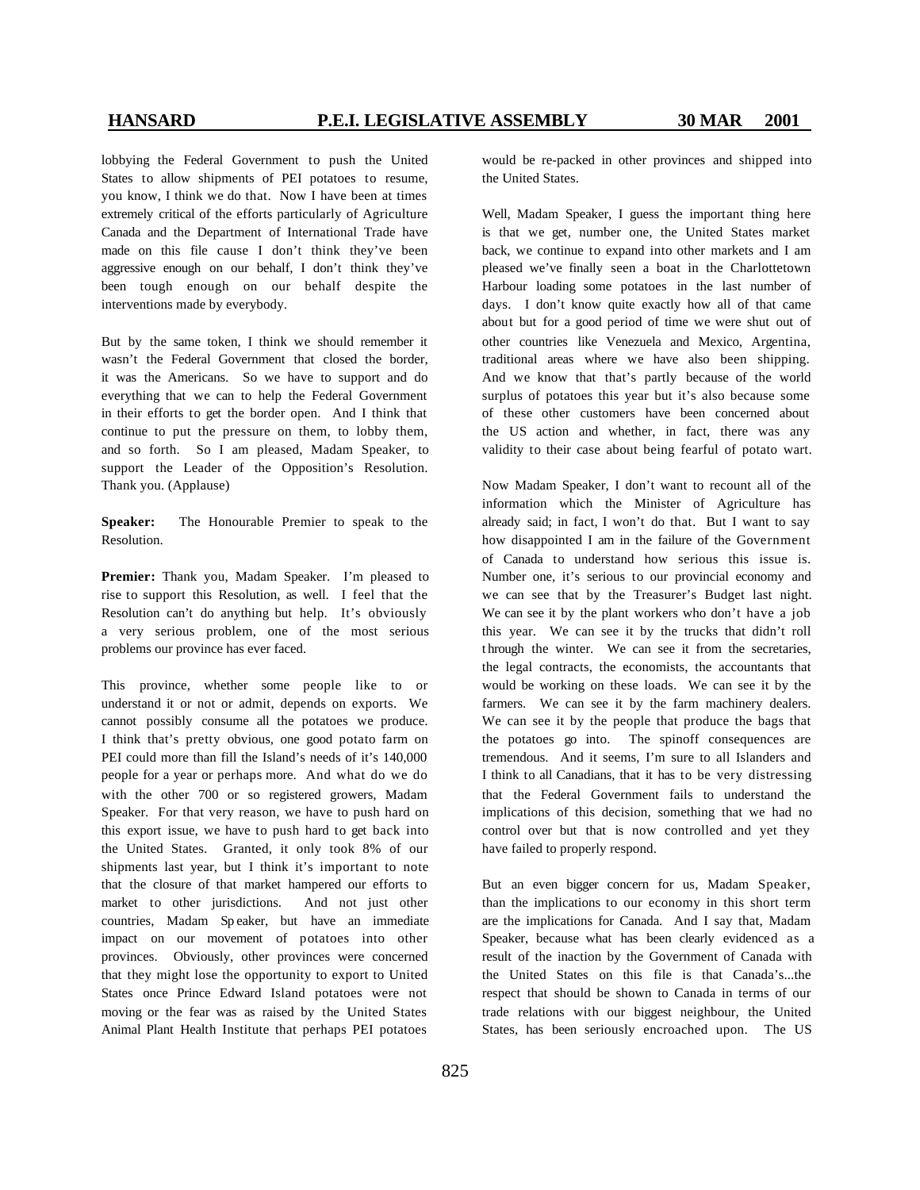lobbying the Federal Government to push the United States to allow shipments of PEI potatoes to resume, you know, I think we do that. Now I have been at times extremely critical of the efforts particularly of Agriculture Canada and the Department of International Trade have made on this file cause I don't think they've been aggressive enough on our behalf, I don't think they've been tough enough on our behalf despite the interventions made by everybody.

But by the same token, I think we should remember it wasn't the Federal Government that closed the border, it was the Americans. So we have to support and do everything that we can to help the Federal Government in their efforts to get the border open. And I think that continue to put the pressure on them, to lobby them, and so forth. So I am pleased, Madam Speaker, to support the Leader of the Opposition's Resolution. Thank you. (Applause)

**Speaker:** The Honourable Premier to speak to the Resolution.

**Premier:** Thank you, Madam Speaker. I'm pleased to rise to support this Resolution, as well. I feel that the Resolution can't do anything but help. It's obviously a very serious problem, one of the most serious problems our province has ever faced.

This province, whether some people like to or understand it or not or admit, depends on exports. We cannot possibly consume all the potatoes we produce. I think that's pretty obvious, one good potato farm on PEI could more than fill the Island's needs of it's 140,000 people for a year or perhaps more. And what do we do with the other 700 or so registered growers, Madam Speaker. For that very reason, we have to push hard on this export issue, we have to push hard to get back into the United States. Granted, it only took 8% of our shipments last year, but I think it's important to note that the closure of that market hampered our efforts to market to other jurisdictions. And not just other countries, Madam Speaker, but have an immediate impact on our movement of potatoes into other provinces. Obviously, other provinces were concerned that they might lose the opportunity to export to United States once Prince Edward Island potatoes were not moving or the fear was as raised by the United States Animal Plant Health Institute that perhaps PEI potatoes would be re-packed in other provinces and shipped into the United States.

Well, Madam Speaker, I guess the important thing here is that we get, number one, the United States market back, we continue to expand into other markets and I am pleased we've finally seen a boat in the Charlottetown Harbour loading some potatoes in the last number of days. I don't know quite exactly how all of that came about but for a good period of time we were shut out of other countries like Venezuela and Mexico, Argentina, traditional areas where we have also been shipping. And we know that that's partly because of the world surplus of potatoes this year but it's also because some of these other customers have been concerned about the US action and whether, in fact, there was any validity to their case about being fearful of potato wart.

Now Madam Speaker, I don't want to recount all of the information which the Minister of Agriculture has already said; in fact, I won't do that. But I want to say how disappointed I am in the failure of the Government of Canada to understand how serious this issue is. Number one, it's serious to our provincial economy and we can see that by the Treasurer's Budget last night. We can see it by the plant workers who don't have a job this year. We can see it by the trucks that didn't roll through the winter. We can see it from the secretaries, the legal contracts, the economists, the accountants that would be working on these loads. We can see it by the farmers. We can see it by the farm machinery dealers. We can see it by the people that produce the bags that the potatoes go into. The spinoff consequences are tremendous. And it seems, I'm sure to all Islanders and I think to all Canadians, that it has to be very distressing that the Federal Government fails to understand the implications of this decision, something that we had no control over but that is now controlled and yet they have failed to properly respond.

But an even bigger concern for us, Madam Speaker, than the implications to our economy in this short term are the implications for Canada. And I say that, Madam Speaker, because what has been clearly evidenced as a result of the inaction by the Government of Canada with the United States on this file is that Canada's...the respect that should be shown to Canada in terms of our trade relations with our biggest neighbour, the United States, has been seriously encroached upon. The US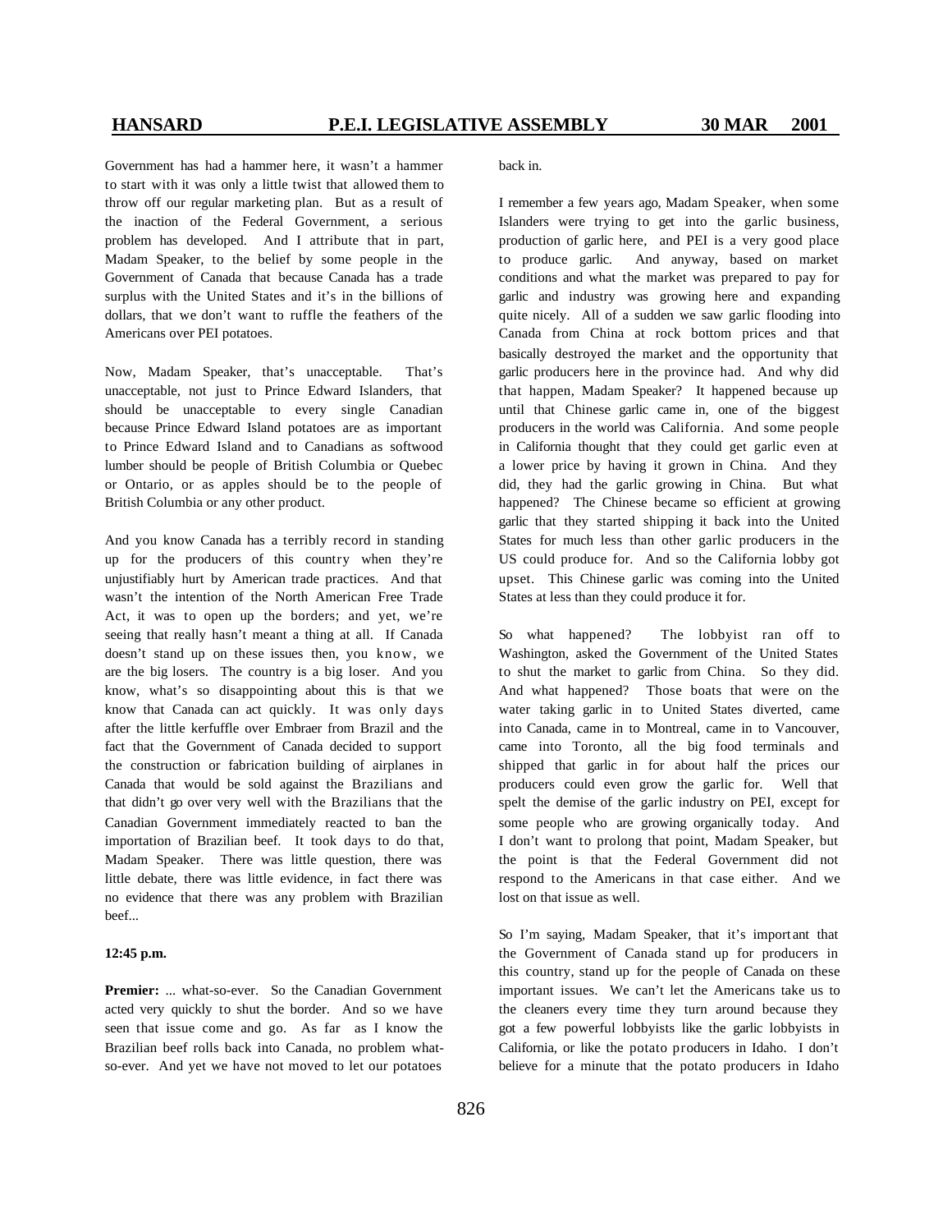Government has had a hammer here, it wasn't a hammer to start with it was only a little twist that allowed them to throw off our regular marketing plan. But as a result of the inaction of the Federal Government, a serious problem has developed. And I attribute that in part, Madam Speaker, to the belief by some people in the Government of Canada that because Canada has a trade surplus with the United States and it's in the billions of dollars, that we don't want to ruffle the feathers of the Americans over PEI potatoes.

Now, Madam Speaker, that's unacceptable. That's unacceptable, not just to Prince Edward Islanders, that should be unacceptable to every single Canadian because Prince Edward Island potatoes are as important to Prince Edward Island and to Canadians as softwood lumber should be people of British Columbia or Quebec or Ontario, or as apples should be to the people of British Columbia or any other product.

And you know Canada has a terribly record in standing up for the producers of this country when they're unjustifiably hurt by American trade practices. And that wasn't the intention of the North American Free Trade Act, it was to open up the borders; and yet, we're seeing that really hasn't meant a thing at all. If Canada doesn't stand up on these issues then, you know, we are the big losers. The country is a big loser. And you know, what's so disappointing about this is that we know that Canada can act quickly. It was only days after the little kerfuffle over Embraer from Brazil and the fact that the Government of Canada decided to support the construction or fabrication building of airplanes in Canada that would be sold against the Brazilians and that didn't go over very well with the Brazilians that the Canadian Government immediately reacted to ban the importation of Brazilian beef. It took days to do that, Madam Speaker. There was little question, there was little debate, there was little evidence, in fact there was no evidence that there was any problem with Brazilian beef...

**12:45 p.m.**

**Premier:** ... what-so-ever. So the Canadian Government acted very quickly to shut the border. And so we have seen that issue come and go. As far as I know the Brazilian beef rolls back into Canada, no problem what-so-ever. And yet we have not moved to let our potatoes back in.

I remember a few years ago, Madam Speaker, when some Islanders were trying to get into the garlic business, production of garlic here, and PEI is a very good place to produce garlic. And anyway, based on market conditions and what the market was prepared to pay for garlic and industry was growing here and expanding quite nicely. All of a sudden we saw garlic flooding into Canada from China at rock bottom prices and that basically destroyed the market and the opportunity that garlic producers here in the province had. And why did that happen, Madam Speaker? It happened because up until that Chinese garlic came in, one of the biggest producers in the world was California. And some people in California thought that they could get garlic even at a lower price by having it grown in China. And they did, they had the garlic growing in China. But what happened? The Chinese became so efficient at growing garlic that they started shipping it back into the United States for much less than other garlic producers in the US could produce for. And so the California lobby got upset. This Chinese garlic was coming into the United States at less than they could produce it for.

So what happened? The lobbyist ran off to Washington, asked the Government of the United States to shut the market to garlic from China. So they did. And what happened? Those boats that were on the water taking garlic in to United States diverted, came into Canada, came in to Montreal, came in to Vancouver, came into Toronto, all the big food terminals and shipped that garlic in for about half the prices our producers could even grow the garlic for. Well that spelt the demise of the garlic industry on PEI, except for some people who are growing organically today. And I don't want to prolong that point, Madam Speaker, but the point is that the Federal Government did not respond to the Americans in that case either. And we lost on that issue as well.

So I'm saying, Madam Speaker, that it's important that the Government of Canada stand up for producers in this country, stand up for the people of Canada on these important issues. We can't let the Americans take us to the cleaners every time they turn around because they got a few powerful lobbyists like the garlic lobbyists in California, or like the potato producers in Idaho. I don't believe for a minute that the potato producers in Idaho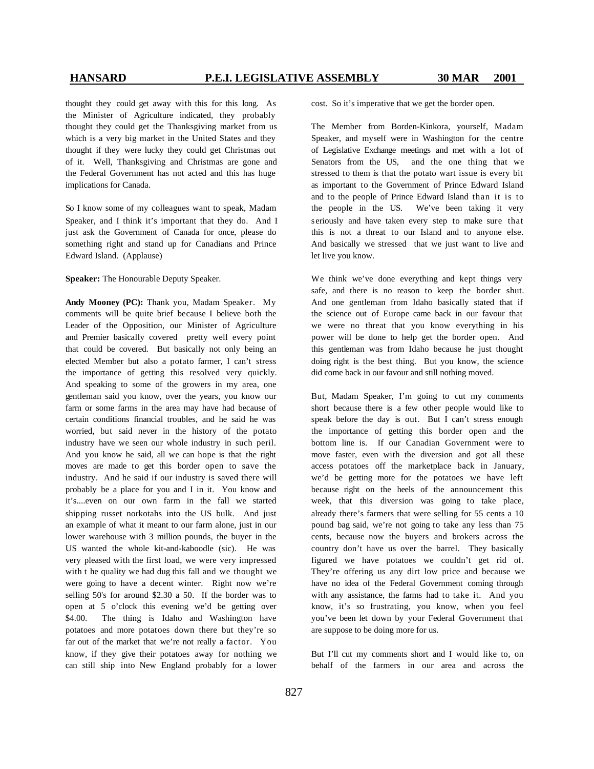thought they could get away with this for this long. As the Minister of Agriculture indicated, they probably thought they could get the Thanksgiving market from us which is a very big market in the United States and they thought if they were lucky they could get Christmas out of it. Well, Thanksgiving and Christmas are gone and the Federal Government has not acted and this has huge implications for Canada.

So I know some of my colleagues want to speak, Madam Speaker, and I think it's important that they do. And I just ask the Government of Canada for once, please do something right and stand up for Canadians and Prince Edward Island. (Applause)

**Speaker:** The Honourable Deputy Speaker.

**Andy Mooney (PC):** Thank you, Madam Speaker. My comments will be quite brief because I believe both the Leader of the Opposition, our Minister of Agriculture and Premier basically covered pretty well every point that could be covered. But basically not only being an elected Member but also a potato farmer, I can't stress the importance of getting this resolved very quickly. And speaking to some of the growers in my area, one gentleman said you know, over the years, you know our farm or some farms in the area may have had because of certain conditions financial troubles, and he said he was worried, but said never in the history of the potato industry have we seen our whole industry in such peril. And you know he said, all we can hope is that the right moves are made to get this border open to save the industry. And he said if our industry is saved there will probably be a place for you and I in it. You know and it's....even on our own farm in the fall we started shipping russet norkotahs into the US bulk. And just an example of what it meant to our farm alone, just in our lower warehouse with 3 million pounds, the buyer in the US wanted the whole kit-and-kaboodle (sic). He was very pleased with the first load, we were very impressed with t he quality we had dug this fall and we thought we were going to have a decent winter. Right now we're selling 50's for around $2.30 a 50. If the border was to open at 5 o'clock this evening we'd be getting over $4.00. The thing is Idaho and Washington have potatoes and more potatoes down there but they're so far out of the market that we're not really a factor. You know, if they give their potatoes away for nothing we can still ship into New England probably for a lower cost. So it's imperative that we get the border open.

The Member from Borden-Kinkora, yourself, Madam Speaker, and myself were in Washington for the centre of Legislative Exchange meetings and met with a lot of Senators from the US, and the one thing that we stressed to them is that the potato wart issue is every bit as important to the Government of Prince Edward Island and to the people of Prince Edward Island than it is to the people in the US. We've been taking it very seriously and have taken every step to make sure that this is not a threat to our Island and to anyone else. And basically we stressed that we just want to live and let live you know.

We think we've done everything and kept things very safe, and there is no reason to keep the border shut. And one gentleman from Idaho basically stated that if the science out of Europe came back in our favour that we were no threat that you know everything in his power will be done to help get the border open. And this gentleman was from Idaho because he just thought doing right is the best thing. But you know, the science did come back in our favour and still nothing moved.

But, Madam Speaker, I'm going to cut my comments short because there is a few other people would like to speak before the day is out. But I can't stress enough the importance of getting this border open and the bottom line is. If our Canadian Government were to move faster, even with the diversion and got all these access potatoes off the marketplace back in January, we'd be getting more for the potatoes we have left because right on the heels of the announcement this week, that this diversion was going to take place, already there's farmers that were selling for 55 cents a 10 pound bag said, we're not going to take any less than 75 cents, because now the buyers and brokers across the country don't have us over the barrel. They basically figured we have potatoes we couldn't get rid of. They're offering us any dirt low price and because we have no idea of the Federal Government coming through with any assistance, the farms had to take it. And you know, it's so frustrating, you know, when you feel you've been let down by your Federal Government that are suppose to be doing more for us.

But I'll cut my comments short and I would like to, on behalf of the farmers in our area and across the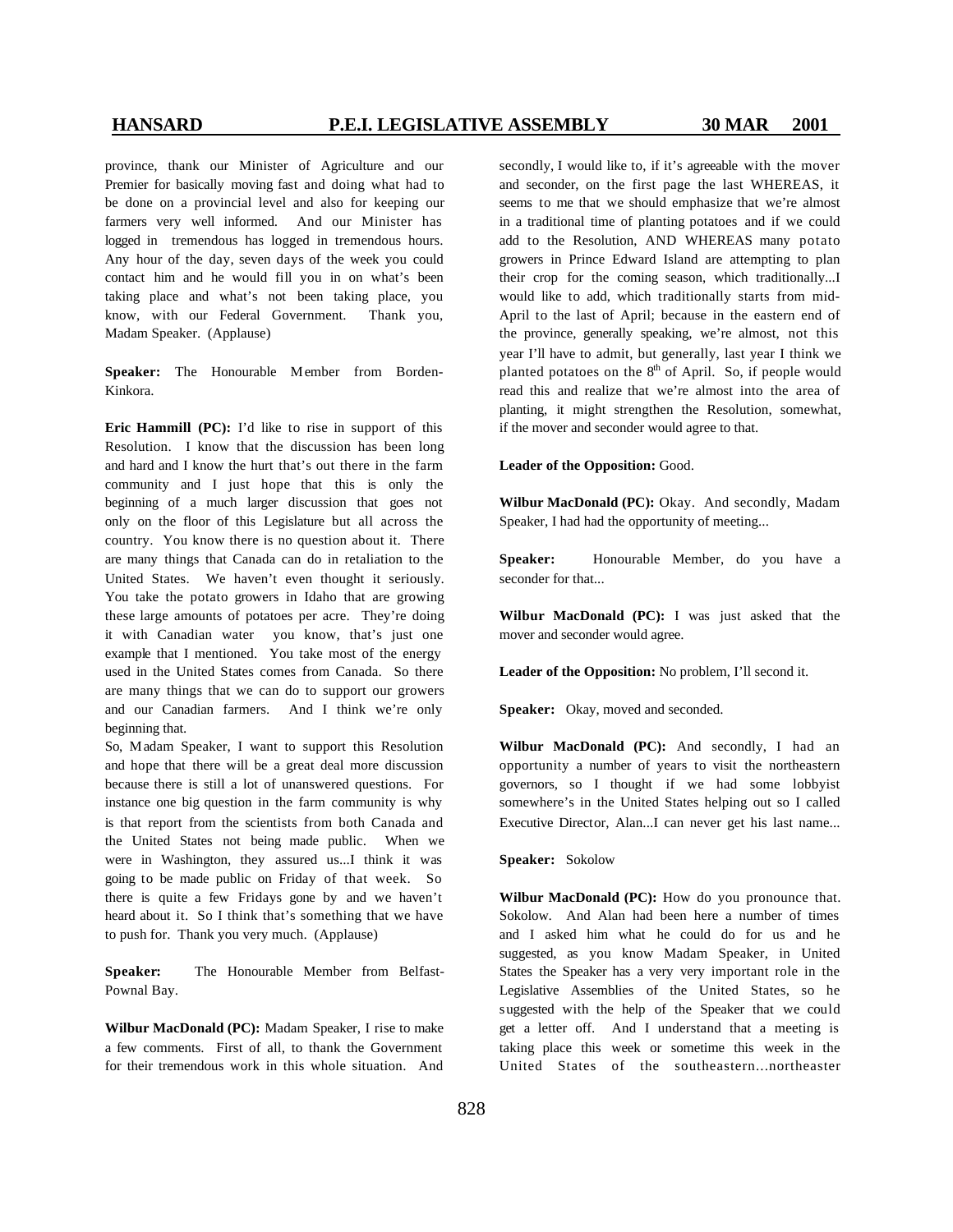province, thank our Minister of Agriculture and our Premier for basically moving fast and doing what had to be done on a provincial level and also for keeping our farmers very well informed. And our Minister has logged in tremendous has logged in tremendous hours. Any hour of the day, seven days of the week you could contact him and he would fill you in on what's been taking place and what's not been taking place, you know, with our Federal Government. Thank you, Madam Speaker. (Applause)

**Speaker:** The Honourable Member from Borden-Kinkora.

**Eric Hammill (PC):** I'd like to rise in support of this Resolution. I know that the discussion has been long and hard and I know the hurt that's out there in the farm community and I just hope that this is only the beginning of a much larger discussion that goes not only on the floor of this Legislature but all across the country. You know there is no question about it. There are many things that Canada can do in retaliation to the United States. We haven't even thought it seriously. You take the potato growers in Idaho that are growing these large amounts of potatoes per acre. They're doing it with Canadian water you know, that's just one example that I mentioned. You take most of the energy used in the United States comes from Canada. So there are many things that we can do to support our growers and our Canadian farmers. And I think we're only beginning that.

So, Madam Speaker, I want to support this Resolution and hope that there will be a great deal more discussion because there is still a lot of unanswered questions. For instance one big question in the farm community is why is that report from the scientists from both Canada and the United States not being made public. When we were in Washington, they assured us...I think it was going to be made public on Friday of that week. So there is quite a few Fridays gone by and we haven't heard about it. So I think that's something that we have to push for. Thank you very much. (Applause)

**Speaker:** The Honourable Member from Belfast-Pownal Bay.

**Wilbur MacDonald (PC):** Madam Speaker, I rise to make a few comments. First of all, to thank the Government for their tremendous work in this whole situation. And secondly, I would like to, if it's agreeable with the mover and seconder, on the first page the last WHEREAS, it seems to me that we should emphasize that we're almost in a traditional time of planting potatoes and if we could add to the Resolution, AND WHEREAS many potato growers in Prince Edward Island are attempting to plan their crop for the coming season, which traditionally...I would like to add, which traditionally starts from mid-April to the last of April; because in the eastern end of the province, generally speaking, we're almost, not this year I'll have to admit, but generally, last year I think we planted potatoes on the 8th of April. So, if people would read this and realize that we're almost into the area of planting, it might strengthen the Resolution, somewhat, if the mover and seconder would agree to that.

**Leader of the Opposition:** Good.

**Wilbur MacDonald (PC):** Okay. And secondly, Madam Speaker, I had had the opportunity of meeting...

**Speaker:** Honourable Member, do you have a seconder for that...

**Wilbur MacDonald (PC):** I was just asked that the mover and seconder would agree.

**Leader of the Opposition:** No problem, I'll second it.

**Speaker:** Okay, moved and seconded.

**Wilbur MacDonald (PC):** And secondly, I had an opportunity a number of years to visit the northeastern governors, so I thought if we had some lobbyist somewhere's in the United States helping out so I called Executive Director, Alan...I can never get his last name...

**Speaker:** Sokolow

**Wilbur MacDonald (PC):** How do you pronounce that. Sokolow. And Alan had been here a number of times and I asked him what he could do for us and he suggested, as you know Madam Speaker, in United States the Speaker has a very very important role in the Legislative Assemblies of the United States, so he suggested with the help of the Speaker that we could get a letter off. And I understand that a meeting is taking place this week or sometime this week in the United States of the southeastern...northeaster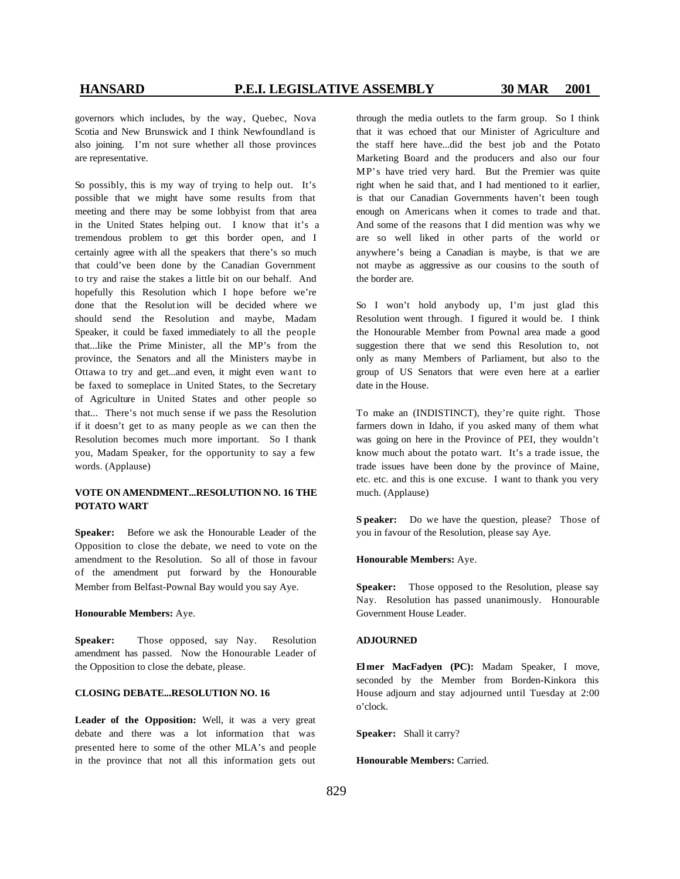governors which includes, by the way, Quebec, Nova Scotia and New Brunswick and I think Newfoundland is also joining. I'm not sure whether all those provinces are representative.

So possibly, this is my way of trying to help out. It's possible that we might have some results from that meeting and there may be some lobbyist from that area in the United States helping out. I know that it's a tremendous problem to get this border open, and I certainly agree with all the speakers that there's so much that could've been done by the Canadian Government to try and raise the stakes a little bit on our behalf. And hopefully this Resolution which I hope before we're done that the Resolution will be decided where we should send the Resolution and maybe, Madam Speaker, it could be faxed immediately to all the people that...like the Prime Minister, all the MP's from the province, the Senators and all the Ministers maybe in Ottawa to try and get...and even, it might even want to be faxed to someplace in United States, to the Secretary of Agriculture in United States and other people so that... There's not much sense if we pass the Resolution if it doesn't get to as many people as we can then the Resolution becomes much more important. So I thank you, Madam Speaker, for the opportunity to say a few words. (Applause)

**VOTE ON AMENDMENT...RESOLUTION NO. 16 THE POTATO WART**

**Speaker:** Before we ask the Honourable Leader of the Opposition to close the debate, we need to vote on the amendment to the Resolution. So all of those in favour of the amendment put forward by the Honourable Member from Belfast-Pownal Bay would you say Aye.

**Honourable Members:** Aye.

**Speaker:** Those opposed, say Nay. Resolution amendment has passed. Now the Honourable Leader of the Opposition to close the debate, please.

**CLOSING DEBATE...RESOLUTION NO. 16**

**Leader of the Opposition:** Well, it was a very great debate and there was a lot information that was presented here to some of the other MLA's and people in the province that not all this information gets out through the media outlets to the farm group. So I think that it was echoed that our Minister of Agriculture and the staff here have...did the best job and the Potato Marketing Board and the producers and also our four MP's have tried very hard. But the Premier was quite right when he said that, and I had mentioned to it earlier, is that our Canadian Governments haven't been tough enough on Americans when it comes to trade and that. And some of the reasons that I did mention was why we are so well liked in other parts of the world or anywhere's being a Canadian is maybe, is that we are not maybe as aggressive as our cousins to the south of the border are.

So I won't hold anybody up, I'm just glad this Resolution went through. I figured it would be. I think the Honourable Member from Pownal area made a good suggestion there that we send this Resolution to, not only as many Members of Parliament, but also to the group of US Senators that were even here at a earlier date in the House.

To make an (INDISTINCT), they're quite right. Those farmers down in Idaho, if you asked many of them what was going on here in the Province of PEI, they wouldn't know much about the potato wart. It's a trade issue, the trade issues have been done by the province of Maine, etc. etc. and this is one excuse. I want to thank you very much. (Applause)

**Speaker:** Do we have the question, please? Those of you in favour of the Resolution, please say Aye.

**Honourable Members:** Aye.

**Speaker:** Those opposed to the Resolution, please say Nay. Resolution has passed unanimously. Honourable Government House Leader.

**ADJOURNED**

**Elmer MacFadyen (PC):** Madam Speaker, I move, seconded by the Member from Borden-Kinkora this House adjourn and stay adjourned until Tuesday at 2:00 o'clock.

**Speaker:** Shall it carry?

**Honourable Members:** Carried.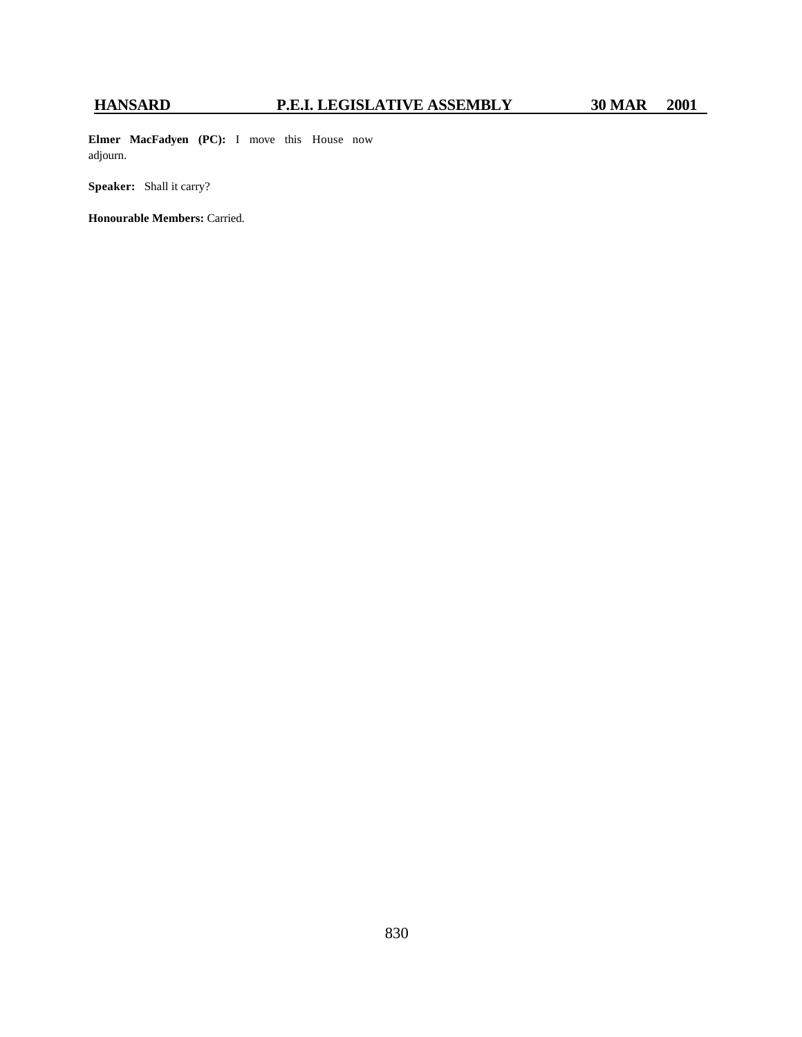**Elmer MacFadyen (PC):** I move this House now adjourn.

**Speaker:** Shall it carry?

**Honourable Members:** Carried.